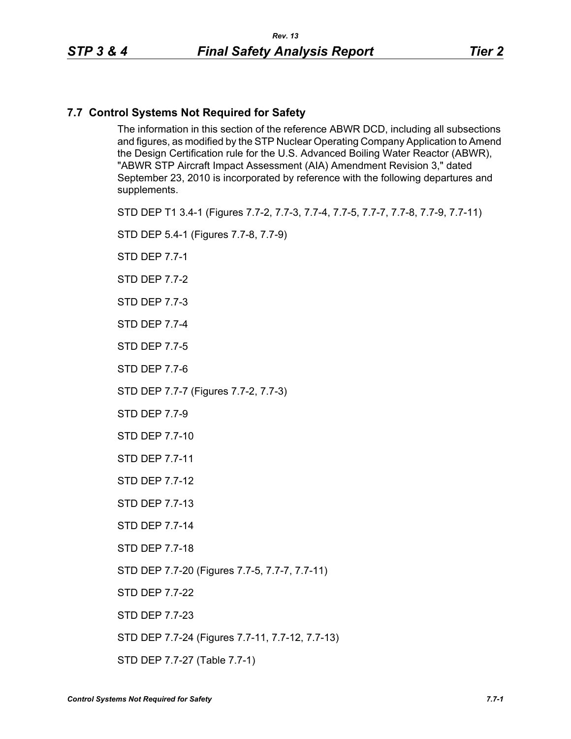## 7.7 Control Systems Not Required for Safety

The information in this section of the reference ABWR DCD, including all subsections and figures, as modified by the STP Nuclear Operating Company Application to Amend the Design Certification rule for the U.S. Advanced Boiling Water Reactor (ABWR), "ABWR STP Aircraft Impact Assessment (AIA) Amendment Revision 3," dated September 23, 2010 is incorporated by reference with the following departures and supplements.

STD DEP T1 3.4-1 (Figures 7.7-2, 7.7-3, 7.7-4, 7.7-5, 7.7-7, 7.7-8, 7.7-9, 7.7-11)

STD DEP 5.4-1 (Figures 7.7-8, 7.7-9)

STD DEP 7.7-1

STD DEP 7.7-2

STD DEP 7.7-3

STD DEP 7.7-4

STD DEP 7.7-5

STD DEP 7.7-6

STD DEP 7.7-7 (Figures 7.7-2, 7.7-3)

STD DEP 7.7-9

STD DEP 7.7-10

STD DEP 7.7-11

STD DEP 7.7-12

STD DEP 7.7-13

STD DEP 7.7-14

STD DEP 7.7-18

STD DEP 7.7-20 (Figures 7.7-5, 7.7-7, 7.7-11)

STD DEP 7.7-22

STD DEP 7.7-23

STD DEP 7.7-24 (Figures 7.7-11, 7.7-12, 7.7-13)

STD DEP 7.7-27 (Table 7.7-1)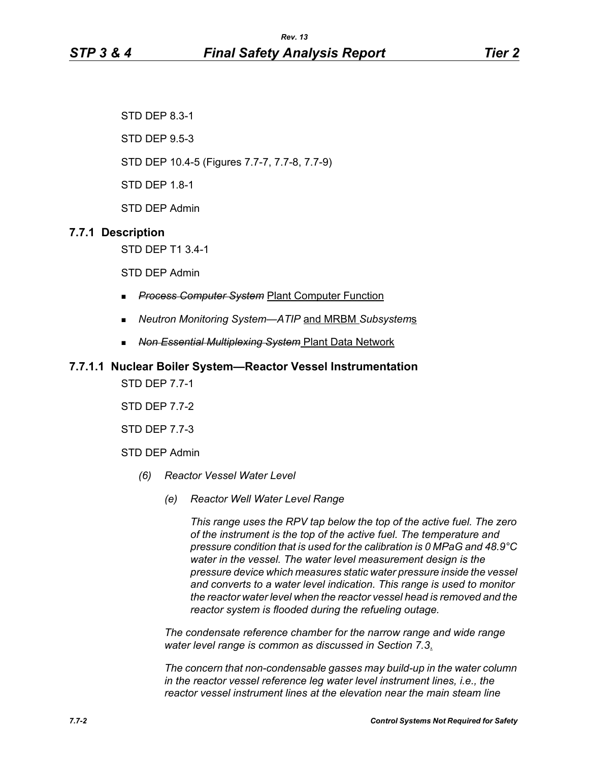STD DEP 8.3-1

STD DEP 9.5-3

STD DEP 10.4-5 (Figures 7.7-7, 7.7-8, 7.7-9)

STD DEP 1.8-1

STD DEP Admin

### 7.7.1 Description

STD DEP T1 3.4-1

STD DEP Admin

- ~~*Process Computer System*~~ Plant Computer Function
- *Neutron Monitoring System—ATIP* and MRBM *Subsystem*s
- ~~*Non Essential Multiplexing System*~~ Plant Data Network

#### 7.7.1.1 Nuclear Boiler System—Reactor Vessel Instrumentation

STD DEP 7.7-1

STD DEP 7.7-2

STD DEP 7.7-3

STD DEP Admin

*(6) Reactor Vessel Water Level*

*(e) Reactor Well Water Level Range*

*This range uses the RPV tap below the top of the active fuel. The zero of the instrument is the top of the active fuel. The temperature and pressure condition that is used for the calibration is 0 MPaG and 48.9°C water in the vessel. The water level measurement design is the pressure device which measures static water pressure inside the vessel and converts to a water level indication. This range is used to monitor the reactor water level when the reactor vessel head is removed and the reactor system is flooded during the refueling outage.*

*The condensate reference chamber for the narrow range and wide range water level range is common as discussed in Section 7.3*.

*The concern that non-condensable gasses may build-up in the water column in the reactor vessel reference leg water level instrument lines, i.e., the reactor vessel instrument lines at the elevation near the main steam line*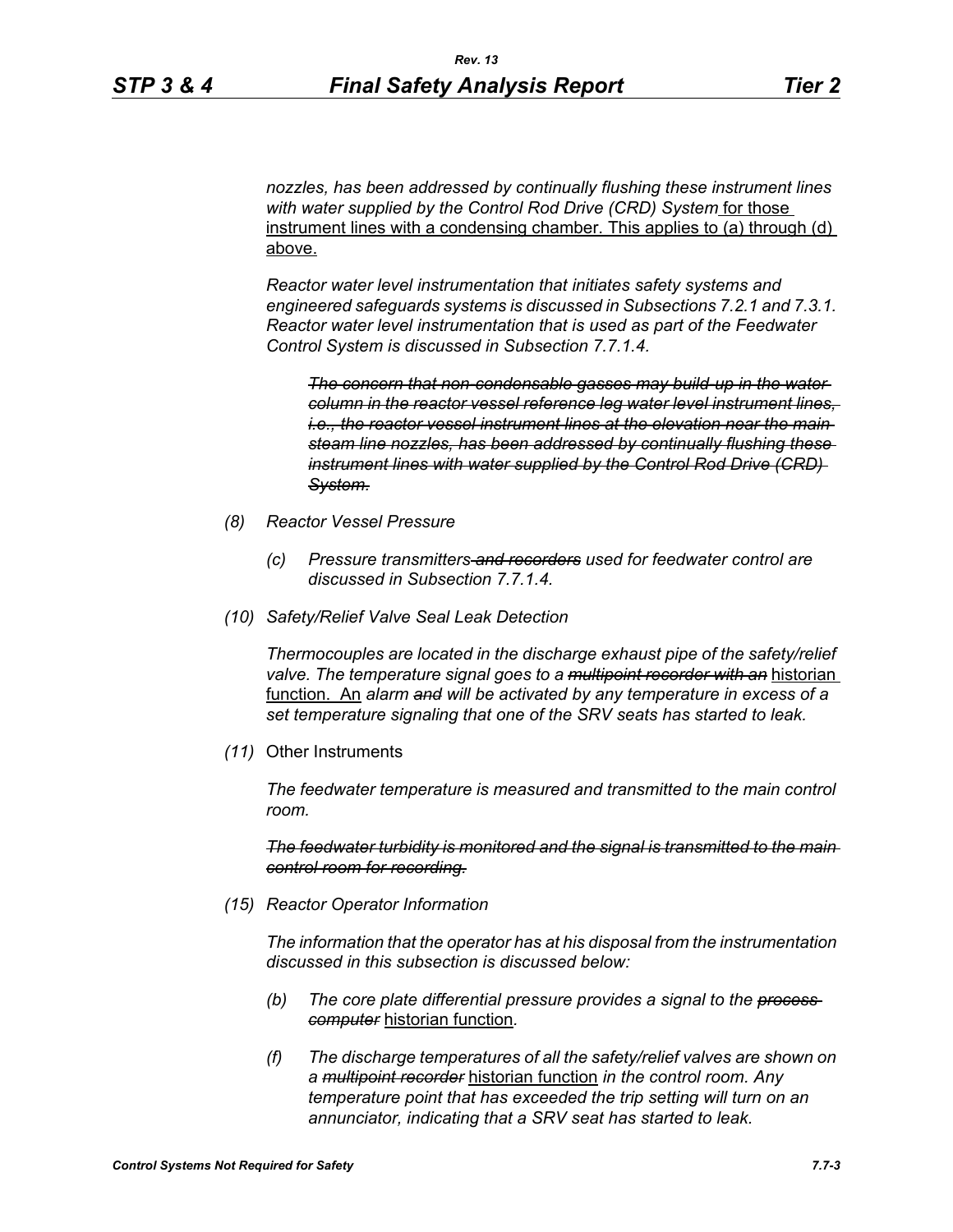*nozzles, has been addressed by continually flushing these instrument lines with water supplied by the Control Rod Drive (CRD) System* for those instrument lines with a condensing chamber. This applies to (a) through (d) above.

*Reactor water level instrumentation that initiates safety systems and engineered safeguards systems is discussed in Subsections 7.2.1 and 7.3.1. Reactor water level instrumentation that is used as part of the Feedwater Control System is discussed in Subsection 7.7.1.4.*

> ~~*The concern that non-condensable gasses may build-up in the water column in the reactor vessel reference leg water level instrument lines, i.e., the reactor vessel instrument lines at the elevation near the main steam line nozzles, has been addressed by continually flushing these instrument lines with water supplied by the Control Rod Drive (CRD) System.*~~

*(8) Reactor Vessel Pressure*

*(c) Pressure transmitters ~~and recorders~~ used for feedwater control are discussed in Subsection 7.7.1.4.*

*(10) Safety/Relief Valve Seal Leak Detection*

*Thermocouples are located in the discharge exhaust pipe of the safety/relief valve. The temperature signal goes to a ~~multipoint recorder with an~~* historian function. An *alarm ~~and~~ will be activated by any temperature in excess of a set temperature signaling that one of the SRV seats has started to leak.*

*(11)* Other Instruments

*The feedwater temperature is measured and transmitted to the main control room.*

~~*The feedwater turbidity is monitored and the signal is transmitted to the main control room for recording.*~~

*(15) Reactor Operator Information*

*The information that the operator has at his disposal from the instrumentation discussed in this subsection is discussed below:*

*(b) The core plate differential pressure provides a signal to the ~~process computer~~* historian function.

*(f) The discharge temperatures of all the safety/relief valves are shown on a ~~multipoint recorder~~* historian function *in the control room. Any temperature point that has exceeded the trip setting will turn on an annunciator, indicating that a SRV seat has started to leak.*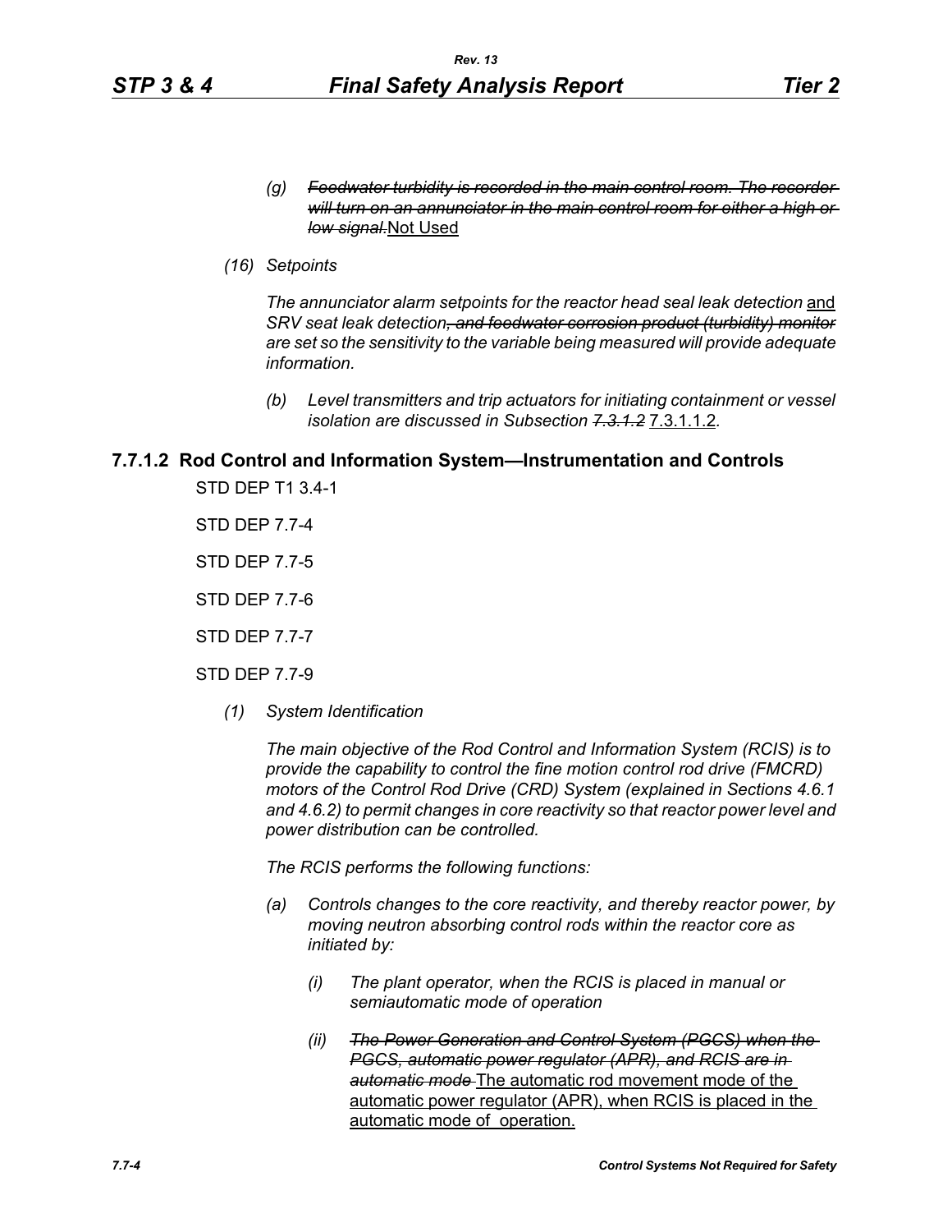*(g)* ~~*Feedwater turbidity is recorded in the main control room. The recorder will turn on an annunciator in the main control room for either a high or low signal.*~~ Not Used

*(16) Setpoints*

*The annunciator alarm setpoints for the reactor head seal leak detection* and *SRV seat leak detection*~~*, and feedwater corrosion product (turbidity) monitor*~~ *are set so the sensitivity to the variable being measured will provide adequate information.*

*(b) Level transmitters and trip actuators for initiating containment or vessel isolation are discussed in Subsection* ~~*7.3.1.2*~~ 7.3.1.1.2.

## 7.7.1.2 Rod Control and Information System—Instrumentation and Controls

STD DEP T1 3.4-1

STD DEP 7.7-4

STD DEP 7.7-5

STD DEP 7.7-6

STD DEP 7.7-7

STD DEP 7.7-9

*(1) System Identification*

*The main objective of the Rod Control and Information System (RCIS) is to provide the capability to control the fine motion control rod drive (FMCRD) motors of the Control Rod Drive (CRD) System (explained in Sections 4.6.1 and 4.6.2) to permit changes in core reactivity so that reactor power level and power distribution can be controlled.*

*The RCIS performs the following functions:*

*(a) Controls changes to the core reactivity, and thereby reactor power, by moving neutron absorbing control rods within the reactor core as initiated by:*

*(i) The plant operator, when the RCIS is placed in manual or semiautomatic mode of operation*

*(ii)* ~~*The Power Generation and Control System (PGCS) when the PGCS, automatic power regulator (APR), and RCIS are in automatic mode*~~ The automatic rod movement mode of the automatic power regulator (APR), when RCIS is placed in the automatic mode of operation.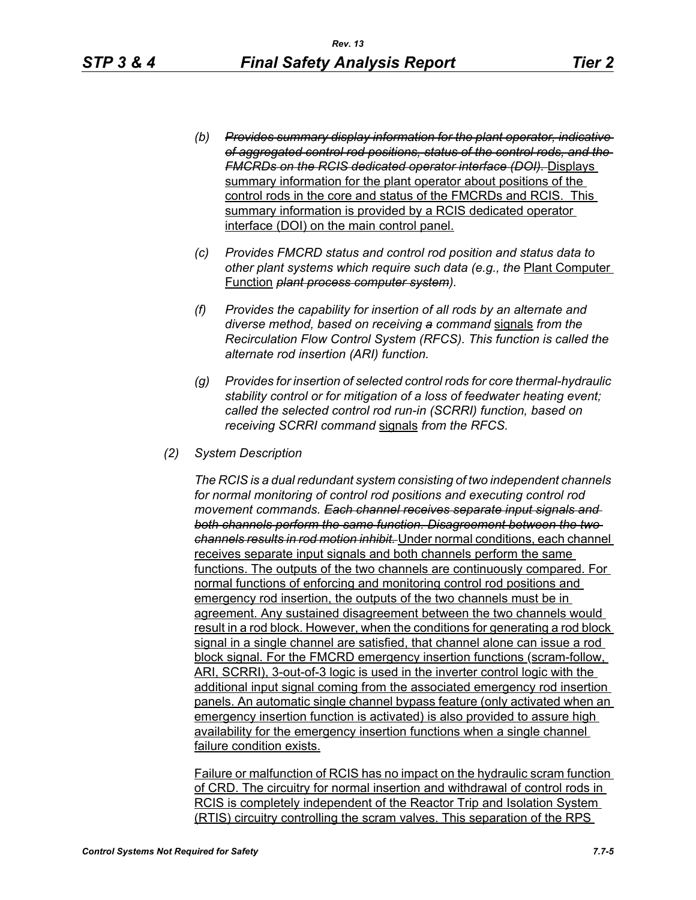*(b) ~~Provides summary display information for the plant operator, indicative of aggregated control rod positions, status of the control rods, and the FMCRDs on the RCIS dedicated operator interface (DOI).~~* <u>Displays summary information for the plant operator about positions of the control rods in the core and status of the FMCRDs and RCIS. This summary information is provided by a RCIS dedicated operator interface (DOI) on the main control panel.</u>

*(c) Provides FMCRD status and control rod position and status data to other plant systems which require such data (e.g., the* <u>Plant Computer Function</u> *~~plant process computer system~~).*

*(f) Provides the capability for insertion of all rods by an alternate and diverse method, based on receiving ~~a~~ command* <u>signals</u> *from the Recirculation Flow Control System (RFCS). This function is called the alternate rod insertion (ARI) function.*

*(g) Provides for insertion of selected control rods for core thermal-hydraulic stability control or for mitigation of a loss of feedwater heating event; called the selected control rod run-in (SCRRI) function, based on receiving SCRRI command* <u>signals</u> *from the RFCS.*

*(2) System Description*

*The RCIS is a dual redundant system consisting of two independent channels for normal monitoring of control rod positions and executing control rod movement commands. ~~Each channel receives separate input signals and both channels perform the same function. Disagreement between the two channels results in rod motion inhibit.~~* <u>Under normal conditions, each channel receives separate input signals and both channels perform the same functions. The outputs of the two channels are continuously compared. For normal functions of enforcing and monitoring control rod positions and emergency rod insertion, the outputs of the two channels must be in agreement. Any sustained disagreement between the two channels would result in a rod block. However, when the conditions for generating a rod block signal in a single channel are satisfied, that channel alone can issue a rod block signal. For the FMCRD emergency insertion functions (scram-follow, ARI, SCRRI), 3-out-of-3 logic is used in the inverter control logic with the additional input signal coming from the associated emergency rod insertion panels. An automatic single channel bypass feature (only activated when an emergency insertion function is activated) is also provided to assure high availability for the emergency insertion functions when a single channel failure condition exists.</u>

<u>Failure or malfunction of RCIS has no impact on the hydraulic scram function of CRD. The circuitry for normal insertion and withdrawal of control rods in RCIS is completely independent of the Reactor Trip and Isolation System (RTIS) circuitry controlling the scram valves. This separation of the RPS</u>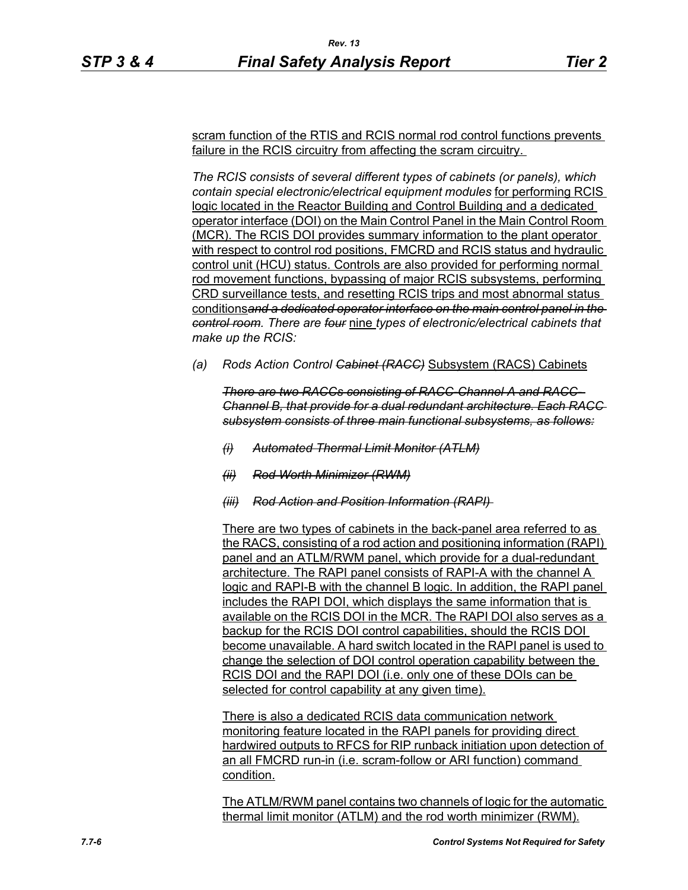scram function of the RTIS and RCIS normal rod control functions prevents failure in the RCIS circuitry from affecting the scram circuitry.

*The RCIS consists of several different types of cabinets (or panels), which contain special electronic/electrical equipment modules* for performing RCIS logic located in the Reactor Building and Control Building and a dedicated operator interface (DOI) on the Main Control Panel in the Main Control Room (MCR). The RCIS DOI provides summary information to the plant operator with respect to control rod positions, FMCRD and RCIS status and hydraulic control unit (HCU) status. Controls are also provided for performing normal rod movement functions, bypassing of major RCIS subsystems, performing CRD surveillance tests, and resetting RCIS trips and most abnormal status conditions~~*and a dedicated operator interface on the main control panel in the control room*~~*. There are* ~~*four*~~ nine *types of electronic/electrical cabinets that make up the RCIS:*

(a) *Rods Action Control* ~~*Cabinet (RACC)*~~ Subsystem (RACS) Cabinets

~~*There are two RACCs consisting of RACC Channel A and RACC Channel B, that provide for a dual redundant architecture. Each RACC subsystem consists of three main functional subsystems, as follows:*~~

~~*(i) Automated Thermal Limit Monitor (ATLM)*~~

~~*(ii) Rod Worth Minimizer (RWM)*~~

~~*(iii) Rod Action and Position Information (RAPI)*~~

There are two types of cabinets in the back-panel area referred to as the RACS, consisting of a rod action and positioning information (RAPI) panel and an ATLM/RWM panel, which provide for a dual-redundant architecture. The RAPI panel consists of RAPI-A with the channel A logic and RAPI-B with the channel B logic. In addition, the RAPI panel includes the RAPI DOI, which displays the same information that is available on the RCIS DOI in the MCR. The RAPI DOI also serves as a backup for the RCIS DOI control capabilities, should the RCIS DOI become unavailable. A hard switch located in the RAPI panel is used to change the selection of DOI control operation capability between the RCIS DOI and the RAPI DOI (i.e. only one of these DOIs can be selected for control capability at any given time).

There is also a dedicated RCIS data communication network monitoring feature located in the RAPI panels for providing direct hardwired outputs to RFCS for RIP runback initiation upon detection of an all FMCRD run-in (i.e. scram-follow or ARI function) command condition.

The ATLM/RWM panel contains two channels of logic for the automatic thermal limit monitor (ATLM) and the rod worth minimizer (RWM).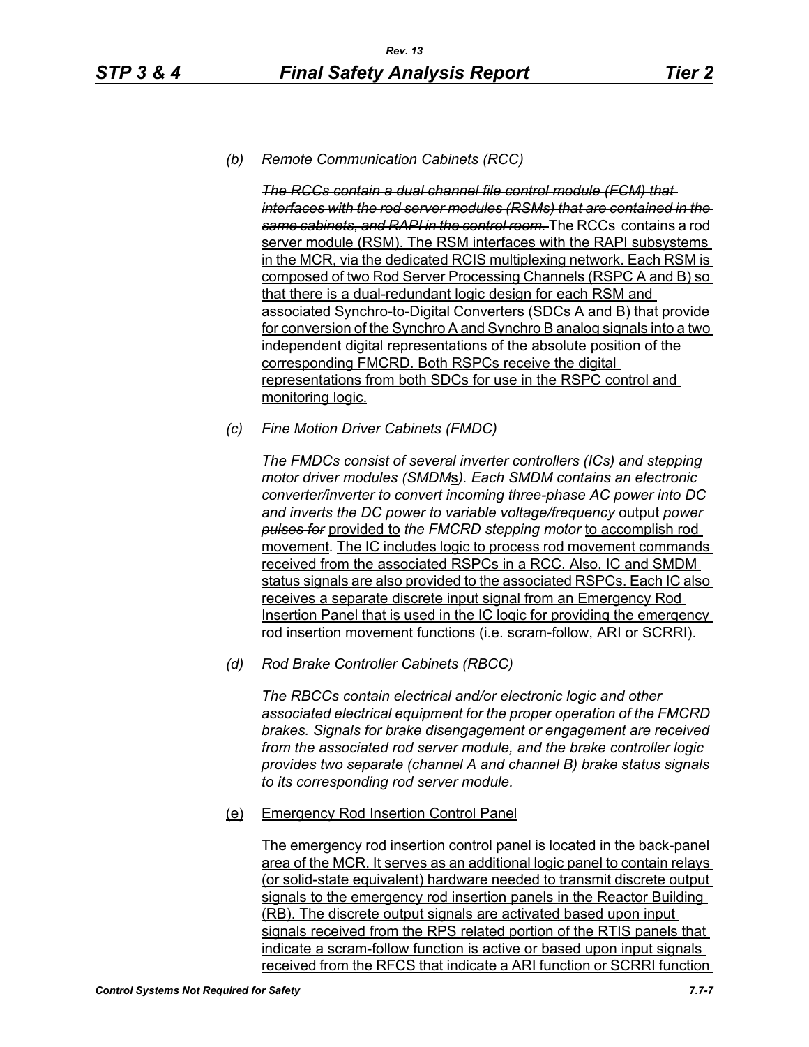*(b) Remote Communication Cabinets (RCC)*

~~*The RCCs contain a dual channel file control module (FCM) that interfaces with the rod server modules (RSMs) that are contained in the same cabinets, and RAPI in the control room.*~~ The RCCs contains a rod server module (RSM). The RSM interfaces with the RAPI subsystems in the MCR, via the dedicated RCIS multiplexing network. Each RSM is composed of two Rod Server Processing Channels (RSPC A and B) so that there is a dual-redundant logic design for each RSM and associated Synchro-to-Digital Converters (SDCs A and B) that provide for conversion of the Synchro A and Synchro B analog signals into a two independent digital representations of the absolute position of the corresponding FMCRD. Both RSPCs receive the digital representations from both SDCs for use in the RSPC control and monitoring logic.

*(c) Fine Motion Driver Cabinets (FMDC)*

*The FMDCs consist of several inverter controllers (ICs) and stepping motor driver modules (SMDMs). Each SMDM contains an electronic converter/inverter to convert incoming three-phase AC power into DC and inverts the DC power to variable voltage/frequency* output *power* ~~*pulses for*~~ provided to *the FMCRD stepping motor* to accomplish rod movement*.* The IC includes logic to process rod movement commands received from the associated RSPCs in a RCC. Also, IC and SMDM status signals are also provided to the associated RSPCs. Each IC also receives a separate discrete input signal from an Emergency Rod Insertion Panel that is used in the IC logic for providing the emergency rod insertion movement functions (i.e. scram-follow, ARI or SCRRI).

*(d) Rod Brake Controller Cabinets (RBCC)*

*The RBCCs contain electrical and/or electronic logic and other associated electrical equipment for the proper operation of the FMCRD brakes. Signals for brake disengagement or engagement are received from the associated rod server module, and the brake controller logic provides two separate (channel A and channel B) brake status signals to its corresponding rod server module.*

(e) Emergency Rod Insertion Control Panel

The emergency rod insertion control panel is located in the back-panel area of the MCR. It serves as an additional logic panel to contain relays (or solid-state equivalent) hardware needed to transmit discrete output signals to the emergency rod insertion panels in the Reactor Building (RB). The discrete output signals are activated based upon input signals received from the RPS related portion of the RTIS panels that indicate a scram-follow function is active or based upon input signals received from the RFCS that indicate a ARI function or SCRRI function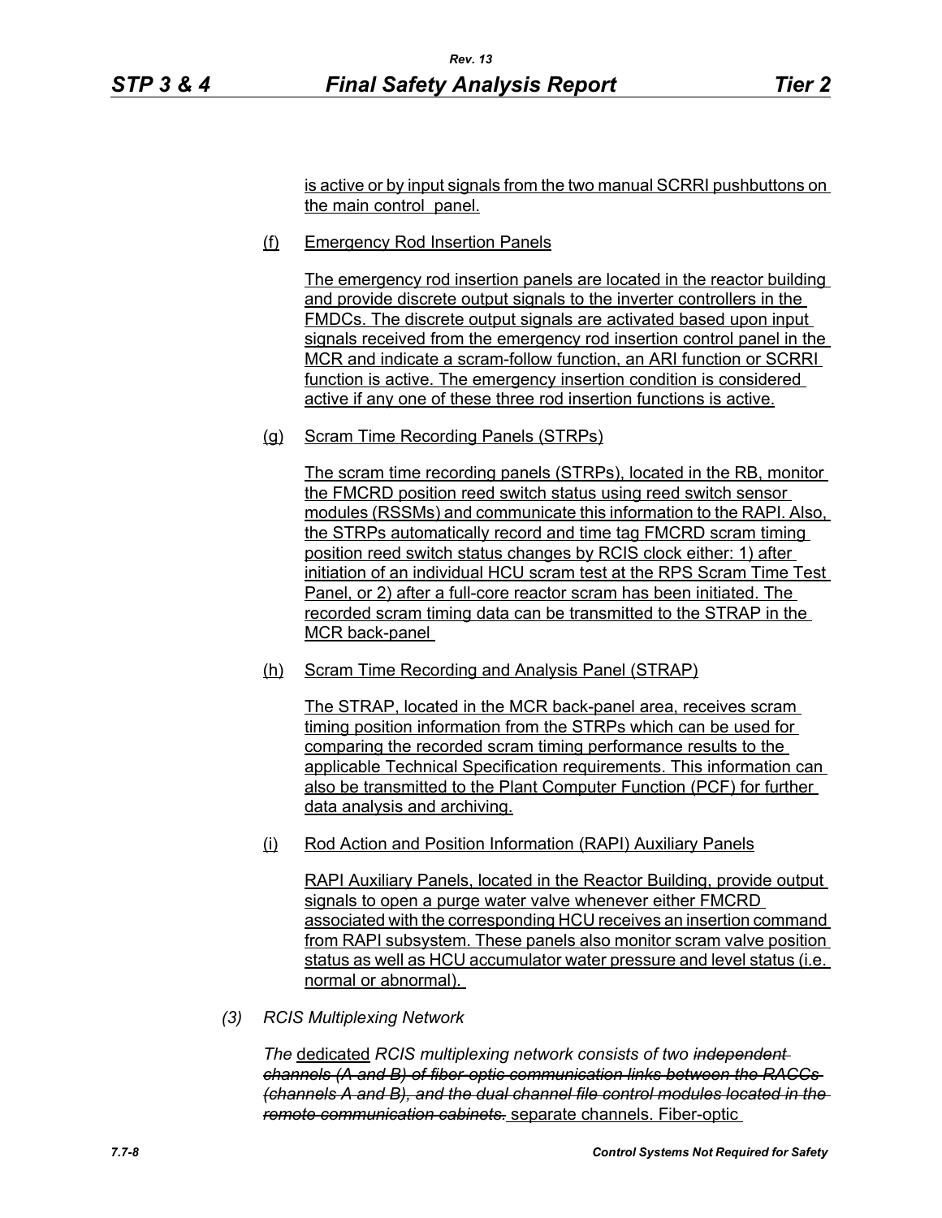is active or by input signals from the two manual SCRRI pushbuttons on the main control panel.

(f) Emergency Rod Insertion Panels

The emergency rod insertion panels are located in the reactor building and provide discrete output signals to the inverter controllers in the FMDCs. The discrete output signals are activated based upon input signals received from the emergency rod insertion control panel in the MCR and indicate a scram-follow function, an ARI function or SCRRI function is active. The emergency insertion condition is considered active if any one of these three rod insertion functions is active.

(g) Scram Time Recording Panels (STRPs)

The scram time recording panels (STRPs), located in the RB, monitor the FMCRD position reed switch status using reed switch sensor modules (RSSMs) and communicate this information to the RAPI. Also, the STRPs automatically record and time tag FMCRD scram timing position reed switch status changes by RCIS clock either: 1) after initiation of an individual HCU scram test at the RPS Scram Time Test Panel, or 2) after a full-core reactor scram has been initiated. The recorded scram timing data can be transmitted to the STRAP in the MCR back-panel

(h) Scram Time Recording and Analysis Panel (STRAP)

The STRAP, located in the MCR back-panel area, receives scram timing position information from the STRPs which can be used for comparing the recorded scram timing performance results to the applicable Technical Specification requirements. This information can also be transmitted to the Plant Computer Function (PCF) for further data analysis and archiving.

(i) Rod Action and Position Information (RAPI) Auxiliary Panels

RAPI Auxiliary Panels, located in the Reactor Building, provide output signals to open a purge water valve whenever either FMCRD associated with the corresponding HCU receives an insertion command from RAPI subsystem. These panels also monitor scram valve position status as well as HCU accumulator water pressure and level status (i.e. normal or abnormal).

*(3) RCIS Multiplexing Network*

*The* dedicated *RCIS multiplexing network consists of two* ~~*independent channels (A and B) of fiber-optic communication links between the RACCs (channels A and B), and the dual channel file control modules located in the remote communication cabinets.*~~ separate channels. Fiber-optic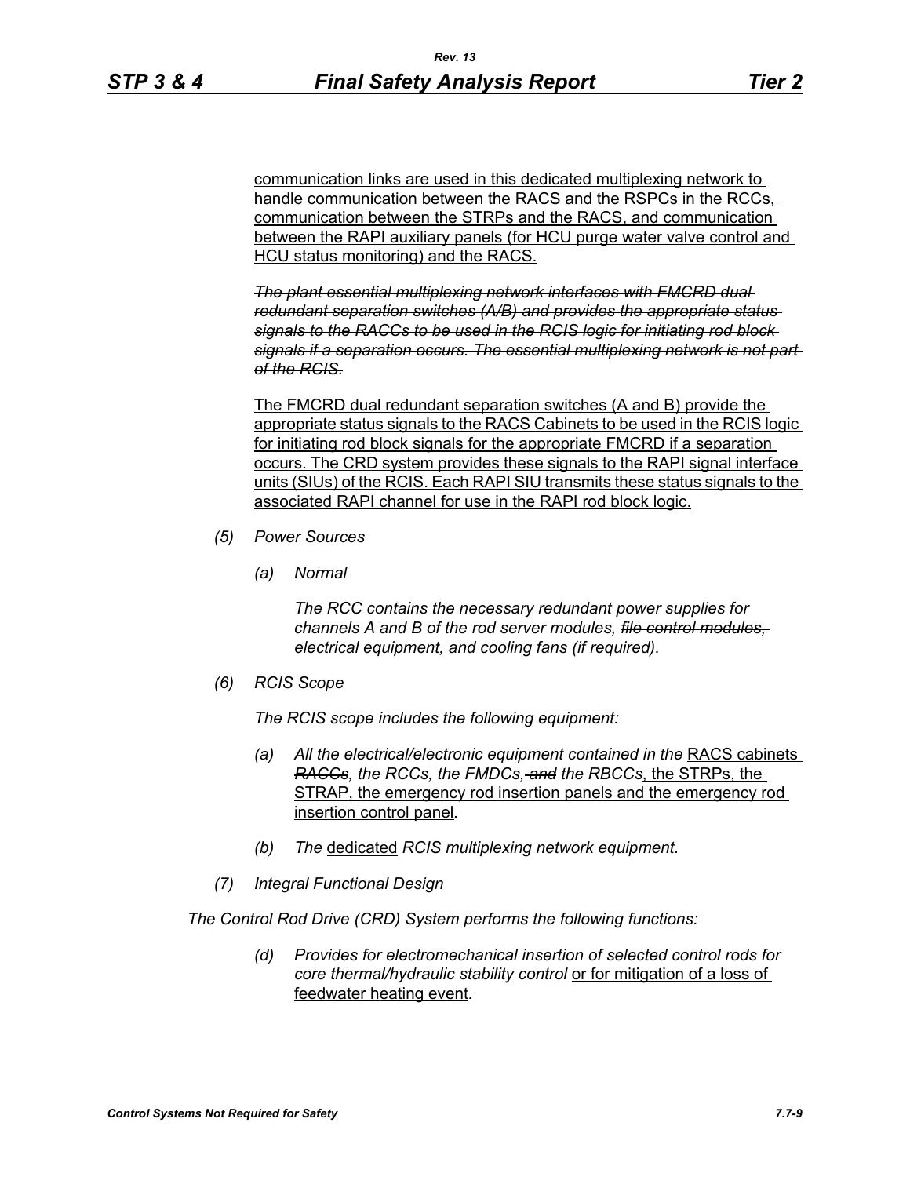communication links are used in this dedicated multiplexing network to handle communication between the RACS and the RSPCs in the RCCs, communication between the STRPs and the RACS, and communication between the RAPI auxiliary panels (for HCU purge water valve control and HCU status monitoring) and the RACS.

~~*The plant essential multiplexing network interfaces with FMCRD dual redundant separation switches (A/B) and provides the appropriate status signals to the RACCs to be used in the RCIS logic for initiating rod block signals if a separation occurs. The essential multiplexing network is not part of the RCIS.*~~

The FMCRD dual redundant separation switches (A and B) provide the appropriate status signals to the RACS Cabinets to be used in the RCIS logic for initiating rod block signals for the appropriate FMCRD if a separation occurs. The CRD system provides these signals to the RAPI signal interface units (SIUs) of the RCIS. Each RAPI SIU transmits these status signals to the associated RAPI channel for use in the RAPI rod block logic.

*(5) Power Sources*

*(a) Normal*

*The RCC contains the necessary redundant power supplies for channels A and B of the rod server modules, ~~file control modules,~~ electrical equipment, and cooling fans (if required).*

*(6) RCIS Scope*

*The RCIS scope includes the following equipment:*

*(a) All the electrical/electronic equipment contained in the* RACS cabinets *~~RACCs~~, the RCCs, the FMDCs, ~~and~~ the RBCCs*, the STRPs, the STRAP, the emergency rod insertion panels and the emergency rod insertion control panel*.*

*(b) The* dedicated *RCIS multiplexing network equipment.*

*(7) Integral Functional Design*

*The Control Rod Drive (CRD) System performs the following functions:*

*(d) Provides for electromechanical insertion of selected control rods for core thermal/hydraulic stability control* or for mitigation of a loss of feedwater heating event*.*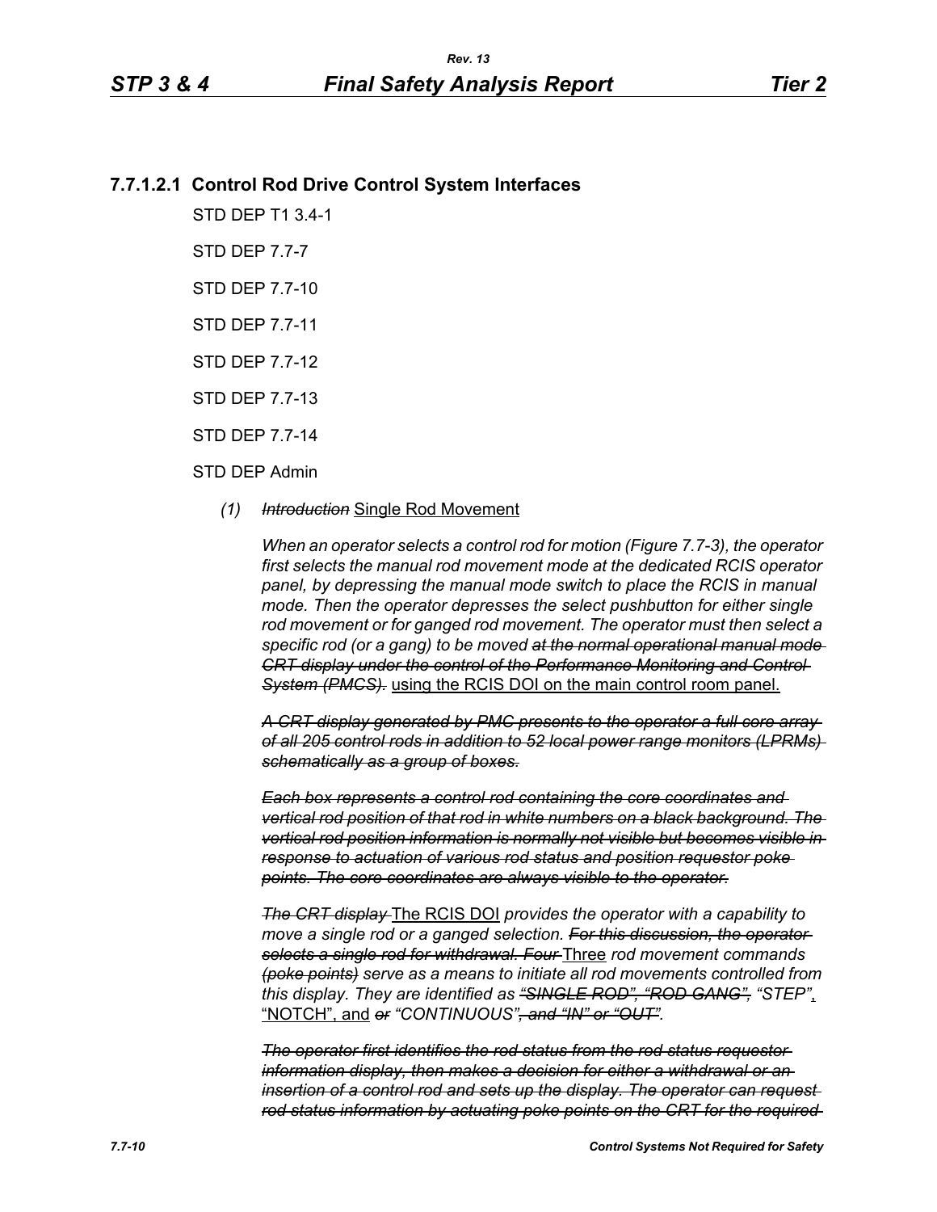### 7.7.1.2.1 Control Rod Drive Control System Interfaces

STD DEP T1 3.4-1

STD DEP 7.7-7

STD DEP 7.7-10

STD DEP 7.7-11

STD DEP 7.7-12

STD DEP 7.7-13

STD DEP 7.7-14

STD DEP Admin

*(1)* ~~*Introduction*~~ Single Rod Movement

*When an operator selects a control rod for motion (Figure 7.7-3), the operator first selects the manual rod movement mode at the dedicated RCIS operator panel, by depressing the manual mode switch to place the RCIS in manual mode. Then the operator depresses the select pushbutton for either single rod movement or for ganged rod movement. The operator must then select a specific rod (or a gang) to be moved* ~~*at the normal operational manual mode CRT display under the control of the Performance Monitoring and Control System (PMCS).*~~ using the RCIS DOI on the main control room panel.

~~*A CRT display generated by PMC presents to the operator a full core array of all 205 control rods in addition to 52 local power range monitors (LPRMs) schematically as a group of boxes.*~~

~~*Each box represents a control rod containing the core coordinates and vertical rod position of that rod in white numbers on a black background. The vertical rod position information is normally not visible but becomes visible in response to actuation of various rod status and position requestor poke points. The core coordinates are always visible to the operator.*~~

~~*The CRT display*~~ The RCIS DOI *provides the operator with a capability to move a single rod or a ganged selection.* ~~*For this discussion, the operator selects a single rod for withdrawal. Four*~~ Three *rod movement commands* ~~*(poke points)*~~ *serve as a means to initiate all rod movements controlled from this display. They are identified as* ~~*"SINGLE ROD", "ROD GANG",*~~ *"STEP"*, "NOTCH", and ~~*or*~~ *"CONTINUOUS"*~~*, and "IN" or "OUT"*~~*.*

~~*The operator first identifies the rod status from the rod status requestor information display, then makes a decision for either a withdrawal or an insertion of a control rod and sets up the display. The operator can request rod status information by actuating poke points on the CRT for the required*~~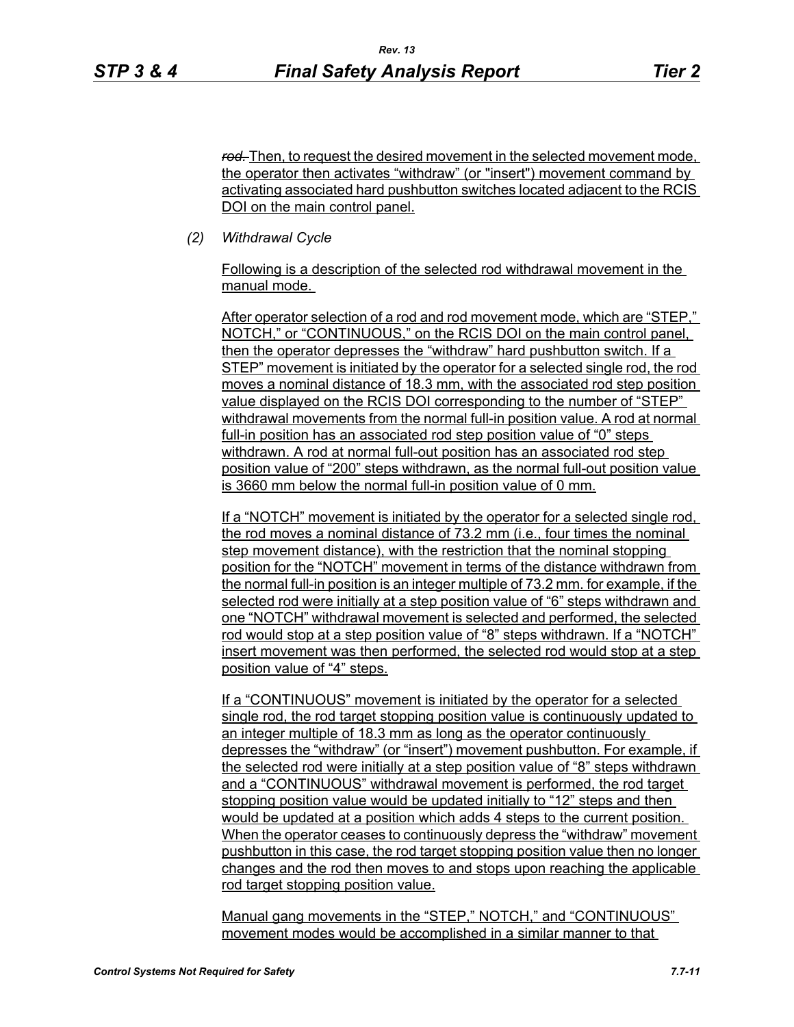~~rod.~~ Then, to request the desired movement in the selected movement mode, the operator then activates “withdraw” (or "insert") movement command by activating associated hard pushbutton switches located adjacent to the RCIS DOI on the main control panel.

*(2) Withdrawal Cycle*

Following is a description of the selected rod withdrawal movement in the manual mode.

After operator selection of a rod and rod movement mode, which are “STEP,” NOTCH,” or “CONTINUOUS,” on the RCIS DOI on the main control panel, then the operator depresses the “withdraw” hard pushbutton switch. If a STEP” movement is initiated by the operator for a selected single rod, the rod moves a nominal distance of 18.3 mm, with the associated rod step position value displayed on the RCIS DOI corresponding to the number of “STEP” withdrawal movements from the normal full-in position value. A rod at normal full-in position has an associated rod step position value of “0” steps withdrawn. A rod at normal full-out position has an associated rod step position value of “200” steps withdrawn, as the normal full-out position value is 3660 mm below the normal full-in position value of 0 mm.

If a “NOTCH” movement is initiated by the operator for a selected single rod, the rod moves a nominal distance of 73.2 mm (i.e., four times the nominal step movement distance), with the restriction that the nominal stopping position for the “NOTCH” movement in terms of the distance withdrawn from the normal full-in position is an integer multiple of 73.2 mm. for example, if the selected rod were initially at a step position value of “6” steps withdrawn and one “NOTCH” withdrawal movement is selected and performed, the selected rod would stop at a step position value of “8” steps withdrawn. If a “NOTCH” insert movement was then performed, the selected rod would stop at a step position value of “4” steps.

If a “CONTINUOUS” movement is initiated by the operator for a selected single rod, the rod target stopping position value is continuously updated to an integer multiple of 18.3 mm as long as the operator continuously depresses the “withdraw” (or “insert”) movement pushbutton. For example, if the selected rod were initially at a step position value of “8” steps withdrawn and a “CONTINUOUS” withdrawal movement is performed, the rod target stopping position value would be updated initially to “12” steps and then would be updated at a position which adds 4 steps to the current position. When the operator ceases to continuously depress the “withdraw” movement pushbutton in this case, the rod target stopping position value then no longer changes and the rod then moves to and stops upon reaching the applicable rod target stopping position value.

Manual gang movements in the “STEP,” NOTCH,” and “CONTINUOUS” movement modes would be accomplished in a similar manner to that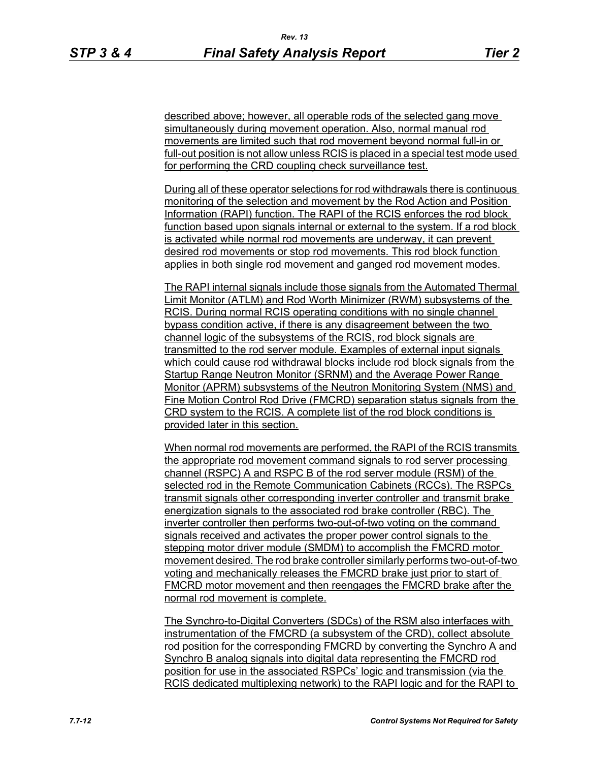described above; however, all operable rods of the selected gang move simultaneously during movement operation. Also, normal manual rod movements are limited such that rod movement beyond normal full-in or full-out position is not allow unless RCIS is placed in a special test mode used for performing the CRD coupling check surveillance test.

During all of these operator selections for rod withdrawals there is continuous monitoring of the selection and movement by the Rod Action and Position Information (RAPI) function. The RAPI of the RCIS enforces the rod block function based upon signals internal or external to the system. If a rod block is activated while normal rod movements are underway, it can prevent desired rod movements or stop rod movements. This rod block function applies in both single rod movement and ganged rod movement modes.

The RAPI internal signals include those signals from the Automated Thermal Limit Monitor (ATLM) and Rod Worth Minimizer (RWM) subsystems of the RCIS. During normal RCIS operating conditions with no single channel bypass condition active, if there is any disagreement between the two channel logic of the subsystems of the RCIS, rod block signals are transmitted to the rod server module. Examples of external input signals which could cause rod withdrawal blocks include rod block signals from the Startup Range Neutron Monitor (SRNM) and the Average Power Range Monitor (APRM) subsystems of the Neutron Monitoring System (NMS) and Fine Motion Control Rod Drive (FMCRD) separation status signals from the CRD system to the RCIS. A complete list of the rod block conditions is provided later in this section.

When normal rod movements are performed, the RAPI of the RCIS transmits the appropriate rod movement command signals to rod server processing channel (RSPC) A and RSPC B of the rod server module (RSM) of the selected rod in the Remote Communication Cabinets (RCCs). The RSPCs transmit signals other corresponding inverter controller and transmit brake energization signals to the associated rod brake controller (RBC). The inverter controller then performs two-out-of-two voting on the command signals received and activates the proper power control signals to the stepping motor driver module (SMDM) to accomplish the FMCRD motor movement desired. The rod brake controller similarly performs two-out-of-two voting and mechanically releases the FMCRD brake just prior to start of FMCRD motor movement and then reengages the FMCRD brake after the normal rod movement is complete.

The Synchro-to-Digital Converters (SDCs) of the RSM also interfaces with instrumentation of the FMCRD (a subsystem of the CRD), collect absolute rod position for the corresponding FMCRD by converting the Synchro A and Synchro B analog signals into digital data representing the FMCRD rod position for use in the associated RSPCs' logic and transmission (via the RCIS dedicated multiplexing network) to the RAPI logic and for the RAPI to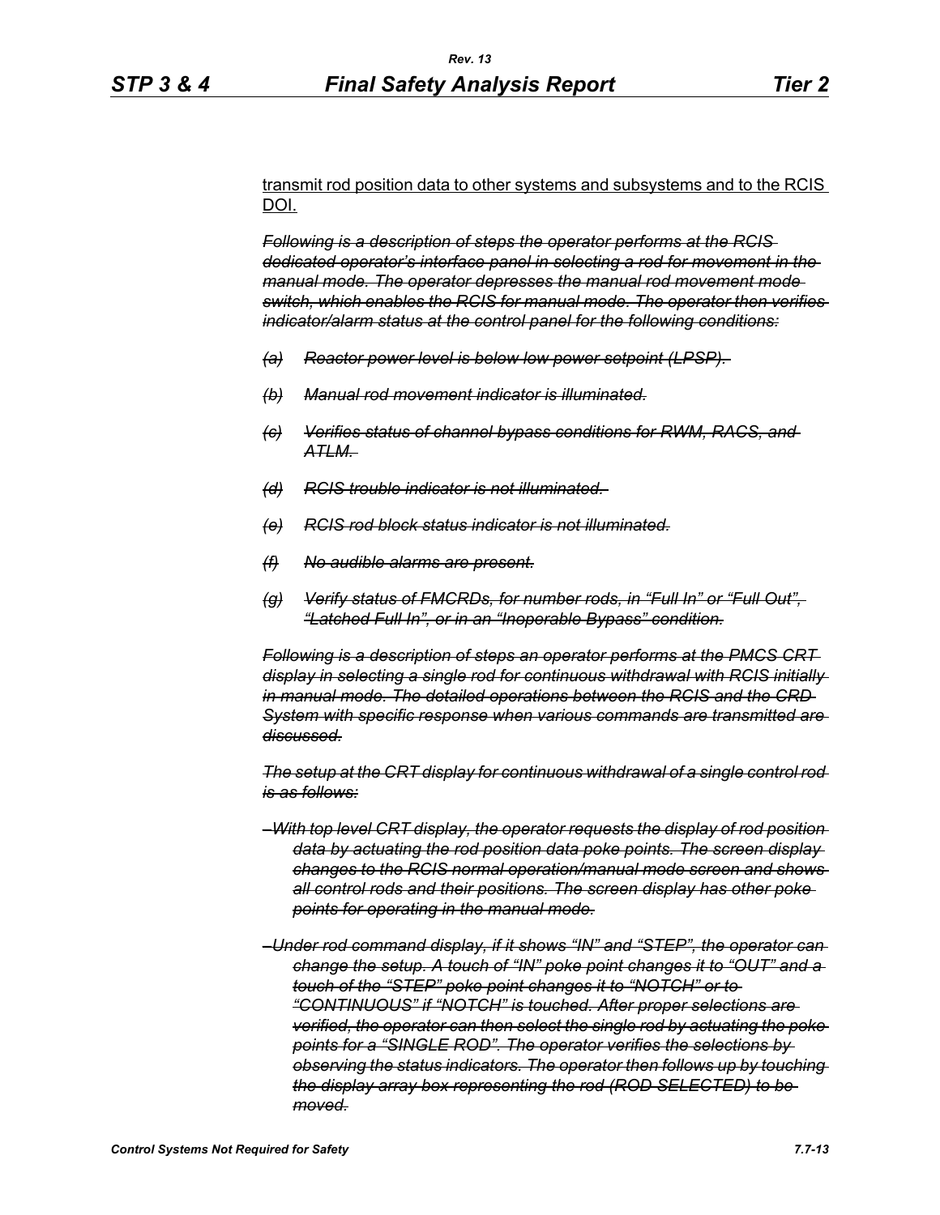<u>transmit rod position data to other systems and subsystems and to the RCIS DOI.</u>

~~*Following is a description of steps the operator performs at the RCIS dedicated operator's interface panel in selecting a rod for movement in the manual mode. The operator depresses the manual rod movement mode switch, which enables the RCIS for manual mode. The operator then verifies indicator/alarm status at the control panel for the following conditions:*~~

~~*(a) Reactor power level is below low power setpoint (LPSP).*~~

~~*(b) Manual rod movement indicator is illuminated.*~~

~~*(c) Verifies status of channel bypass conditions for RWM, RACS, and ATLM.*~~

~~*(d) RCIS trouble indicator is not illuminated.*~~

~~*(e) RCIS rod block status indicator is not illuminated.*~~

~~*(f) No audible alarms are present.*~~

~~*(g) Verify status of FMCRDs, for number rods, in "Full In" or "Full Out", "Latched Full In", or in an "Inoperable Bypass" condition.*~~

~~*Following is a description of steps an operator performs at the PMCS CRT display in selecting a single rod for continuous withdrawal with RCIS initially in manual mode. The detailed operations between the RCIS and the CRD System with specific response when various commands are transmitted are discussed.*~~

~~*The setup at the CRT display for continuous withdrawal of a single control rod is as follows:*~~

~~*–With top level CRT display, the operator requests the display of rod position data by actuating the rod position data poke points. The screen display changes to the RCIS normal operation/manual mode screen and shows all control rods and their positions. The screen display has other poke points for operating in the manual mode.*~~

~~*–Under rod command display, if it shows "IN" and "STEP", the operator can change the setup. A touch of "IN" poke point changes it to "OUT" and a touch of the "STEP" poke point changes it to "NOTCH" or to "CONTINUOUS" if "NOTCH" is touched. After proper selections are verified, the operator can then select the single rod by actuating the poke points for a "SINGLE ROD". The operator verifies the selections by observing the status indicators. The operator then follows up by touching the display array box representing the rod (ROD SELECTED) to be moved.*~~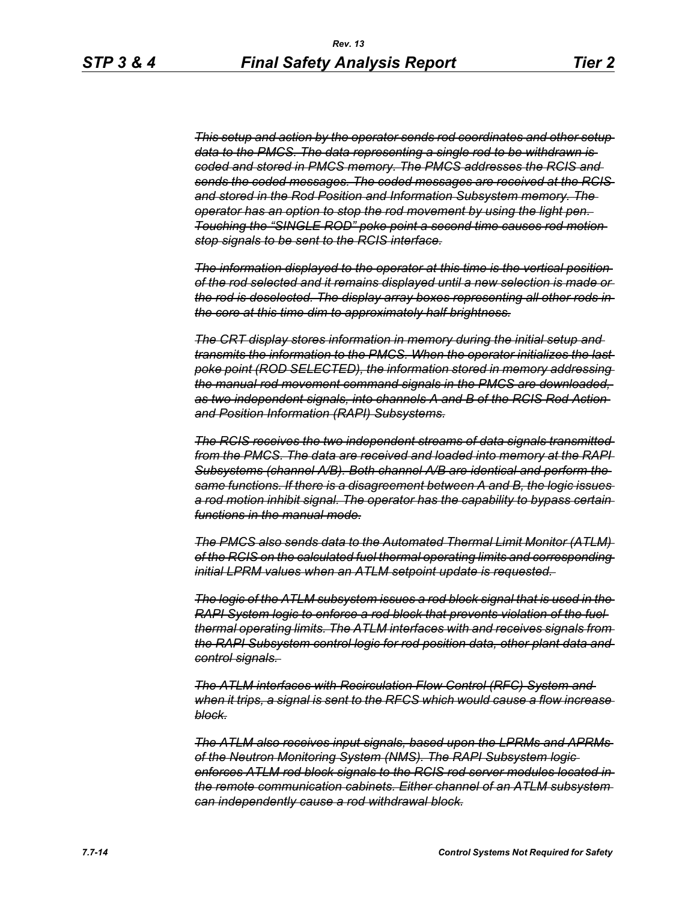~~*This setup and action by the operator sends rod coordinates and other setup data to the PMCS. The data representing a single rod to be withdrawn is coded and stored in PMCS memory. The PMCS addresses the RCIS and sends the coded messages. The coded messages are received at the RCIS and stored in the Rod Position and Information Subsystem memory. The operator has an option to stop the rod movement by using the light pen. Touching the "SINGLE ROD" poke point a second time causes rod motion stop signals to be sent to the RCIS interface.*~~

~~*The information displayed to the operator at this time is the vertical position of the rod selected and it remains displayed until a new selection is made or the rod is deselected. The display array boxes representing all other rods in the core at this time dim to approximately half brightness.*~~

~~*The CRT display stores information in memory during the initial setup and transmits the information to the PMCS. When the operator initializes the last poke point (ROD SELECTED), the information stored in memory addressing the manual rod movement command signals in the PMCS are downloaded, as two independent signals, into channels A and B of the RCIS Rod Action and Position Information (RAPI) Subsystems.*~~

~~*The RCIS receives the two independent streams of data signals transmitted from the PMCS. The data are received and loaded into memory at the RAPI Subsystems (channel A/B). Both channel A/B are identical and perform the same functions. If there is a disagreement between A and B, the logic issues a rod motion inhibit signal. The operator has the capability to bypass certain functions in the manual mode.*~~

~~*The PMCS also sends data to the Automated Thermal Limit Monitor (ATLM) of the RCIS on the calculated fuel thermal operating limits and corresponding initial LPRM values when an ATLM setpoint update is requested.*~~

~~*The logic of the ATLM subsystem issues a rod block signal that is used in the RAPI System logic to enforce a rod block that prevents violation of the fuel thermal operating limits. The ATLM interfaces with and receives signals from the RAPI Subsystem control logic for rod position data, other plant data and control signals.*~~

~~*The ATLM interfaces with Recirculation Flow Control (RFC) System and when it trips, a signal is sent to the RFCS which would cause a flow increase block.*~~

~~*The ATLM also receives input signals, based upon the LPRMs and APRMs of the Neutron Monitoring System (NMS). The RAPI Subsystem logic enforces ATLM rod block signals to the RCIS rod server modules located in the remote communication cabinets. Either channel of an ATLM subsystem can independently cause a rod withdrawal block.*~~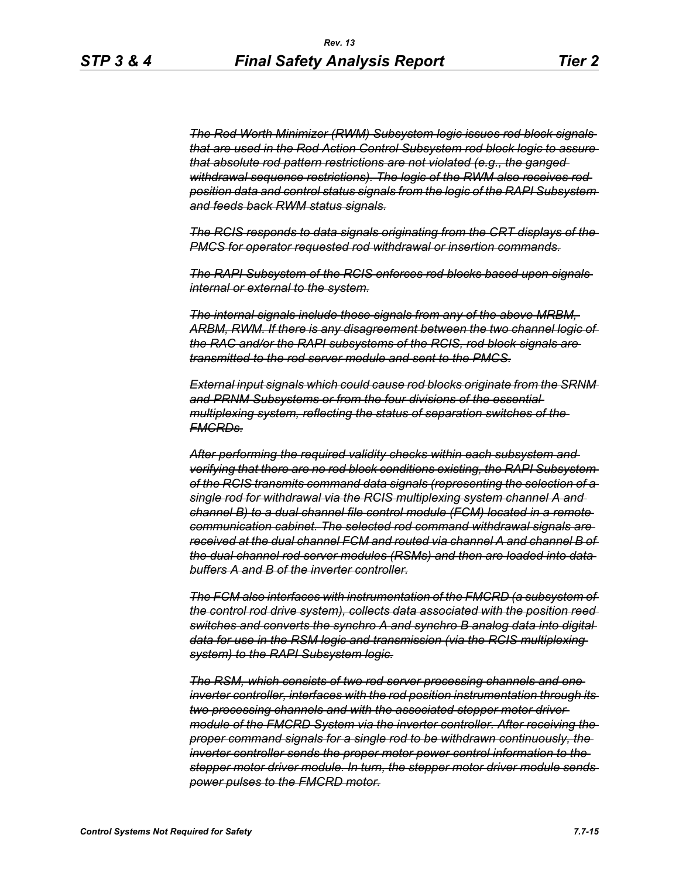~~*The Rod Worth Minimizer (RWM) Subsystem logic issues rod block signals that are used in the Rod Action Control Subsystem rod block logic to assure that absolute rod pattern restrictions are not violated (e.g., the ganged withdrawal sequence restrictions). The logic of the RWM also receives rod position data and control status signals from the logic of the RAPI Subsystem and feeds back RWM status signals.*~~

~~*The RCIS responds to data signals originating from the CRT displays of the PMCS for operator requested rod withdrawal or insertion commands.*~~

~~*The RAPI Subsystem of the RCIS enforces rod blocks based upon signals internal or external to the system.*~~

~~*The internal signals include those signals from any of the above MRBM, ARBM, RWM. If there is any disagreement between the two channel logic of the RAC and/or the RAPI subsystems of the RCIS, rod block signals are transmitted to the rod server module and sent to the PMCS.*~~

~~*External input signals which could cause rod blocks originate from the SRNM and PRNM Subsystems or from the four divisions of the essential multiplexing system, reflecting the status of separation switches of the FMCRDs.*~~

~~*After performing the required validity checks within each subsystem and verifying that there are no rod block conditions existing, the RAPI Subsystem of the RCIS transmits command data signals (representing the selection of a single rod for withdrawal via the RCIS multiplexing system channel A and channel B) to a dual channel file control module (FCM) located in a remote communication cabinet. The selected rod command withdrawal signals are received at the dual channel FCM and routed via channel A and channel B of the dual channel rod server modules (RSMs) and then are loaded into data buffers A and B of the inverter controller.*~~

~~*The FCM also interfaces with instrumentation of the FMCRD (a subsystem of the control rod drive system), collects data associated with the position reed switches and converts the synchro A and synchro B analog data into digital data for use in the RSM logic and transmission (via the RCIS multiplexing system) to the RAPI Subsystem logic.*~~

~~*The RSM, which consists of two rod server processing channels and one inverter controller, interfaces with the rod position instrumentation through its two processing channels and with the associated stepper motor driver module of the FMCRD System via the inverter controller. After receiving the proper command signals for a single rod to be withdrawn continuously, the inverter controller sends the proper motor power control information to the stepper motor driver module. In turn, the stepper motor driver module sends power pulses to the FMCRD motor.*~~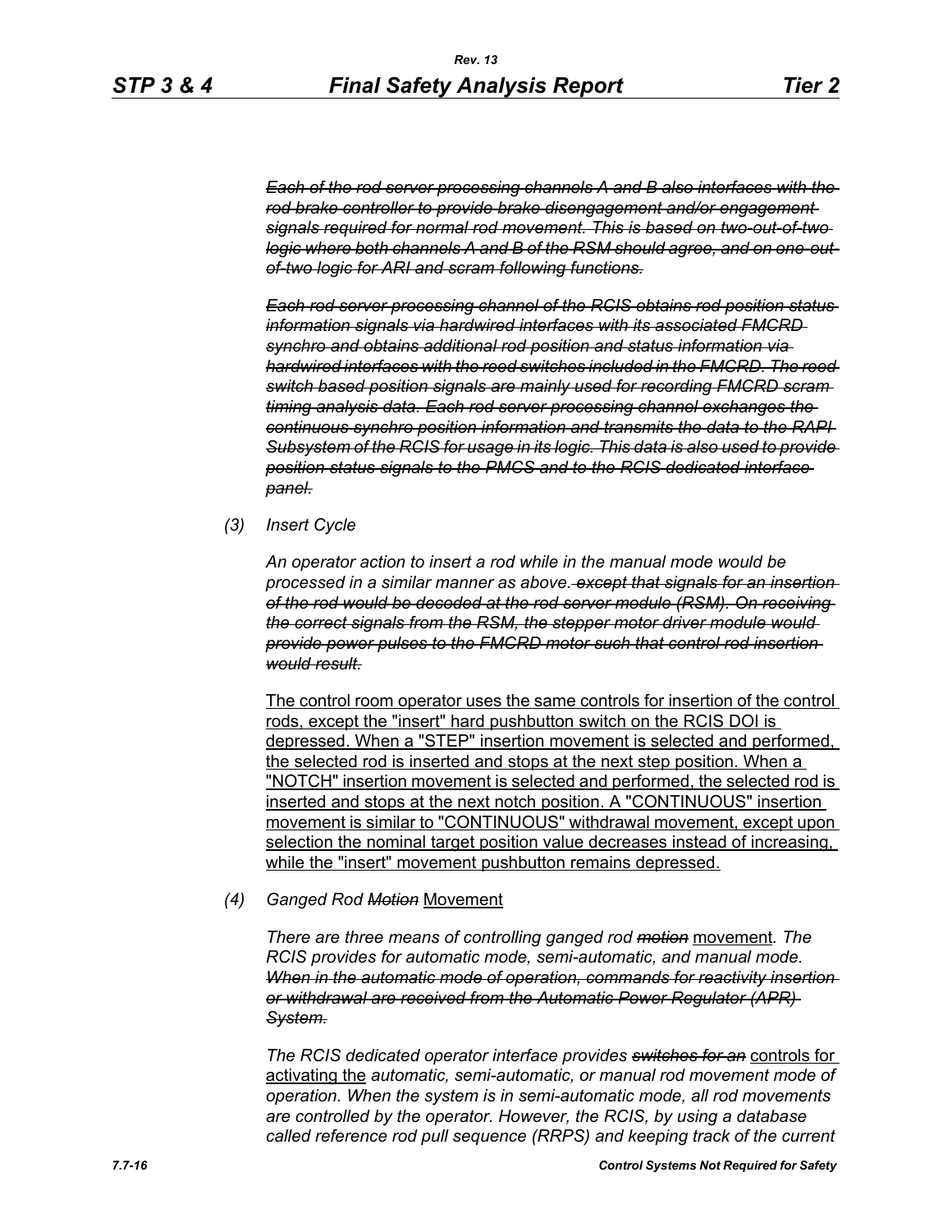*~~Each of the rod server processing channels A and B also interfaces with the rod brake controller to provide brake disengagement and/or engagement signals required for normal rod movement. This is based on two-out-of-two logic where both channels A and B of the RSM should agree, and on one-out-of-two logic for ARI and scram following functions.~~*

*~~Each rod server processing channel of the RCIS obtains rod position status information signals via hardwired interfaces with its associated FMCRD synchro and obtains additional rod position and status information via hardwired interfaces with the reed switches included in the FMCRD. The reed switch based position signals are mainly used for recording FMCRD scram timing analysis data. Each rod server processing channel exchanges the continuous synchro position information and transmits the data to the RAPI Subsystem of the RCIS for usage in its logic. This data is also used to provide position status signals to the PMCS and to the RCIS dedicated interface panel.~~*

*(3) Insert Cycle*

*An operator action to insert a rod while in the manual mode would be processed in a similar manner as above.~~except that signals for an insertion of the rod would be decoded at the rod server module (RSM). On receiving the correct signals from the RSM, the stepper motor driver module would provide power pulses to the FMCRD motor such that control rod insertion would result.~~*

<u>The control room operator uses the same controls for insertion of the control rods, except the "insert" hard pushbutton switch on the RCIS DOI is depressed. When a "STEP" insertion movement is selected and performed, the selected rod is inserted and stops at the next step position. When a "NOTCH" insertion movement is selected and performed, the selected rod is inserted and stops at the next notch position. A "CONTINUOUS" insertion movement is similar to "CONTINUOUS" withdrawal movement, except upon selection the nominal target position value decreases instead of increasing, while the "insert" movement pushbutton remains depressed.</u>

*(4) Ganged Rod ~~Motion~~* <u>Movement</u>

*There are three means of controlling ganged rod ~~motion~~* <u>movement</u>*. The RCIS provides for automatic mode, semi-automatic, and manual mode. ~~When in the automatic mode of operation, commands for reactivity insertion or withdrawal are received from the Automatic Power Regulator (APR) System.~~*

*The RCIS dedicated operator interface provides ~~switches for an~~* <u>controls for activating the</u> *automatic, semi-automatic, or manual rod movement mode of operation. When the system is in semi-automatic mode, all rod movements are controlled by the operator. However, the RCIS, by using a database called reference rod pull sequence (RRPS) and keeping track of the current*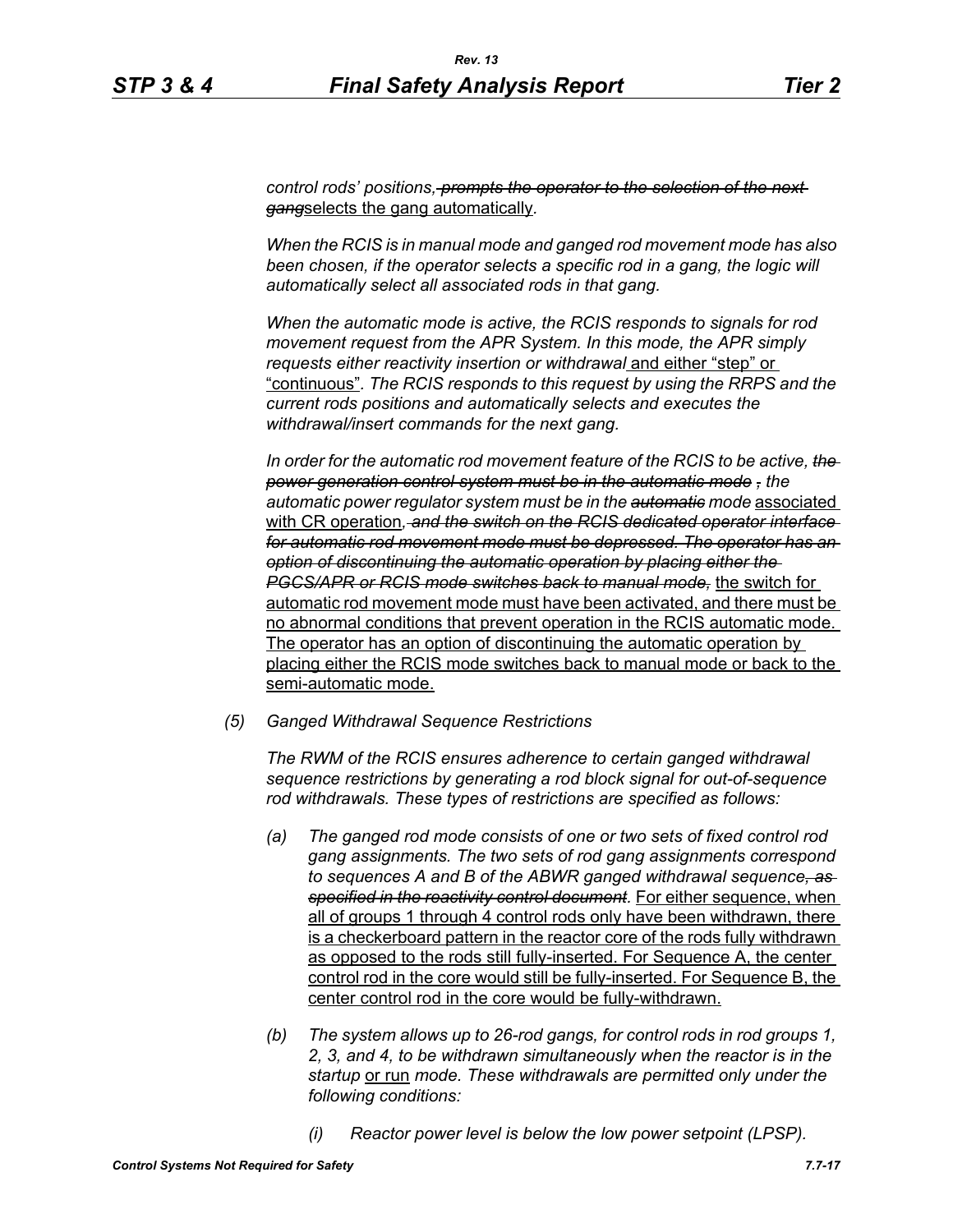*control rods' positions, ~~prompts the operator to the selection of the next gang~~*selects the gang automatically*.*

*When the RCIS is in manual mode and ganged rod movement mode has also been chosen, if the operator selects a specific rod in a gang, the logic will automatically select all associated rods in that gang.*

*When the automatic mode is active, the RCIS responds to signals for rod movement request from the APR System. In this mode, the APR simply requests either reactivity insertion or withdrawal* and either "step" or "continuous"*. The RCIS responds to this request by using the RRPS and the current rods positions and automatically selects and executes the withdrawal/insert commands for the next gang.*

*In order for the automatic rod movement feature of the RCIS to be active, ~~the power generation control system must be in the automatic mode~~ ~~,~~ the automatic power regulator system must be in the ~~automatic~~ mode* associated with CR operation*, ~~and the switch on the RCIS dedicated operator interface for automatic rod movement mode must be depressed. The operator has an option of discontinuing the automatic operation by placing either the PGCS/APR or RCIS mode switches back to manual mode,~~* the switch for automatic rod movement mode must have been activated, and there must be no abnormal conditions that prevent operation in the RCIS automatic mode. The operator has an option of discontinuing the automatic operation by placing either the RCIS mode switches back to manual mode or back to the semi-automatic mode.

*(5) Ganged Withdrawal Sequence Restrictions*

*The RWM of the RCIS ensures adherence to certain ganged withdrawal sequence restrictions by generating a rod block signal for out-of-sequence rod withdrawals. These types of restrictions are specified as follows:*

*(a) The ganged rod mode consists of one or two sets of fixed control rod gang assignments. The two sets of rod gang assignments correspond to sequences A and B of the ABWR ganged withdrawal sequence~~, as specified in the reactivity control document~~.* For either sequence, when all of groups 1 through 4 control rods only have been withdrawn, there is a checkerboard pattern in the reactor core of the rods fully withdrawn as opposed to the rods still fully-inserted. For Sequence A, the center control rod in the core would still be fully-inserted. For Sequence B, the center control rod in the core would be fully-withdrawn.

*(b) The system allows up to 26-rod gangs, for control rods in rod groups 1, 2, 3, and 4, to be withdrawn simultaneously when the reactor is in the startup* or run *mode. These withdrawals are permitted only under the following conditions:*

*(i) Reactor power level is below the low power setpoint (LPSP).*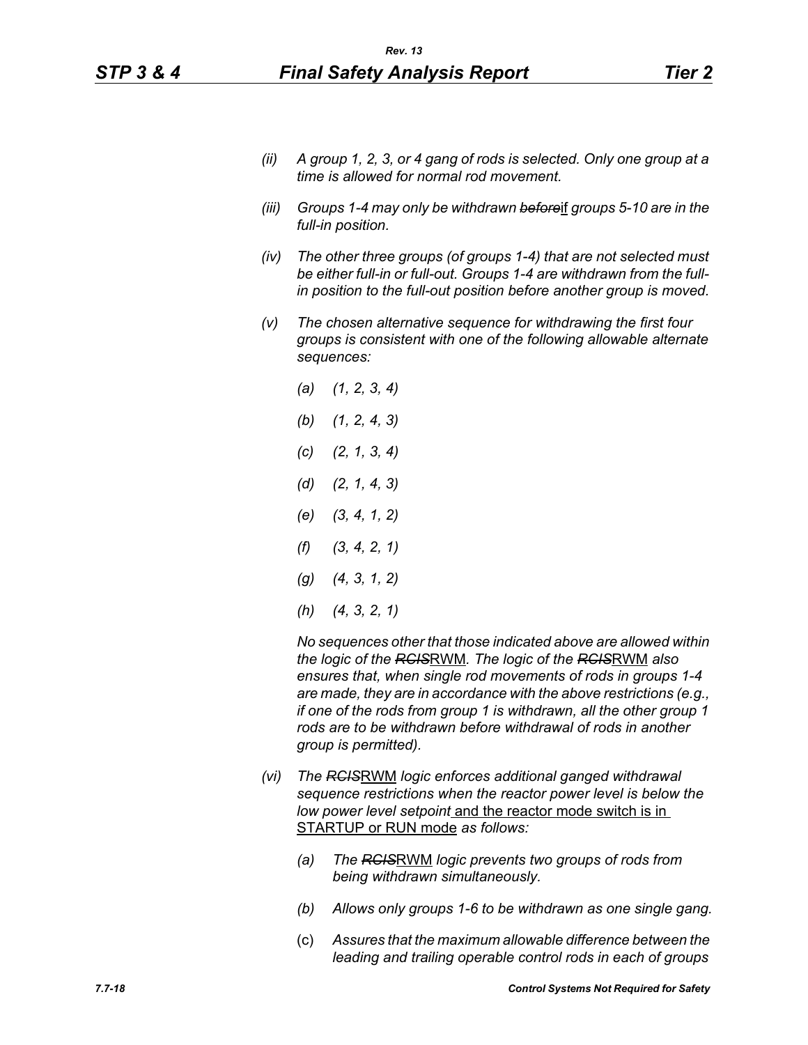- *(ii)* *A group 1, 2, 3, or 4 gang of rods is selected. Only one group at a time is allowed for normal rod movement.*

- *(iii)* *Groups 1-4 may only be withdrawn ~~before~~if groups 5-10 are in the full-in position.*

- *(iv)* *The other three groups (of groups 1-4) that are not selected must be either full-in or full-out. Groups 1-4 are withdrawn from the full-in position to the full-out position before another group is moved.*

- *(v)* *The chosen alternative sequence for withdrawing the first four groups is consistent with one of the following allowable alternate sequences:*

  - *(a)* *(1, 2, 3, 4)*
  - *(b)* *(1, 2, 4, 3)*
  - *(c)* *(2, 1, 3, 4)*
  - *(d)* *(2, 1, 4, 3)*
  - *(e)* *(3, 4, 1, 2)*
  - *(f)* *(3, 4, 2, 1)*
  - *(g)* *(4, 3, 1, 2)*
  - *(h)* *(4, 3, 2, 1)*

  *No sequences other that those indicated above are allowed within the logic of the ~~RCIS~~RWM. The logic of the ~~RCIS~~RWM also ensures that, when single rod movements of rods in groups 1-4 are made, they are in accordance with the above restrictions (e.g., if one of the rods from group 1 is withdrawn, all the other group 1 rods are to be withdrawn before withdrawal of rods in another group is permitted).*

- *(vi)* *The ~~RCIS~~RWM logic enforces additional ganged withdrawal sequence restrictions when the reactor power level is below the low power level setpoint* and the reactor mode switch is in STARTUP or RUN mode *as follows:*

  - *(a)* *The ~~RCIS~~RWM logic prevents two groups of rods from being withdrawn simultaneously.*
  - *(b)* *Allows only groups 1-6 to be withdrawn as one single gang.*
  - (c) *Assures that the maximum allowable difference between the leading and trailing operable control rods in each of groups*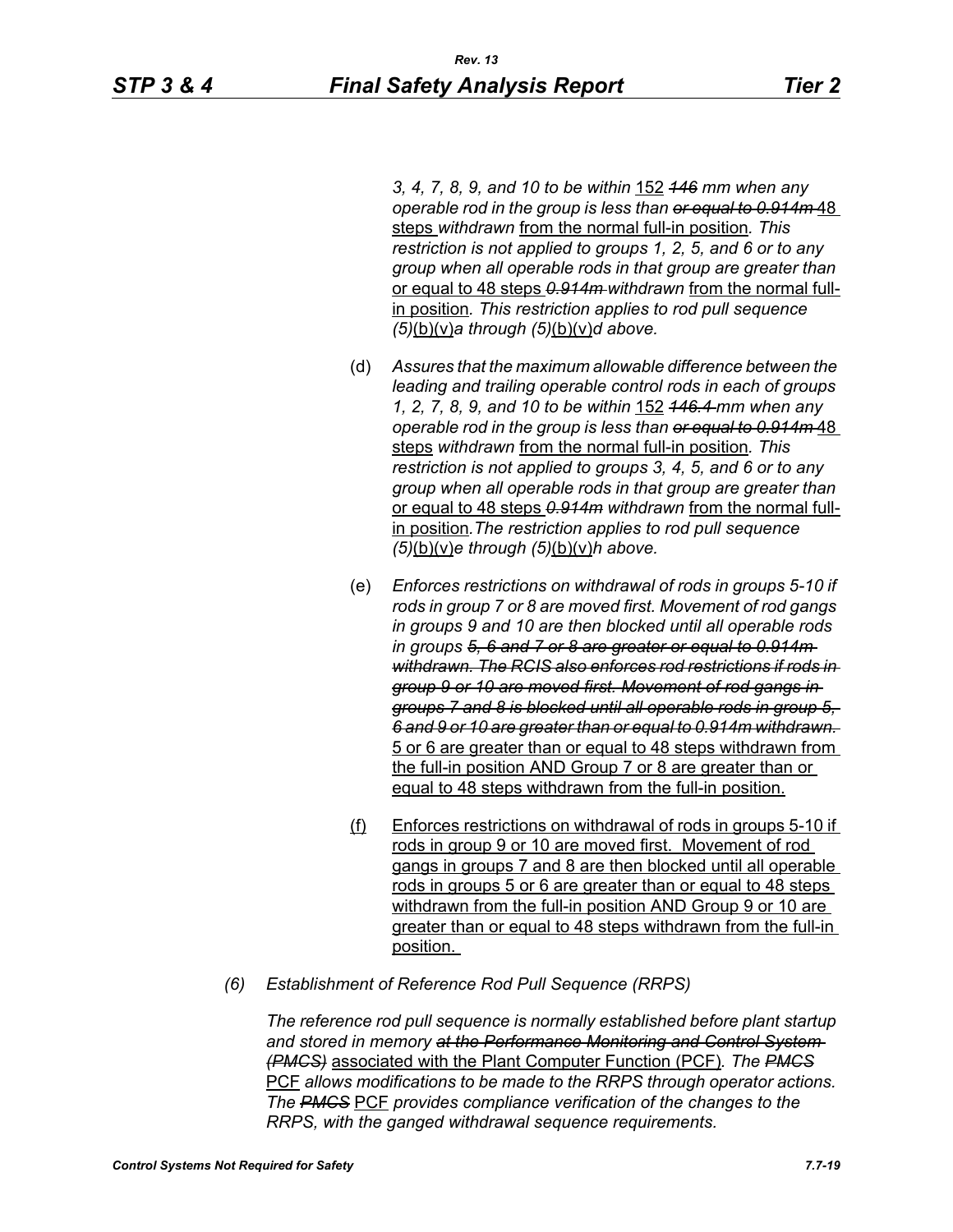*3, 4, 7, 8, 9, and 10 to be within* 152 ~~*146*~~ *mm when any operable rod in the group is less than* ~~*or equal to 0.914m*~~ 48 steps *withdrawn* from the normal full-in position*. This restriction is not applied to groups 1, 2, 5, and 6 or to any group when all operable rods in that group are greater than* or equal to 48 steps ~~*0.914m*~~ *withdrawn* from the normal full-in position*. This restriction applies to rod pull sequence (5)*(b)(v)*a through (5)*(b)(v)*d above.*

(d) *Assures that the maximum allowable difference between the leading and trailing operable control rods in each of groups 1, 2, 7, 8, 9, and 10 to be within* 152 ~~*146.4*~~ *mm when any operable rod in the group is less than* ~~*or equal to 0.914m*~~ 48 steps *withdrawn* from the normal full-in position*. This restriction is not applied to groups 3, 4, 5, and 6 or to any group when all operable rods in that group are greater than* or equal to 48 steps ~~*0.914m*~~ *withdrawn* from the normal full-in position*. The restriction applies to rod pull sequence (5)*(b)(v)*e through (5)*(b)(v)*h above.*

(e) *Enforces restrictions on withdrawal of rods in groups 5-10 if rods in group 7 or 8 are moved first. Movement of rod gangs in groups 9 and 10 are then blocked until all operable rods in groups* ~~*5, 6 and 7 or 8 are greater or equal to 0.914m withdrawn. The RCIS also enforces rod restrictions if rods in group 9 or 10 are moved first. Movement of rod gangs in groups 7 and 8 is blocked until all operable rods in group 5, 6 and 9 or 10 are greater than or equal to 0.914m withdrawn.*~~ 5 or 6 are greater than or equal to 48 steps withdrawn from the full-in position AND Group 7 or 8 are greater than or equal to 48 steps withdrawn from the full-in position.

(f) Enforces restrictions on withdrawal of rods in groups 5-10 if rods in group 9 or 10 are moved first. Movement of rod gangs in groups 7 and 8 are then blocked until all operable rods in groups 5 or 6 are greater than or equal to 48 steps withdrawn from the full-in position AND Group 9 or 10 are greater than or equal to 48 steps withdrawn from the full-in position.

*(6) Establishment of Reference Rod Pull Sequence (RRPS)*

*The reference rod pull sequence is normally established before plant startup and stored in memory* ~~*at the Performance Monitoring and Control System (PMCS)*~~ associated with the Plant Computer Function (PCF)*. The* ~~*PMCS*~~ PCF *allows modifications to be made to the RRPS through operator actions. The* ~~*PMCS*~~ PCF *provides compliance verification of the changes to the RRPS, with the ganged withdrawal sequence requirements.*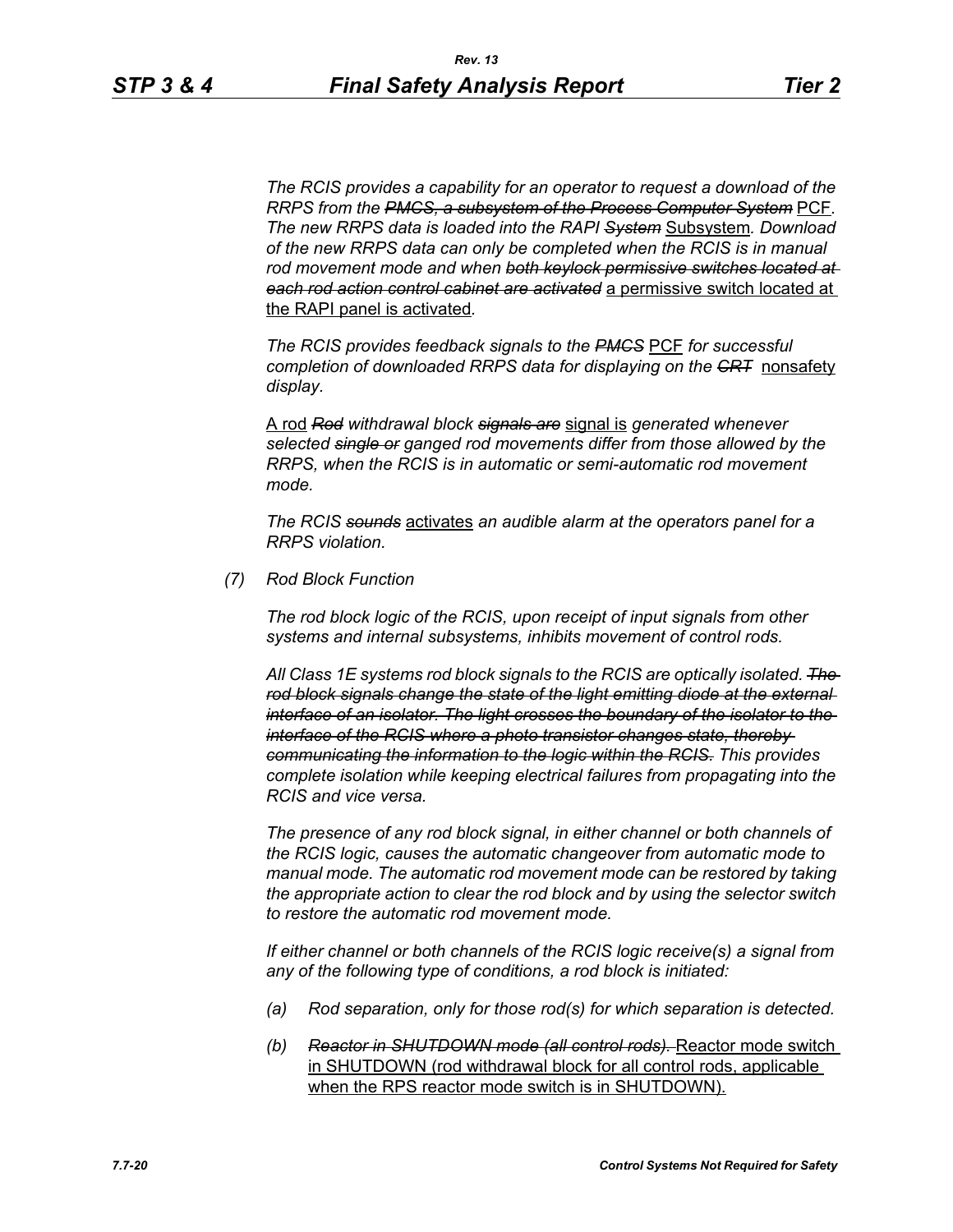*The RCIS provides a capability for an operator to request a download of the RRPS from the* ~~*PMCS, a subsystem of the Process Computer System*~~ PCF*. The new RRPS data is loaded into the RAPI* ~~*System*~~ Subsystem*. Download of the new RRPS data can only be completed when the RCIS is in manual rod movement mode and when* ~~*both keylock permissive switches located at each rod action control cabinet are activated*~~ a permissive switch located at the RAPI panel is activated*.*

*The RCIS provides feedback signals to the* ~~*PMCS*~~ PCF *for successful completion of downloaded RRPS data for displaying on the* ~~*CRT*~~ nonsafety *display.*

A rod ~~*Rod*~~ *withdrawal block* ~~*signals are*~~ signal is *generated whenever selected* ~~*single or*~~ *ganged rod movements differ from those allowed by the RRPS, when the RCIS is in automatic or semi-automatic rod movement mode.*

*The RCIS* ~~*sounds*~~ activates *an audible alarm at the operators panel for a RRPS violation.*

*(7) Rod Block Function*

*The rod block logic of the RCIS, upon receipt of input signals from other systems and internal subsystems, inhibits movement of control rods.*

*All Class 1E systems rod block signals to the RCIS are optically isolated.* ~~*The rod block signals change the state of the light emitting diode at the external interface of an isolator. The light crosses the boundary of the isolator to the interface of the RCIS where a photo transistor changes state, thereby communicating the information to the logic within the RCIS.*~~ *This provides complete isolation while keeping electrical failures from propagating into the RCIS and vice versa.*

*The presence of any rod block signal, in either channel or both channels of the RCIS logic, causes the automatic changeover from automatic mode to manual mode. The automatic rod movement mode can be restored by taking the appropriate action to clear the rod block and by using the selector switch to restore the automatic rod movement mode.*

*If either channel or both channels of the RCIS logic receive(s) a signal from any of the following type of conditions, a rod block is initiated:*

*(a) Rod separation, only for those rod(s) for which separation is detected.*

*(b)* ~~*Reactor in SHUTDOWN mode (all control rods).*~~ Reactor mode switch in SHUTDOWN (rod withdrawal block for all control rods, applicable when the RPS reactor mode switch is in SHUTDOWN).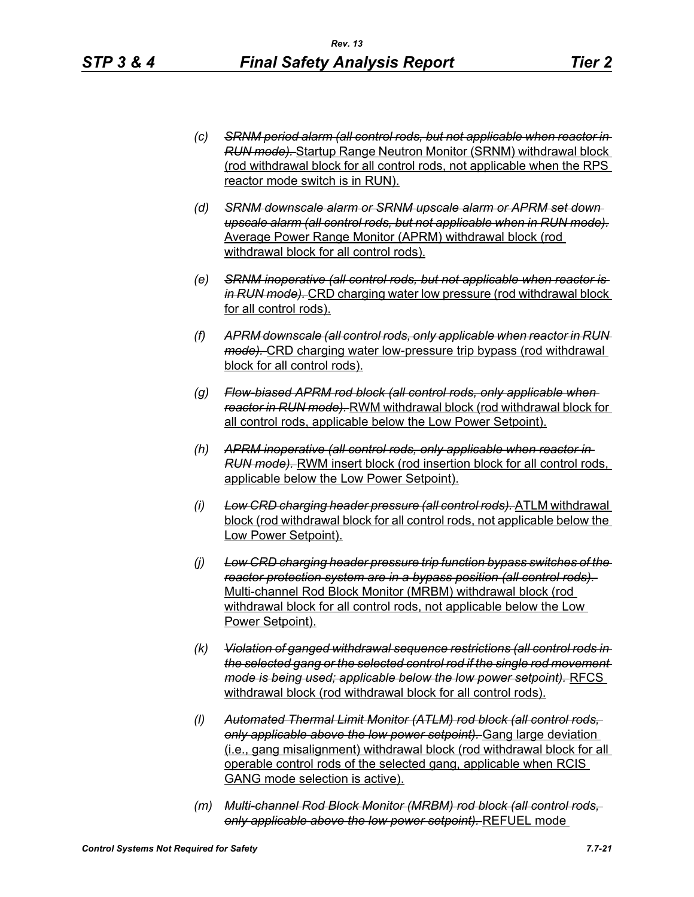(c) ~~*SRNM period alarm (all control rods, but not applicable when reactor in RUN mode).*~~ <u>Startup Range Neutron Monitor (SRNM) withdrawal block (rod withdrawal block for all control rods, not applicable when the RPS reactor mode switch is in RUN).</u>

(d) ~~*SRNM downscale alarm or SRNM upscale alarm or APRM set down upscale alarm (all control rods, but not applicable when in RUN mode).*~~ <u>Average Power Range Monitor (APRM) withdrawal block (rod withdrawal block for all control rods).</u>

(e) ~~*SRNM inoperative (all control rods, but not applicable when reactor is in RUN mode).*~~ <u>CRD charging water low pressure (rod withdrawal block for all control rods).</u>

(f) ~~*APRM downscale (all control rods, only applicable when reactor in RUN mode).*~~ <u>CRD charging water low-pressure trip bypass (rod withdrawal block for all control rods).</u>

(g) ~~*Flow-biased APRM rod block (all control rods, only applicable when reactor in RUN mode).*~~ <u>RWM withdrawal block (rod withdrawal block for all control rods, applicable below the Low Power Setpoint).</u>

(h) ~~*APRM inoperative (all control rods, only applicable when reactor in RUN mode).*~~ <u>RWM insert block (rod insertion block for all control rods, applicable below the Low Power Setpoint).</u>

(i) ~~*Low CRD charging header pressure (all control rods).*~~ <u>ATLM withdrawal block (rod withdrawal block for all control rods, not applicable below the Low Power Setpoint).</u>

(j) ~~*Low CRD charging header pressure trip function bypass switches of the reactor protection system are in a bypass position (all control rods).*~~ <u>Multi-channel Rod Block Monitor (MRBM) withdrawal block (rod withdrawal block for all control rods, not applicable below the Low Power Setpoint).</u>

(k) ~~*Violation of ganged withdrawal sequence restrictions (all control rods in the selected gang or the selected control rod if the single rod movement mode is being used; applicable below the low power setpoint).*~~ <u>RFCS withdrawal block (rod withdrawal block for all control rods).</u>

(l) ~~*Automated Thermal Limit Monitor (ATLM) rod block (all control rods, only applicable above the low power setpoint).*~~ <u>Gang large deviation (i.e., gang misalignment) withdrawal block (rod withdrawal block for all operable control rods of the selected gang, applicable when RCIS GANG mode selection is active).</u>

(m) ~~*Multi-channel Rod Block Monitor (MRBM) rod block (all control rods, only applicable above the low power setpoint).*~~ <u>REFUEL mode</u>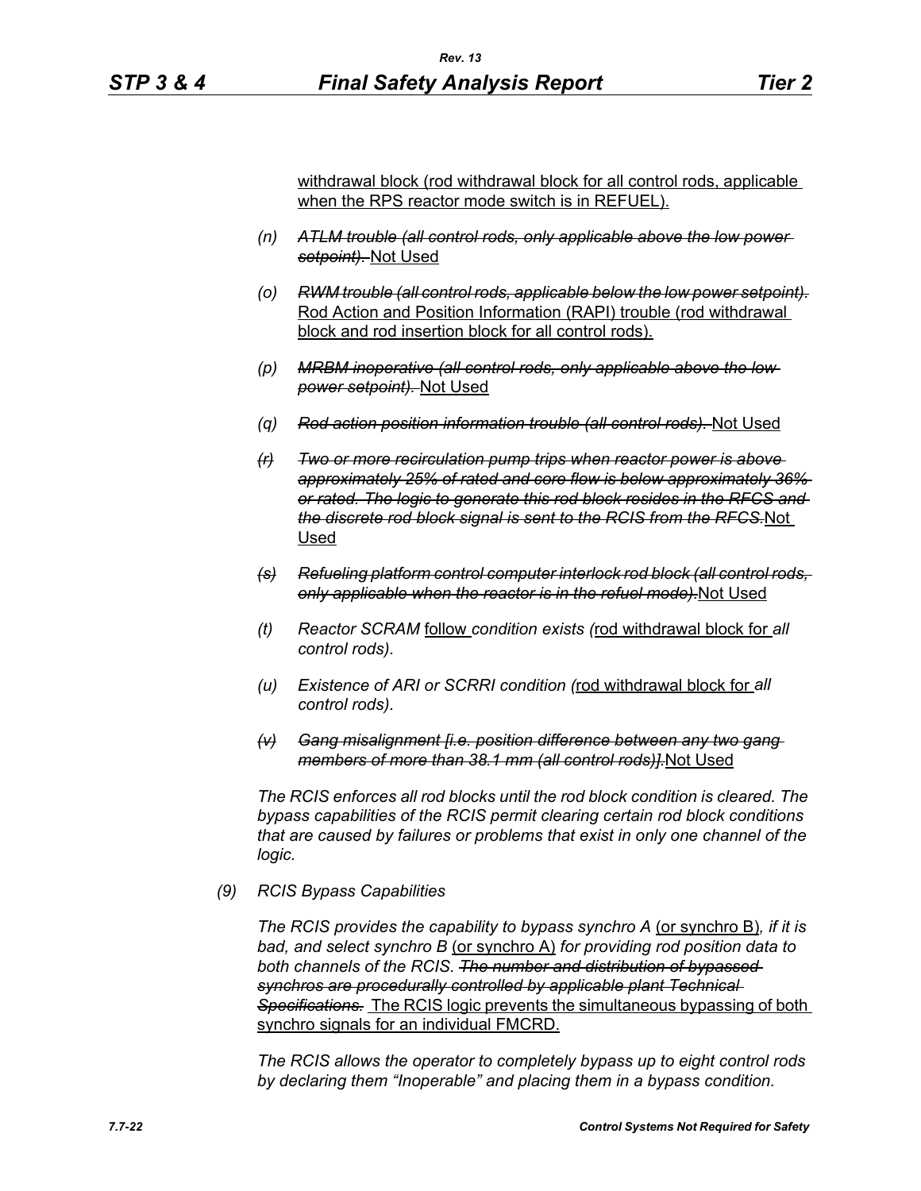withdrawal block (rod withdrawal block for all control rods, applicable when the RPS reactor mode switch is in REFUEL).

(n) ~~*ATLM trouble (all control rods, only applicable above the low power setpoint).*~~ Not Used

(o) ~~*RWM trouble (all control rods, applicable below the low power setpoint).*~~ Rod Action and Position Information (RAPI) trouble (rod withdrawal block and rod insertion block for all control rods).

(p) ~~*MRBM inoperative (all control rods, only applicable above the low power setpoint).*~~ Not Used

(q) ~~*Rod action position information trouble (all control rods).*~~ Not Used

~~(r)~~ ~~*Two or more recirculation pump trips when reactor power is above approximately 25% of rated and core flow is below approximately 36% or rated. The logic to generate this rod block resides in the RFCS and the discrete rod block signal is sent to the RCIS from the RFCS.*~~ Not Used

~~(s)~~ ~~*Refueling platform control computer interlock rod block (all control rods, only applicable when the reactor is in the refuel mode).*~~ Not Used

(t) *Reactor SCRAM* follow *condition exists (*rod withdrawal block for *all control rods).*

(u) *Existence of ARI or SCRRI condition (*rod withdrawal block for *all control rods).*

~~(v)~~ ~~*Gang misalignment [i.e. position difference between any two gang members of more than 38.1 mm (all control rods)].*~~ Not Used

*The RCIS enforces all rod blocks until the rod block condition is cleared. The bypass capabilities of the RCIS permit clearing certain rod block conditions that are caused by failures or problems that exist in only one channel of the logic.*

*(9) RCIS Bypass Capabilities*

*The RCIS provides the capability to bypass synchro A* (or synchro B)*, if it is bad, and select synchro B* (or synchro A) *for providing rod position data to both channels of the RCIS.* ~~*The number and distribution of bypassed synchros are procedurally controlled by applicable plant Technical Specifications.*~~ The RCIS logic prevents the simultaneous bypassing of both synchro signals for an individual FMCRD.

*The RCIS allows the operator to completely bypass up to eight control rods by declaring them "Inoperable" and placing them in a bypass condition.*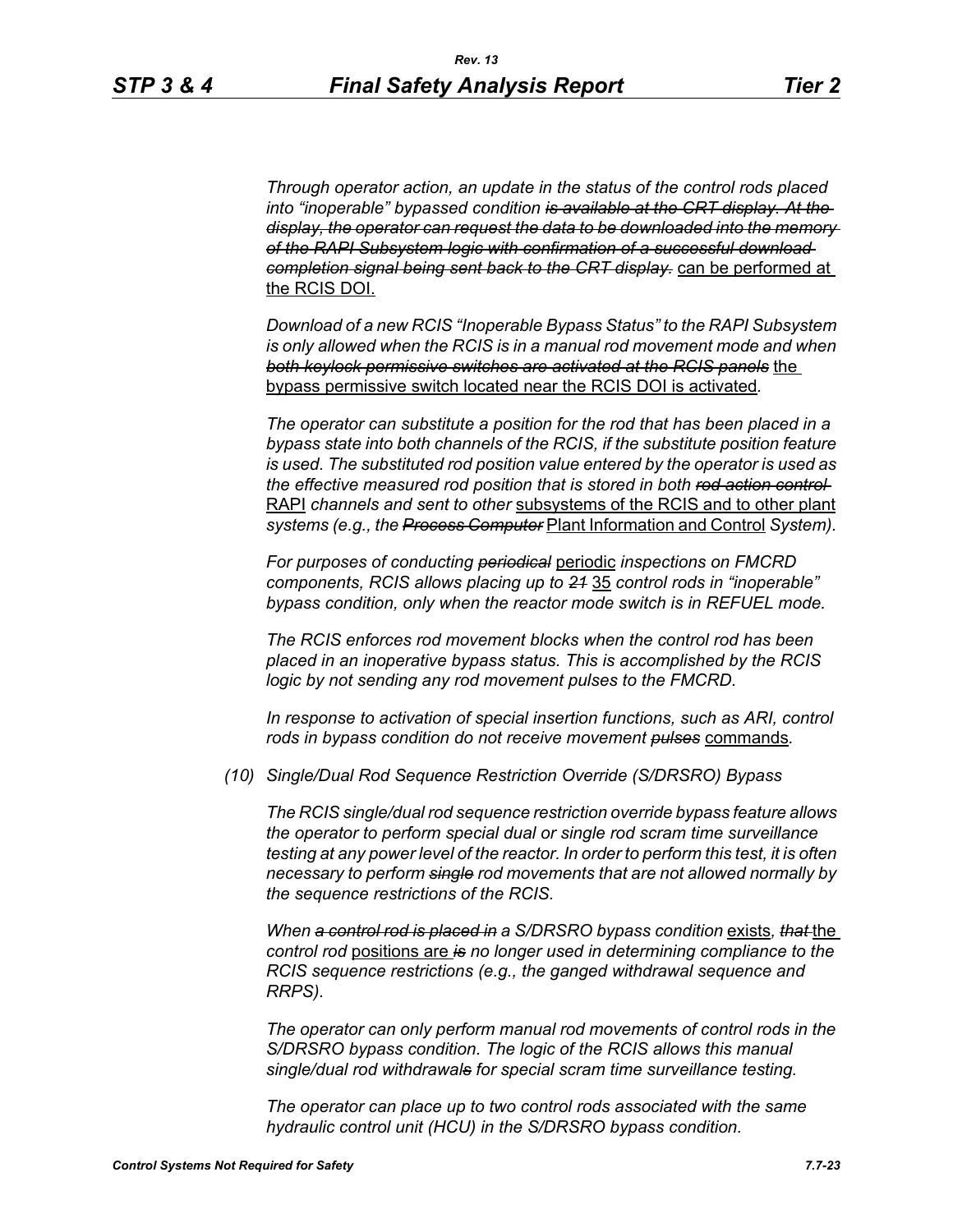*Through operator action, an update in the status of the control rods placed into "inoperable" bypassed condition ~~is available at the CRT display. At the display, the operator can request the data to be downloaded into the memory of the RAPI Subsystem logic with confirmation of a successful download completion signal being sent back to the CRT display.~~* <u>can be performed at the RCIS DOI.</u>

*Download of a new RCIS "Inoperable Bypass Status" to the RAPI Subsystem is only allowed when the RCIS is in a manual rod movement mode and when ~~both keylock permissive switches are activated at the RCIS panels~~* <u>the bypass permissive switch located near the RCIS DOI is activated</u>.

*The operator can substitute a position for the rod that has been placed in a bypass state into both channels of the RCIS, if the substitute position feature is used. The substituted rod position value entered by the operator is used as the effective measured rod position that is stored in both ~~rod action control~~* <u>RAPI</u> *channels and sent to other* <u>subsystems of the RCIS and to other plant</u> *systems (e.g., the ~~Process Computer~~* <u>Plant Information and Control</u> *System).*

*For purposes of conducting ~~periodical~~* <u>periodic</u> *inspections on FMCRD components, RCIS allows placing up to ~~21~~* <u>35</u> *control rods in "inoperable" bypass condition, only when the reactor mode switch is in REFUEL mode.*

*The RCIS enforces rod movement blocks when the control rod has been placed in an inoperative bypass status. This is accomplished by the RCIS logic by not sending any rod movement pulses to the FMCRD.*

*In response to activation of special insertion functions, such as ARI, control rods in bypass condition do not receive movement ~~pulses~~* <u>commands</u>.

*(10) Single/Dual Rod Sequence Restriction Override (S/DRSRO) Bypass*

*The RCIS single/dual rod sequence restriction override bypass feature allows the operator to perform special dual or single rod scram time surveillance testing at any power level of the reactor. In order to perform this test, it is often necessary to perform ~~single~~ rod movements that are not allowed normally by the sequence restrictions of the RCIS.*

*When ~~a control rod is placed in~~ a S/DRSRO bypass condition* <u>exists</u>, *~~that~~* <u>the</u> *control rod* <u>positions are</u> *~~is~~ no longer used in determining compliance to the RCIS sequence restrictions (e.g., the ganged withdrawal sequence and RRPS).*

*The operator can only perform manual rod movements of control rods in the S/DRSRO bypass condition. The logic of the RCIS allows this manual single/dual rod withdrawal~~s~~ for special scram time surveillance testing.*

*The operator can place up to two control rods associated with the same hydraulic control unit (HCU) in the S/DRSRO bypass condition.*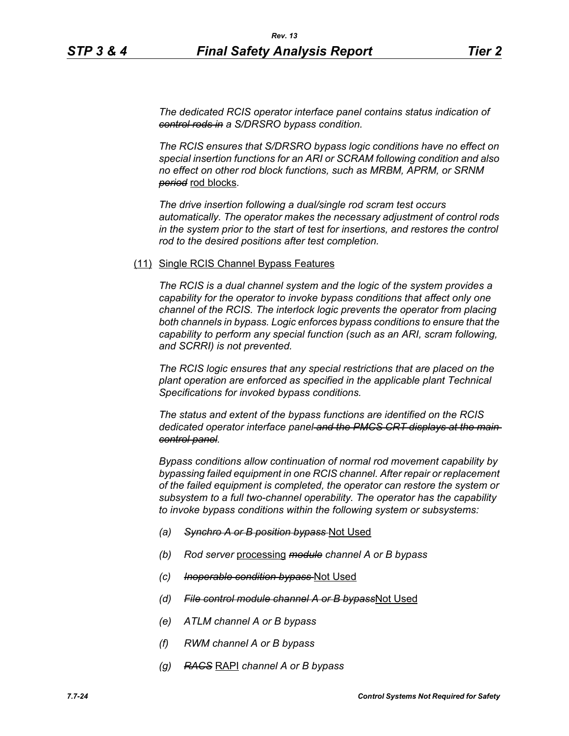The dedicated RCIS operator interface panel contains status indication of ~~control rods in~~ a S/DRSRO bypass condition.

The RCIS ensures that S/DRSRO bypass logic conditions have no effect on special insertion functions for an ARI or SCRAM following condition and also no effect on other rod block functions, such as MRBM, APRM, or SRNM ~~period~~ rod blocks.

The drive insertion following a dual/single rod scram test occurs automatically. The operator makes the necessary adjustment of control rods in the system prior to the start of test for insertions, and restores the control rod to the desired positions after test completion.

(11) Single RCIS Channel Bypass Features

The RCIS is a dual channel system and the logic of the system provides a capability for the operator to invoke bypass conditions that affect only one channel of the RCIS. The interlock logic prevents the operator from placing both channels in bypass. Logic enforces bypass conditions to ensure that the capability to perform any special function (such as an ARI, scram following, and SCRRI) is not prevented.

The RCIS logic ensures that any special restrictions that are placed on the plant operation are enforced as specified in the applicable plant Technical Specifications for invoked bypass conditions.

The status and extent of the bypass functions are identified on the RCIS dedicated operator interface panel ~~and the PMCS CRT displays at the main control panel~~.

Bypass conditions allow continuation of normal rod movement capability by bypassing failed equipment in one RCIS channel. After repair or replacement of the failed equipment is completed, the operator can restore the system or subsystem to a full two-channel operability. The operator has the capability to invoke bypass conditions within the following system or subsystems:

- (a) ~~Synchro A or B position bypass~~ Not Used
- (b) Rod server processing ~~module~~ channel A or B bypass
- (c) ~~Inoperable condition bypass~~ Not Used
- (d) ~~File control module channel A or B bypass~~ Not Used
- (e) ATLM channel A or B bypass
- (f) RWM channel A or B bypass
- (g) ~~RACS~~ RAPI channel A or B bypass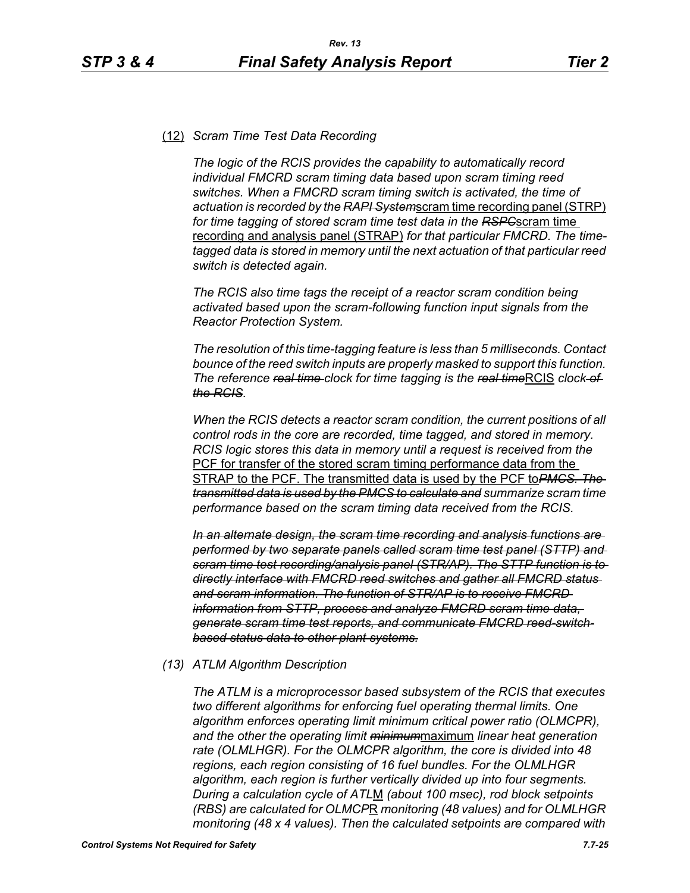(12) *Scram Time Test Data Recording*

*The logic of the RCIS provides the capability to automatically record individual FMCRD scram timing data based upon scram timing reed switches. When a FMCRD scram timing switch is activated, the time of actuation is recorded by the ~~RAPI System~~*scram time recording panel (STRP) *for time tagging of stored scram time test data in the ~~RSPC~~*scram time recording and analysis panel (STRAP) *for that particular FMCRD. The time-tagged data is stored in memory until the next actuation of that particular reed switch is detected again.*

*The RCIS also time tags the receipt of a reactor scram condition being activated based upon the scram-following function input signals from the Reactor Protection System.*

*The resolution of this time-tagging feature is less than 5 milliseconds. Contact bounce of the reed switch inputs are properly masked to support this function. The reference ~~real time~~ clock for time tagging is the ~~real time~~*RCIS *clock ~~of the RCIS~~.*

*When the RCIS detects a reactor scram condition, the current positions of all control rods in the core are recorded, time tagged, and stored in memory. RCIS logic stores this data in memory until a request is received from the* PCF for transfer of the stored scram timing performance data from the STRAP to the PCF. The transmitted data is used by the PCF to*~~PMCS. The transmitted data is used by the PMCS to calculate and~~ summarize scram time performance based on the scram timing data received from the RCIS.*

*~~In an alternate design, the scram time recording and analysis functions are performed by two separate panels called scram time test panel (STTP) and scram time test recording/analysis panel (STR/AP). The STTP function is to directly interface with FMCRD reed switches and gather all FMCRD status and scram information. The function of STR/AP is to receive FMCRD information from STTP, process and analyze FMCRD scram time data, generate scram time test reports, and communicate FMCRD reed-switch-based status data to other plant systems.~~*

(13) *ATLM Algorithm Description*

*The ATLM is a microprocessor based subsystem of the RCIS that executes two different algorithms for enforcing fuel operating thermal limits. One algorithm enforces operating limit minimum critical power ratio (OLMCPR), and the other the operating limit ~~minimum~~*maximum *linear heat generation rate (OLMLHGR). For the OLMCPR algorithm, the core is divided into 48 regions, each region consisting of 16 fuel bundles. For the OLMLHGR algorithm, each region is further vertically divided up into four segments. During a calculation cycle of ATL*M *(about 100 msec), rod block setpoints (RBS) are calculated for OLMCP*R *monitoring (48 values) and for OLMLHGR monitoring (48 x 4 values). Then the calculated setpoints are compared with*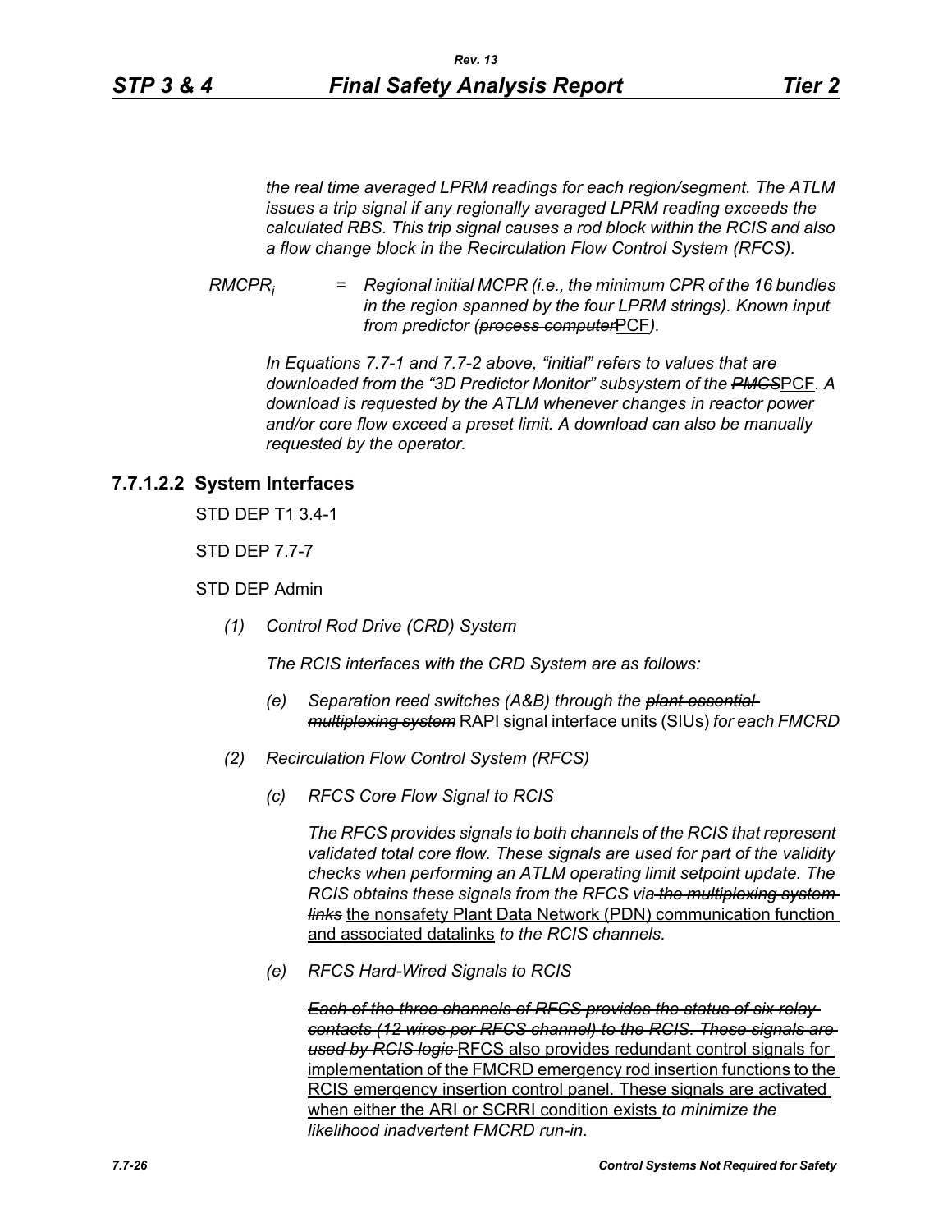*the real time averaged LPRM readings for each region/segment. The ATLM issues a trip signal if any regionally averaged LPRM reading exceeds the calculated RBS. This trip signal causes a rod block within the RCIS and also a flow change block in the Recirculation Flow Control System (RFCS).*

$RMCPR_i$ = *Regional initial MCPR (i.e., the minimum CPR of the 16 bundles in the region spanned by the four LPRM strings). Known input from predictor (~~process computer~~PCF).*

*In Equations 7.7-1 and 7.7-2 above, "initial" refers to values that are downloaded from the "3D Predictor Monitor" subsystem of the ~~PMCS~~PCF. A download is requested by the ATLM whenever changes in reactor power and/or core flow exceed a preset limit. A download can also be manually requested by the operator.*

### 7.7.1.2.2 System Interfaces

STD DEP T1 3.4-1

STD DEP 7.7-7

STD DEP Admin

*(1) Control Rod Drive (CRD) System*

*The RCIS interfaces with the CRD System are as follows:*

*(e) Separation reed switches (A&B) through the ~~plant essential multiplexing system~~* RAPI signal interface units (SIUs) *for each FMCRD*

*(2) Recirculation Flow Control System (RFCS)*

*(c) RFCS Core Flow Signal to RCIS*

*The RFCS provides signals to both channels of the RCIS that represent validated total core flow. These signals are used for part of the validity checks when performing an ATLM operating limit setpoint update. The RCIS obtains these signals from the RFCS via ~~the multiplexing system links~~* the nonsafety Plant Data Network (PDN) communication function and associated datalinks *to the RCIS channels.*

*(e) RFCS Hard-Wired Signals to RCIS*

*~~Each of the three channels of RFCS provides the status of six relay contacts (12 wires per RFCS channel) to the RCIS. These signals are used by RCIS logic~~* RFCS also provides redundant control signals for implementation of the FMCRD emergency rod insertion functions to the RCIS emergency insertion control panel. These signals are activated when either the ARI or SCRRI condition exists *to minimize the likelihood inadvertent FMCRD run-in.*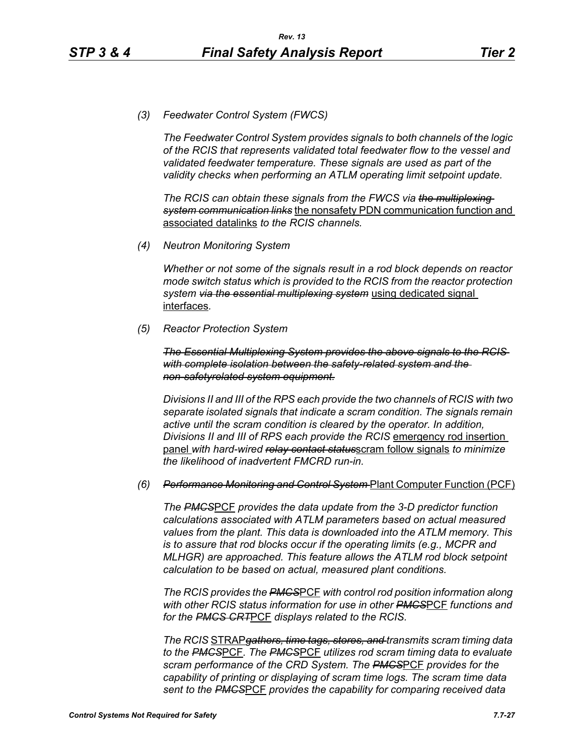*(3) Feedwater Control System (FWCS)*

*The Feedwater Control System provides signals to both channels of the logic of the RCIS that represents validated total feedwater flow to the vessel and validated feedwater temperature. These signals are used as part of the validity checks when performing an ATLM operating limit setpoint update.*

*The RCIS can obtain these signals from the FWCS via ~~the multiplexing system communication links~~* the nonsafety PDN communication function and associated datalinks *to the RCIS channels.*

*(4) Neutron Monitoring System*

*Whether or not some of the signals result in a rod block depends on reactor mode switch status which is provided to the RCIS from the reactor protection system ~~via the essential multiplexing system~~* using dedicated signal interfaces*.*

*(5) Reactor Protection System*

*~~The Essential Multiplexing System provides the above signals to the RCIS with complete isolation between the safety-related system and the non-safetyrelated system equipment.~~*

*Divisions II and III of the RPS each provide the two channels of RCIS with two separate isolated signals that indicate a scram condition. The signals remain active until the scram condition is cleared by the operator. In addition, Divisions II and III of RPS each provide the RCIS* emergency rod insertion panel *with hard-wired ~~relay contact status~~*scram follow signals *to minimize the likelihood of inadvertent FMCRD run-in.*

*(6) ~~Performance Monitoring and Control System~~* Plant Computer Function (PCF)

*The ~~PMCS~~*PCF *provides the data update from the 3-D predictor function calculations associated with ATLM parameters based on actual measured values from the plant. This data is downloaded into the ATLM memory. This is to assure that rod blocks occur if the operating limits (e.g., MCPR and MLHGR) are approached. This feature allows the ATLM rod block setpoint calculation to be based on actual, measured plant conditions.*

*The RCIS provides the ~~PMCS~~*PCF *with control rod position information along with other RCIS status information for use in other ~~PMCS~~*PCF *functions and for the ~~PMCS CRT~~*PCF *displays related to the RCIS.*

*The RCIS* STRAP*~~gathers, time tags, stores, and~~ transmits scram timing data to the ~~PMCS~~*PCF*. The ~~PMCS~~*PCF *utilizes rod scram timing data to evaluate scram performance of the CRD System. The ~~PMCS~~*PCF *provides for the capability of printing or displaying of scram time logs. The scram time data sent to the ~~PMCS~~*PCF *provides the capability for comparing received data*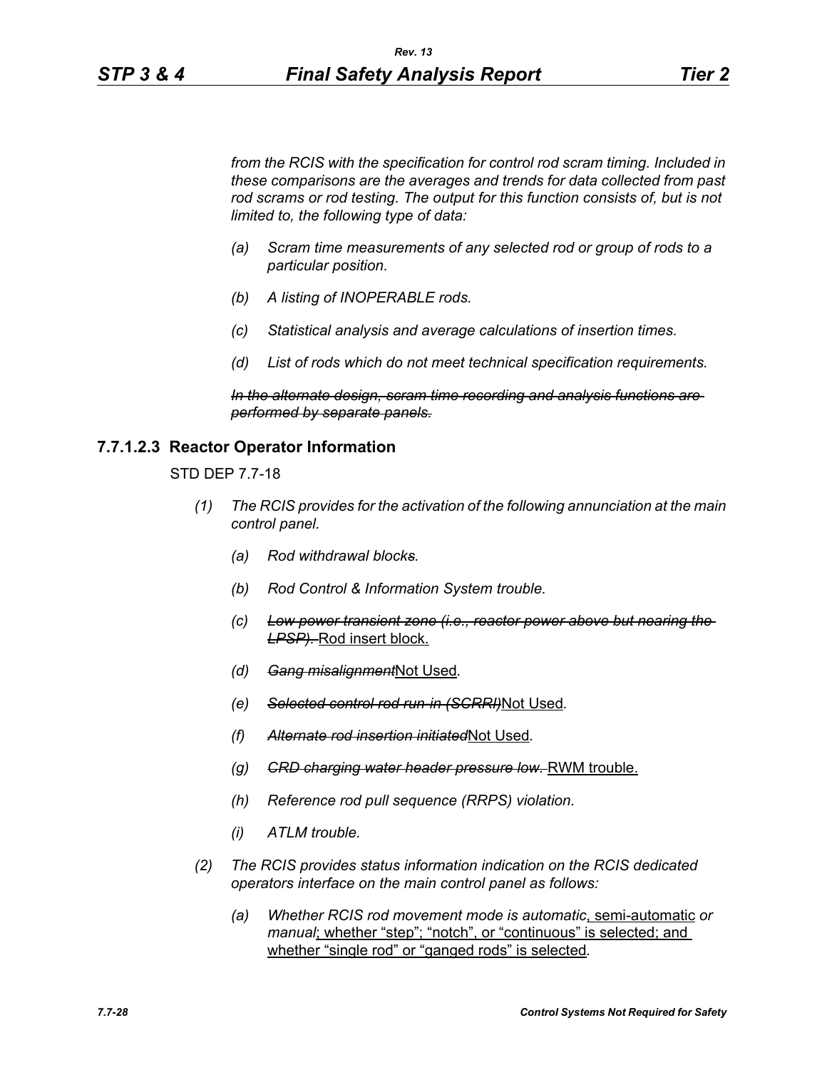*from the RCIS with the specification for control rod scram timing. Included in these comparisons are the averages and trends for data collected from past rod scrams or rod testing. The output for this function consists of, but is not limited to, the following type of data:*

*(a) Scram time measurements of any selected rod or group of rods to a particular position.*

*(b) A listing of INOPERABLE rods.*

*(c) Statistical analysis and average calculations of insertion times.*

*(d) List of rods which do not meet technical specification requirements.*

~~*In the alternate design, scram time recording and analysis functions are performed by separate panels.*~~

### 7.7.1.2.3 Reactor Operator Information

STD DEP 7.7-18

*(1) The RCIS provides for the activation of the following annunciation at the main control panel.*

*(a) Rod withdrawal blocks.*

*(b) Rod Control & Information System trouble.*

*(c)* ~~*Low power transient zone (i.e., reactor power above but nearing the LPSP).*~~ <u>Rod insert block.</u>

*(d)* ~~*Gang misalignment*~~<u>Not Used</u>.

*(e)* ~~*Selected control rod run-in (SCRRI)*~~<u>Not Used</u>.

*(f)* ~~*Alternate rod insertion initiated*~~<u>Not Used</u>.

*(g)* ~~*CRD charging water header pressure low.*~~ <u>RWM trouble.</u>

*(h) Reference rod pull sequence (RRPS) violation.*

*(i) ATLM trouble.*

*(2) The RCIS provides status information indication on the RCIS dedicated operators interface on the main control panel as follows:*

*(a) Whether RCIS rod movement mode is automatic*<u>, semi-automatic</u> *or manual*<u>; whether "step"; "notch", or "continuous" is selected; and whether "single rod" or "ganged rods" is selected</u>.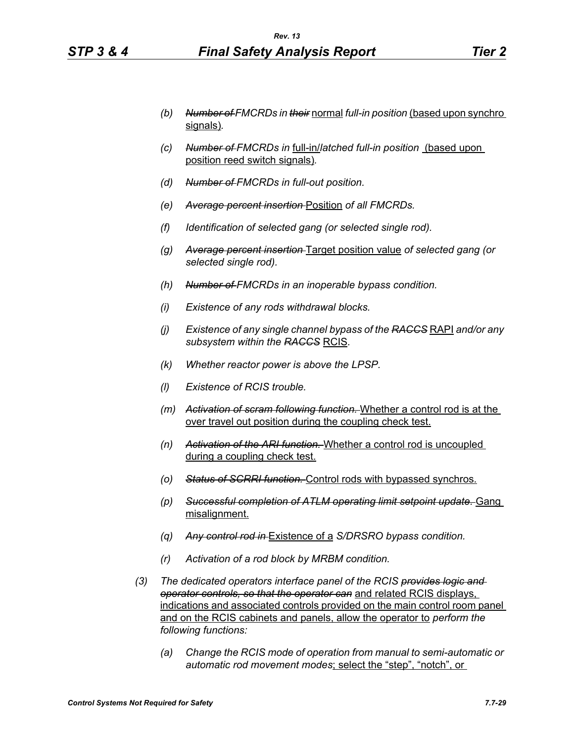(b) ~~Number of~~ *FMCRDs in* ~~their~~ normal *full-in position* (based upon synchro signals).

(c) ~~Number of~~ *FMCRDs in* full-in/*latched full-in position* (based upon position reed switch signals).

(d) ~~Number of~~ *FMCRDs in full-out position.*

(e) ~~Average percent insertion~~ Position *of all FMCRDs.*

(f) *Identification of selected gang (or selected single rod).*

(g) ~~Average percent insertion~~ Target position value *of selected gang (or selected single rod).*

(h) ~~Number of~~ *FMCRDs in an inoperable bypass condition.*

(i) *Existence of any rods withdrawal blocks.*

(j) *Existence of any single channel bypass of the* ~~RACCS~~ RAPI *and/or any subsystem within the* ~~RACCS~~ RCIS.

(k) *Whether reactor power is above the LPSP.*

(l) *Existence of RCIS trouble.*

(m) ~~Activation of scram following function.~~ Whether a control rod is at the over travel out position during the coupling check test.

(n) ~~Activation of the ARI function.~~ Whether a control rod is uncoupled during a coupling check test.

(o) ~~Status of SCRRI function.~~ Control rods with bypassed synchros.

(p) ~~Successful completion of ATLM operating limit setpoint update.~~ Gang misalignment.

(q) ~~Any control rod in~~ Existence of a *S/DRSRO bypass condition.*

(r) *Activation of a rod block by MRBM condition.*

(3) *The dedicated operators interface panel of the RCIS* ~~provides logic and operator controls, so that the operator can~~ and related RCIS displays, indications and associated controls provided on the main control room panel and on the RCIS cabinets and panels, allow the operator to *perform the following functions:*

(a) *Change the RCIS mode of operation from manual to semi-automatic or automatic rod movement modes*; select the "step", "notch", or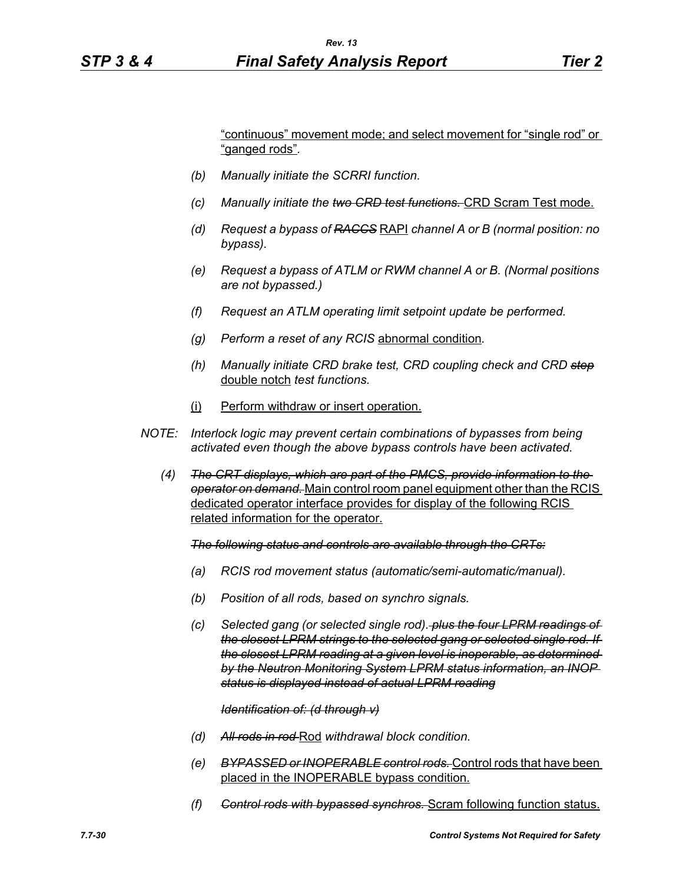<u>"continuous" movement mode; and select movement for "single rod" or "ganged rods"</u>.

(b) *Manually initiate the SCRRI function.*

(c) *Manually initiate the ~~two CRD test functions.~~* <u>CRD Scram Test mode.</u>

(d) *Request a bypass of ~~RACCS~~* <u>RAPI</u> *channel A or B (normal position: no bypass).*

(e) *Request a bypass of ATLM or RWM channel A or B. (Normal positions are not bypassed.)*

(f) *Request an ATLM operating limit setpoint update be performed.*

(g) *Perform a reset of any RCIS* <u>abnormal condition</u>*.*

(h) *Manually initiate CRD brake test, CRD coupling check and CRD ~~stop~~* <u>double notch</u> *test functions.*

<u>(i)</u> <u>Perform withdraw or insert operation.</u>

*NOTE: Interlock logic may prevent certain combinations of bypasses from being activated even though the above bypass controls have been activated.*

(4) ~~*The CRT displays, which are part of the PMCS, provide information to the operator on demand.*~~ <u>Main control room panel equipment other than the RCIS dedicated operator interface provides for display of the following RCIS related information for the operator.</u>

~~*The following status and controls are available through the CRTs:*~~

(a) *RCIS rod movement status (automatic/semi-automatic/manual).*

(b) *Position of all rods, based on synchro signals.*

(c) *Selected gang (or selected single rod).* ~~*plus the four LPRM readings of the closest LPRM strings to the selected gang or selected single rod. If the closest LPRM reading at a given level is inoperable, as determined by the Neutron Monitoring System LPRM status information, an INOP status is displayed instead of actual LPRM reading*~~

~~*Identification of: (d through v)*~~

(d) ~~*All rods in rod*~~ <u>Rod</u> *withdrawal block condition.*

(e) ~~*BYPASSED or INOPERABLE control rods.*~~ <u>Control rods that have been placed in the INOPERABLE bypass condition.</u>

(f) ~~*Control rods with bypassed synchros.*~~ <u>Scram following function status.</u>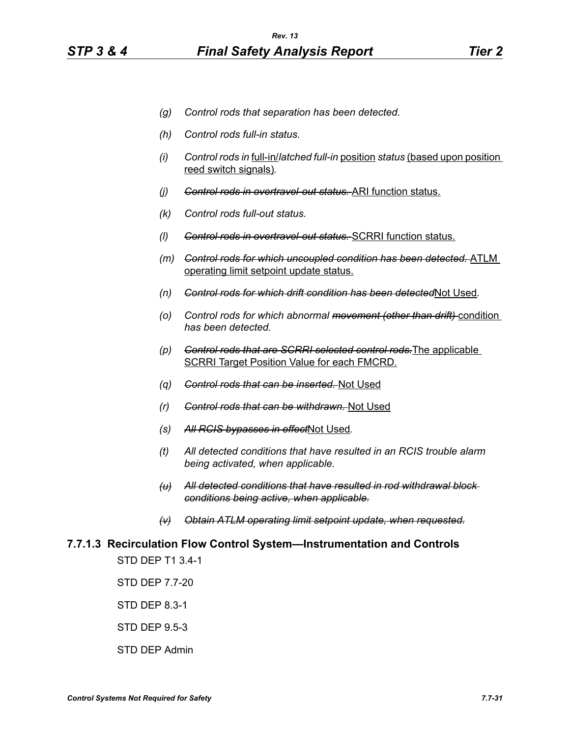*(g) Control rods that separation has been detected.*

*(h) Control rods full-in status.*

*(i) Control rods in* <u>full-in/</u>*latched full-in* <u>position</u> *status* <u>(based upon position reed switch signals)</u>*.*

*(j)* ~~*Control rods in overtravel-out status.*~~ <u>ARI function status.</u>

*(k) Control rods full-out status.*

*(l)* ~~*Control rods in overtravel-out status.*~~ <u>SCRRI function status.</u>

*(m)* ~~*Control rods for which uncoupled condition has been detected.*~~ <u>ATLM operating limit setpoint update status.</u>

*(n)* ~~*Control rods for which drift condition has been detected*~~<u>Not Used</u>*.*

*(o) Control rods for which abnormal* ~~*movement (other than drift)*~~ <u>condition</u> *has been detected.*

*(p)* ~~*Control rods that are SCRRI selected control rods.*~~<u>The applicable SCRRI Target Position Value for each FMCRD.</u>

*(q)* ~~*Control rods that can be inserted.*~~ <u>Not Used</u>

*(r)* ~~*Control rods that can be withdrawn.*~~ <u>Not Used</u>

*(s)* ~~*All RCIS bypasses in effect*~~<u>Not Used</u>.

*(t) All detected conditions that have resulted in an RCIS trouble alarm being activated, when applicable.*

~~*(u) All detected conditions that have resulted in rod withdrawal block conditions being active, when applicable.*~~

~~*(v) Obtain ATLM operating limit setpoint update, when requested.*~~

### 7.7.1.3 Recirculation Flow Control System—Instrumentation and Controls

STD DEP T1 3.4-1

STD DEP 7.7-20

STD DEP 8.3-1

STD DEP 9.5-3

STD DEP Admin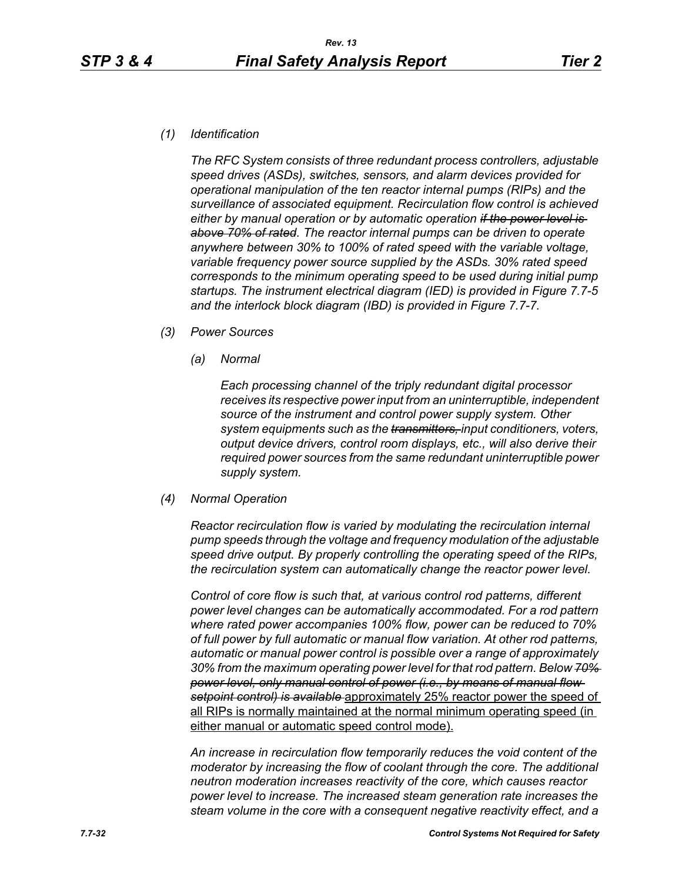*(1) Identification*

*The RFC System consists of three redundant process controllers, adjustable speed drives (ASDs), switches, sensors, and alarm devices provided for operational manipulation of the ten reactor internal pumps (RIPs) and the surveillance of associated equipment. Recirculation flow control is achieved either by manual operation or by automatic operation ~~if the power level is above 70% of rated~~. The reactor internal pumps can be driven to operate anywhere between 30% to 100% of rated speed with the variable voltage, variable frequency power source supplied by the ASDs. 30% rated speed corresponds to the minimum operating speed to be used during initial pump startups. The instrument electrical diagram (IED) is provided in Figure 7.7-5 and the interlock block diagram (IBD) is provided in Figure 7.7-7.*

*(3) Power Sources*

*(a) Normal*

*Each processing channel of the triply redundant digital processor receives its respective power input from an uninterruptible, independent source of the instrument and control power supply system. Other system equipments such as the ~~transmitters,~~ input conditioners, voters, output device drivers, control room displays, etc., will also derive their required power sources from the same redundant uninterruptible power supply system.*

*(4) Normal Operation*

*Reactor recirculation flow is varied by modulating the recirculation internal pump speeds through the voltage and frequency modulation of the adjustable speed drive output. By properly controlling the operating speed of the RIPs, the recirculation system can automatically change the reactor power level.*

*Control of core flow is such that, at various control rod patterns, different power level changes can be automatically accommodated. For a rod pattern where rated power accompanies 100% flow, power can be reduced to 70% of full power by full automatic or manual flow variation. At other rod patterns, automatic or manual power control is possible over a range of approximately 30% from the maximum operating power level for that rod pattern. Below ~~70% power level, only manual control of power (i.e., by means of manual flow setpoint control) is available~~* <u>approximately 25% reactor power the speed of all RIPs is normally maintained at the normal minimum operating speed (in either manual or automatic speed control mode).</u>

*An increase in recirculation flow temporarily reduces the void content of the moderator by increasing the flow of coolant through the core. The additional neutron moderation increases reactivity of the core, which causes reactor power level to increase. The increased steam generation rate increases the steam volume in the core with a consequent negative reactivity effect, and a*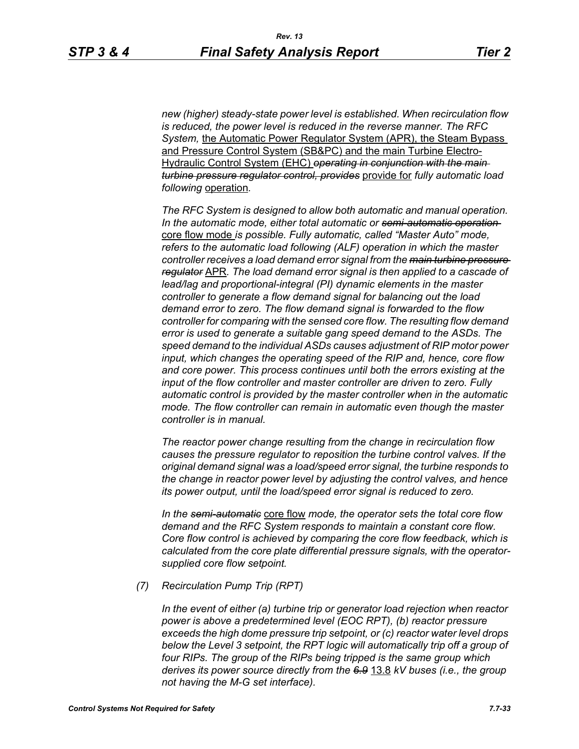*new (higher) steady-state power level is established. When recirculation flow is reduced, the power level is reduced in the reverse manner. The RFC System,* <u>the Automatic Power Regulator System (APR), the Steam Bypass and Pressure Control System (SB&PC) and the main Turbine Electro-Hydraulic Control System (EHC)</u> ~~*operating in conjunction with the main turbine pressure regulator control, provides*~~ <u>provide for</u> *fully automatic load following* <u>operation</u>.

*The RFC System is designed to allow both automatic and manual operation. In the automatic mode, either total automatic or* ~~*semi-automatic operation*~~ <u>core flow mode</u> *is possible. Fully automatic, called "Master Auto" mode, refers to the automatic load following (ALF) operation in which the master controller receives a load demand error signal from the* ~~*main turbine pressure regulator*~~ <u>APR</u>. *The load demand error signal is then applied to a cascade of lead/lag and proportional-integral (PI) dynamic elements in the master controller to generate a flow demand signal for balancing out the load demand error to zero. The flow demand signal is forwarded to the flow controller for comparing with the sensed core flow. The resulting flow demand error is used to generate a suitable gang speed demand to the ASDs. The speed demand to the individual ASDs causes adjustment of RIP motor power input, which changes the operating speed of the RIP and, hence, core flow and core power. This process continues until both the errors existing at the input of the flow controller and master controller are driven to zero. Fully automatic control is provided by the master controller when in the automatic mode. The flow controller can remain in automatic even though the master controller is in manual.*

*The reactor power change resulting from the change in recirculation flow causes the pressure regulator to reposition the turbine control valves. If the original demand signal was a load/speed error signal, the turbine responds to the change in reactor power level by adjusting the control valves, and hence its power output, until the load/speed error signal is reduced to zero.*

*In the* ~~*semi-automatic*~~ <u>core flow</u> *mode, the operator sets the total core flow demand and the RFC System responds to maintain a constant core flow. Core flow control is achieved by comparing the core flow feedback, which is calculated from the core plate differential pressure signals, with the operator-supplied core flow setpoint.*

*(7) Recirculation Pump Trip (RPT)*

*In the event of either (a) turbine trip or generator load rejection when reactor power is above a predetermined level (EOC RPT), (b) reactor pressure exceeds the high dome pressure trip setpoint, or (c) reactor water level drops below the Level 3 setpoint, the RPT logic will automatically trip off a group of four RIPs. The group of the RIPs being tripped is the same group which derives its power source directly from the* ~~*6.9*~~ <u>13.8</u> *kV buses (i.e., the group not having the M-G set interface).*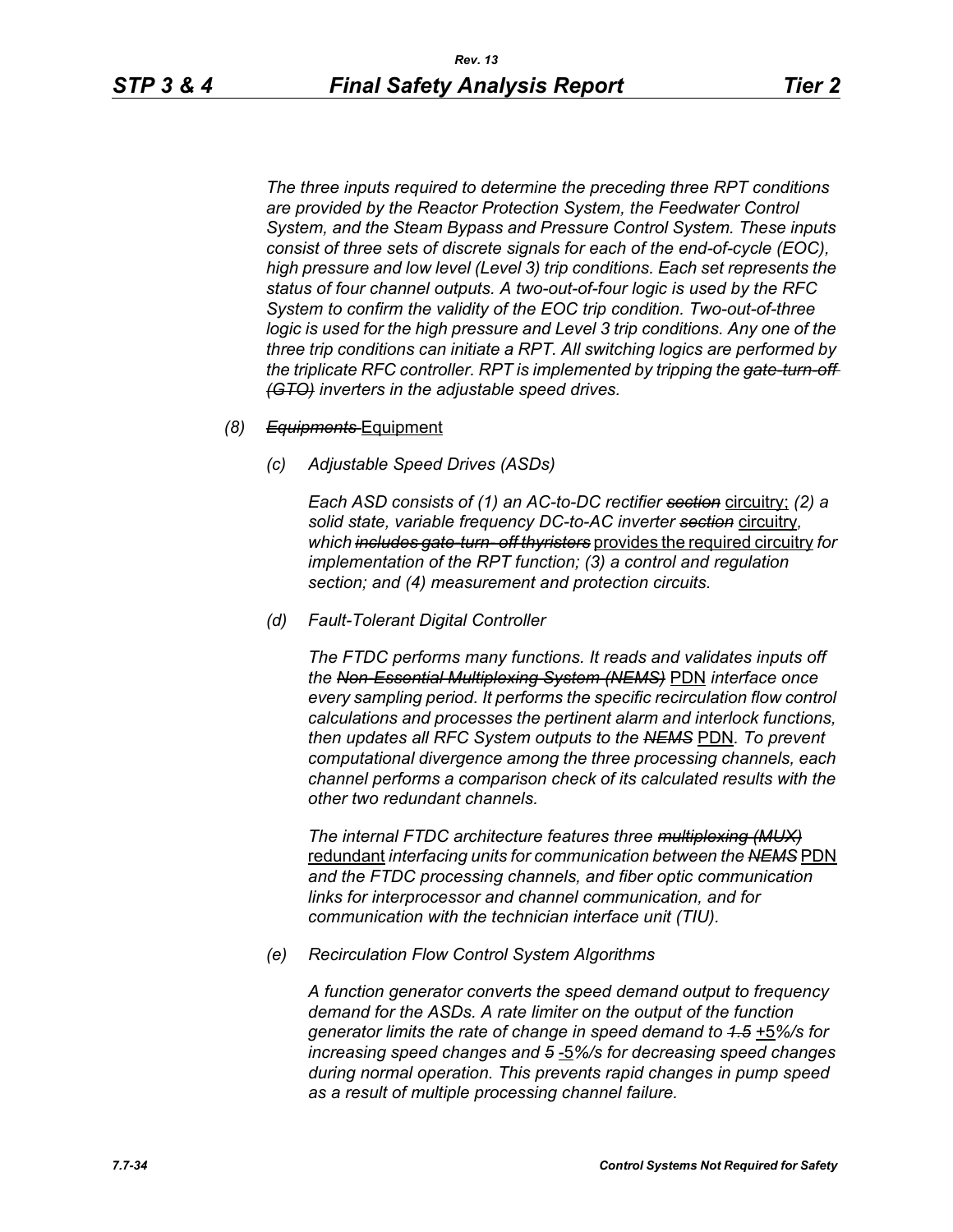*The three inputs required to determine the preceding three RPT conditions are provided by the Reactor Protection System, the Feedwater Control System, and the Steam Bypass and Pressure Control System. These inputs consist of three sets of discrete signals for each of the end-of-cycle (EOC), high pressure and low level (Level 3) trip conditions. Each set represents the status of four channel outputs. A two-out-of-four logic is used by the RFC System to confirm the validity of the EOC trip condition. Two-out-of-three logic is used for the high pressure and Level 3 trip conditions. Any one of the three trip conditions can initiate a RPT. All switching logics are performed by the triplicate RFC controller. RPT is implemented by tripping the ~~gate-turn-off (GTO)~~ inverters in the adjustable speed drives.*

*(8)* ~~*Equipments*~~ Equipment

*(c) Adjustable Speed Drives (ASDs)*

*Each ASD consists of (1) an AC-to-DC rectifier ~~section~~* circuitry; *(2) a solid state, variable frequency DC-to-AC inverter ~~section~~* circuitry, *which ~~includes gate-turn- off thyristors~~* provides the required circuitry *for implementation of the RPT function; (3) a control and regulation section; and (4) measurement and protection circuits.*

*(d) Fault-Tolerant Digital Controller*

*The FTDC performs many functions. It reads and validates inputs off the ~~Non-Essential Multiplexing System (NEMS)~~* PDN *interface once every sampling period. It performs the specific recirculation flow control calculations and processes the pertinent alarm and interlock functions, then updates all RFC System outputs to the ~~NEMS~~* PDN. *To prevent computational divergence among the three processing channels, each channel performs a comparison check of its calculated results with the other two redundant channels.*

*The internal FTDC architecture features three ~~multiplexing (MUX)~~* redundant *interfacing units for communication between the ~~NEMS~~* PDN *and the FTDC processing channels, and fiber optic communication links for interprocessor and channel communication, and for communication with the technician interface unit (TIU).*

*(e) Recirculation Flow Control System Algorithms*

*A function generator converts the speed demand output to frequency demand for the ASDs. A rate limiter on the output of the function generator limits the rate of change in speed demand to ~~1.5~~* +5*%/s for increasing speed changes and ~~5~~* -5*%/s for decreasing speed changes during normal operation. This prevents rapid changes in pump speed as a result of multiple processing channel failure.*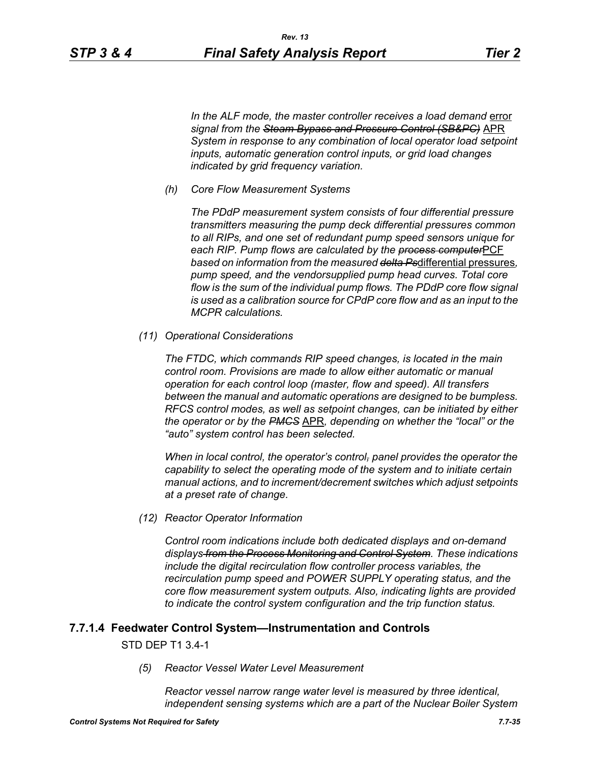*In the ALF mode, the master controller receives a load demand* error *signal from the* ~~*Steam Bypass and Pressure Control (SB&PC)*~~ APR *System in response to any combination of local operator load setpoint inputs, automatic generation control inputs, or grid load changes indicated by grid frequency variation.*

*(h) Core Flow Measurement Systems*

*The PDdP measurement system consists of four differential pressure transmitters measuring the pump deck differential pressures common to all RIPs, and one set of redundant pump speed sensors unique for each RIP. Pump flows are calculated by the* ~~*process computer*~~PCF *based on information from the measured* ~~*delta Ps*~~differential pressures*, pump speed, and the vendorsupplied pump head curves. Total core flow is the sum of the individual pump flows. The PDdP core flow signal is used as a calibration source for CPdP core flow and as an input to the MCPR calculations.*

*(11) Operational Considerations*

*The FTDC, which commands RIP speed changes, is located in the main control room. Provisions are made to allow either automatic or manual operation for each control loop (master, flow and speed). All transfers between the manual and automatic operations are designed to be bumpless. RFCS control modes, as well as setpoint changes, can be initiated by either the operator or by the* ~~*PMCS*~~ APR*, depending on whether the "local" or the "auto" system control has been selected.*

*When in local control, the operator's control*~~*,*~~ *panel provides the operator the capability to select the operating mode of the system and to initiate certain manual actions, and to increment/decrement switches which adjust setpoints at a preset rate of change.*

*(12) Reactor Operator Information*

*Control room indications include both dedicated displays and on-demand displays* ~~*from the Process Monitoring and Control System*~~*. These indications include the digital recirculation flow controller process variables, the recirculation pump speed and POWER SUPPLY operating status, and the core flow measurement system outputs. Also, indicating lights are provided to indicate the control system configuration and the trip function status.*

### 7.7.1.4 Feedwater Control System—Instrumentation and Controls

STD DEP T1 3.4-1

*(5) Reactor Vessel Water Level Measurement*

*Reactor vessel narrow range water level is measured by three identical, independent sensing systems which are a part of the Nuclear Boiler System*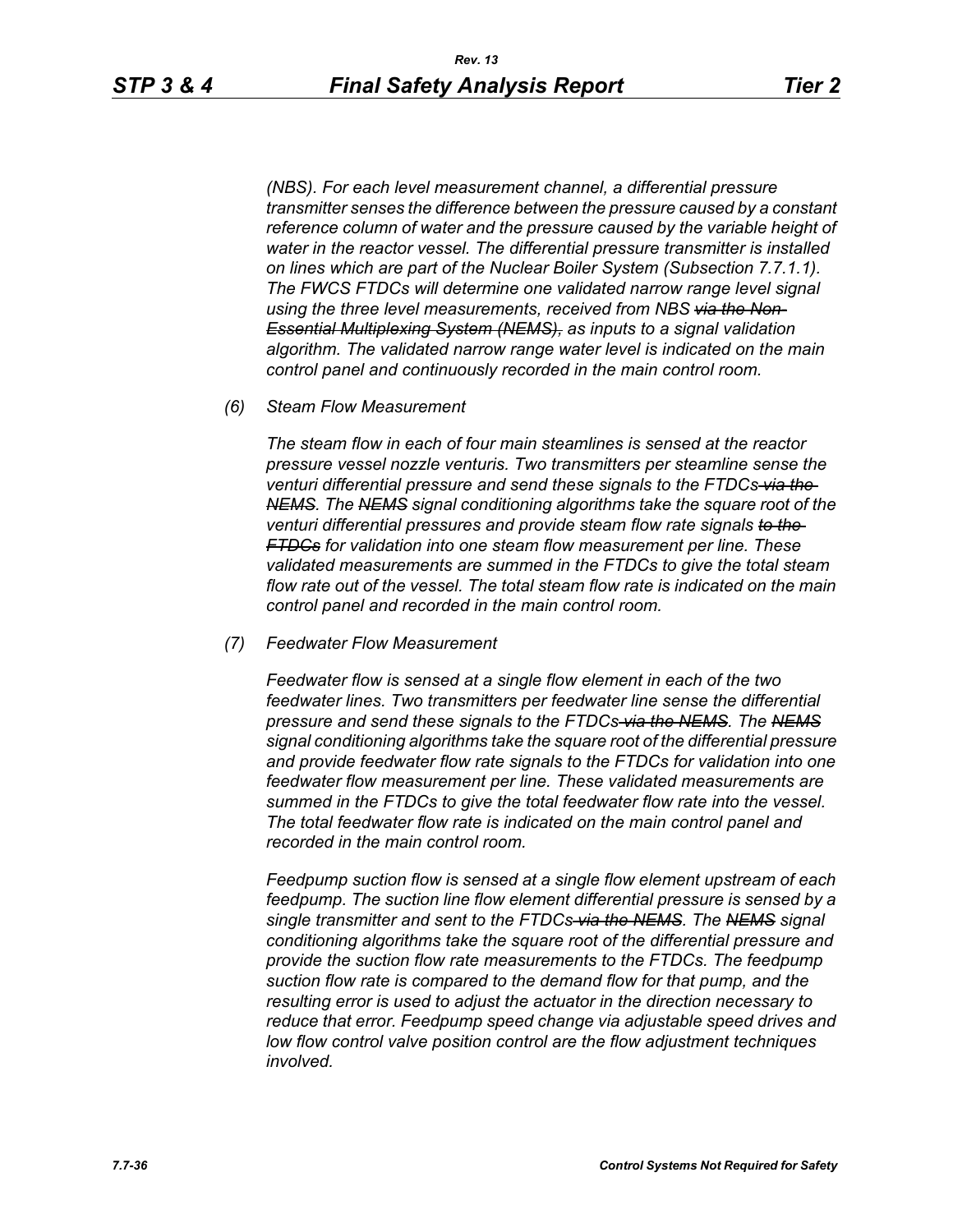*(NBS). For each level measurement channel, a differential pressure transmitter senses the difference between the pressure caused by a constant reference column of water and the pressure caused by the variable height of water in the reactor vessel. The differential pressure transmitter is installed on lines which are part of the Nuclear Boiler System (Subsection 7.7.1.1). The FWCS FTDCs will determine one validated narrow range level signal using the three level measurements, received from NBS ~~via the Non-Essential Multiplexing System (NEMS),~~ as inputs to a signal validation algorithm. The validated narrow range water level is indicated on the main control panel and continuously recorded in the main control room.*

*(6) Steam Flow Measurement*

*The steam flow in each of four main steamlines is sensed at the reactor pressure vessel nozzle venturis. Two transmitters per steamline sense the venturi differential pressure and send these signals to the FTDCs ~~via the NEMS~~. The ~~NEMS~~ signal conditioning algorithms take the square root of the venturi differential pressures and provide steam flow rate signals ~~to the FTDCs~~ for validation into one steam flow measurement per line. These validated measurements are summed in the FTDCs to give the total steam flow rate out of the vessel. The total steam flow rate is indicated on the main control panel and recorded in the main control room.*

*(7) Feedwater Flow Measurement*

*Feedwater flow is sensed at a single flow element in each of the two feedwater lines. Two transmitters per feedwater line sense the differential pressure and send these signals to the FTDCs ~~via the NEMS~~. The ~~NEMS~~ signal conditioning algorithms take the square root of the differential pressure and provide feedwater flow rate signals to the FTDCs for validation into one feedwater flow measurement per line. These validated measurements are summed in the FTDCs to give the total feedwater flow rate into the vessel. The total feedwater flow rate is indicated on the main control panel and recorded in the main control room.*

*Feedpump suction flow is sensed at a single flow element upstream of each feedpump. The suction line flow element differential pressure is sensed by a single transmitter and sent to the FTDCs ~~via the NEMS~~. The ~~NEMS~~ signal conditioning algorithms take the square root of the differential pressure and provide the suction flow rate measurements to the FTDCs. The feedpump suction flow rate is compared to the demand flow for that pump, and the resulting error is used to adjust the actuator in the direction necessary to reduce that error. Feedpump speed change via adjustable speed drives and low flow control valve position control are the flow adjustment techniques involved.*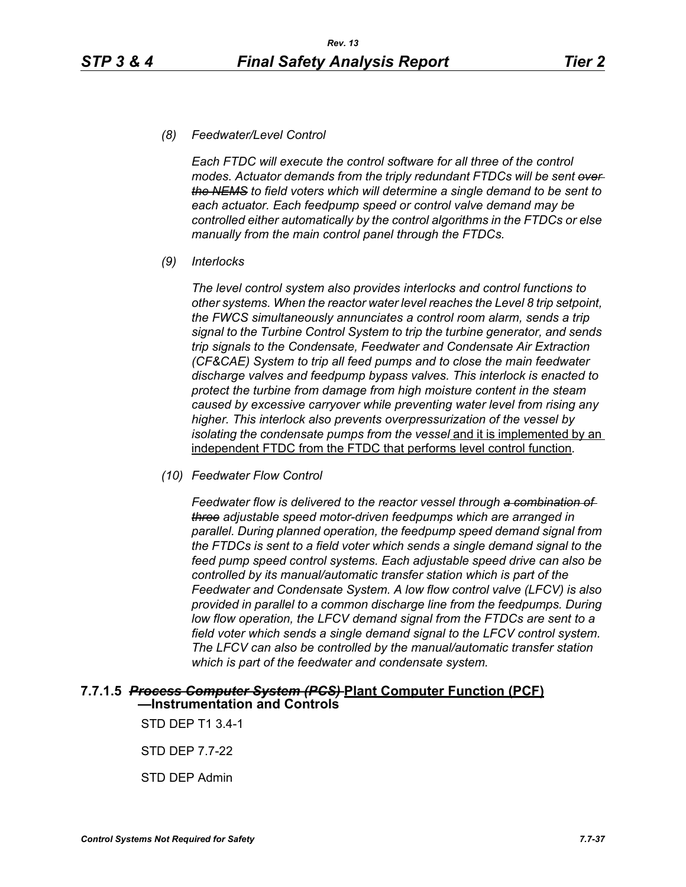*(8) Feedwater/Level Control*

*Each FTDC will execute the control software for all three of the control modes. Actuator demands from the triply redundant FTDCs will be sent ~~over the NEMS~~ to field voters which will determine a single demand to be sent to each actuator. Each feedpump speed or control valve demand may be controlled either automatically by the control algorithms in the FTDCs or else manually from the main control panel through the FTDCs.*

*(9) Interlocks*

*The level control system also provides interlocks and control functions to other systems. When the reactor water level reaches the Level 8 trip setpoint, the FWCS simultaneously annunciates a control room alarm, sends a trip signal to the Turbine Control System to trip the turbine generator, and sends trip signals to the Condensate, Feedwater and Condensate Air Extraction (CF&CAE) System to trip all feed pumps and to close the main feedwater discharge valves and feedpump bypass valves. This interlock is enacted to protect the turbine from damage from high moisture content in the steam caused by excessive carryover while preventing water level from rising any higher. This interlock also prevents overpressurization of the vessel by isolating the condensate pumps from the vessel* <u>and it is implemented by an independent FTDC from the FTDC that performs level control function</u>*.*

*(10) Feedwater Flow Control*

*Feedwater flow is delivered to the reactor vessel through ~~a combination of three~~ adjustable speed motor-driven feedpumps which are arranged in parallel. During planned operation, the feedpump speed demand signal from the FTDCs is sent to a field voter which sends a single demand signal to the feed pump speed control systems. Each adjustable speed drive can also be controlled by its manual/automatic transfer station which is part of the Feedwater and Condensate System. A low flow control valve (LFCV) is also provided in parallel to a common discharge line from the feedpumps. During low flow operation, the LFCV demand signal from the FTDCs are sent to a field voter which sends a single demand signal to the LFCV control system. The LFCV can also be controlled by the manual/automatic transfer station which is part of the feedwater and condensate system.*

### 7.7.1.5 ~~*Process Computer System (PCS)*~~ <u>Plant Computer Function (PCF)</u> —Instrumentation and Controls

STD DEP T1 3.4-1

STD DEP 7.7-22

STD DEP Admin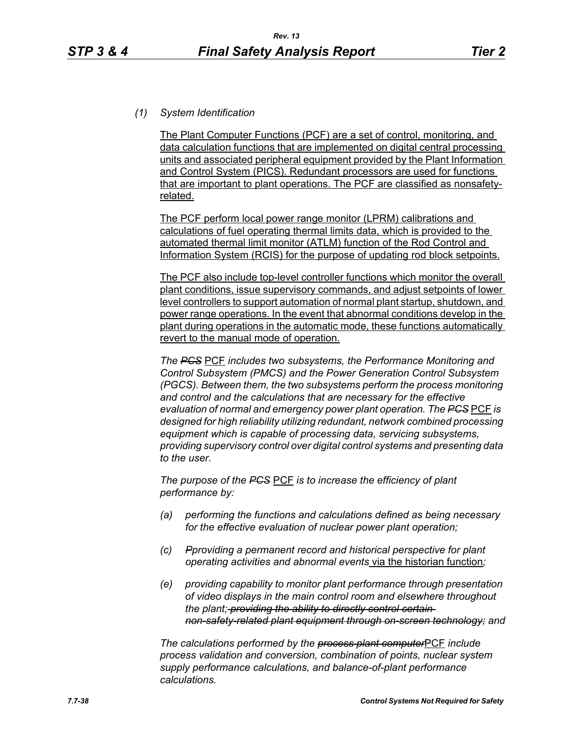*(1) System Identification*

The Plant Computer Functions (PCF) are a set of control, monitoring, and data calculation functions that are implemented on digital central processing units and associated peripheral equipment provided by the Plant Information and Control System (PICS). Redundant processors are used for functions that are important to plant operations. The PCF are classified as nonsafety-related.

The PCF perform local power range monitor (LPRM) calibrations and calculations of fuel operating thermal limits data, which is provided to the automated thermal limit monitor (ATLM) function of the Rod Control and Information System (RCIS) for the purpose of updating rod block setpoints.

The PCF also include top-level controller functions which monitor the overall plant conditions, issue supervisory commands, and adjust setpoints of lower level controllers to support automation of normal plant startup, shutdown, and power range operations. In the event that abnormal conditions develop in the plant during operations in the automatic mode, these functions automatically revert to the manual mode of operation.

*The ~~PCS~~ PCF includes two subsystems, the Performance Monitoring and Control Subsystem (PMCS) and the Power Generation Control Subsystem (PGCS). Between them, the two subsystems perform the process monitoring and control and the calculations that are necessary for the effective evaluation of normal and emergency power plant operation. The ~~PCS~~ PCF is designed for high reliability utilizing redundant, network combined processing equipment which is capable of processing data, servicing subsystems, providing supervisory control over digital control systems and presenting data to the user.*

*The purpose of the ~~PCS~~ PCF is to increase the efficiency of plant performance by:*

*(a) performing the functions and calculations defined as being necessary for the effective evaluation of nuclear power plant operation;*

*(c) ~~P~~providing a permanent record and historical perspective for plant operating activities and abnormal events via the historian function;*

*(e) providing capability to monitor plant performance through presentation of video displays in the main control room and elsewhere throughout the plant;~~ providing the ability to directly control certain non-safety-related plant equipment through on-screen technology;~~ and*

*The calculations performed by the ~~process plant computer~~PCF include process validation and conversion, combination of points, nuclear system supply performance calculations, and balance-of-plant performance calculations.*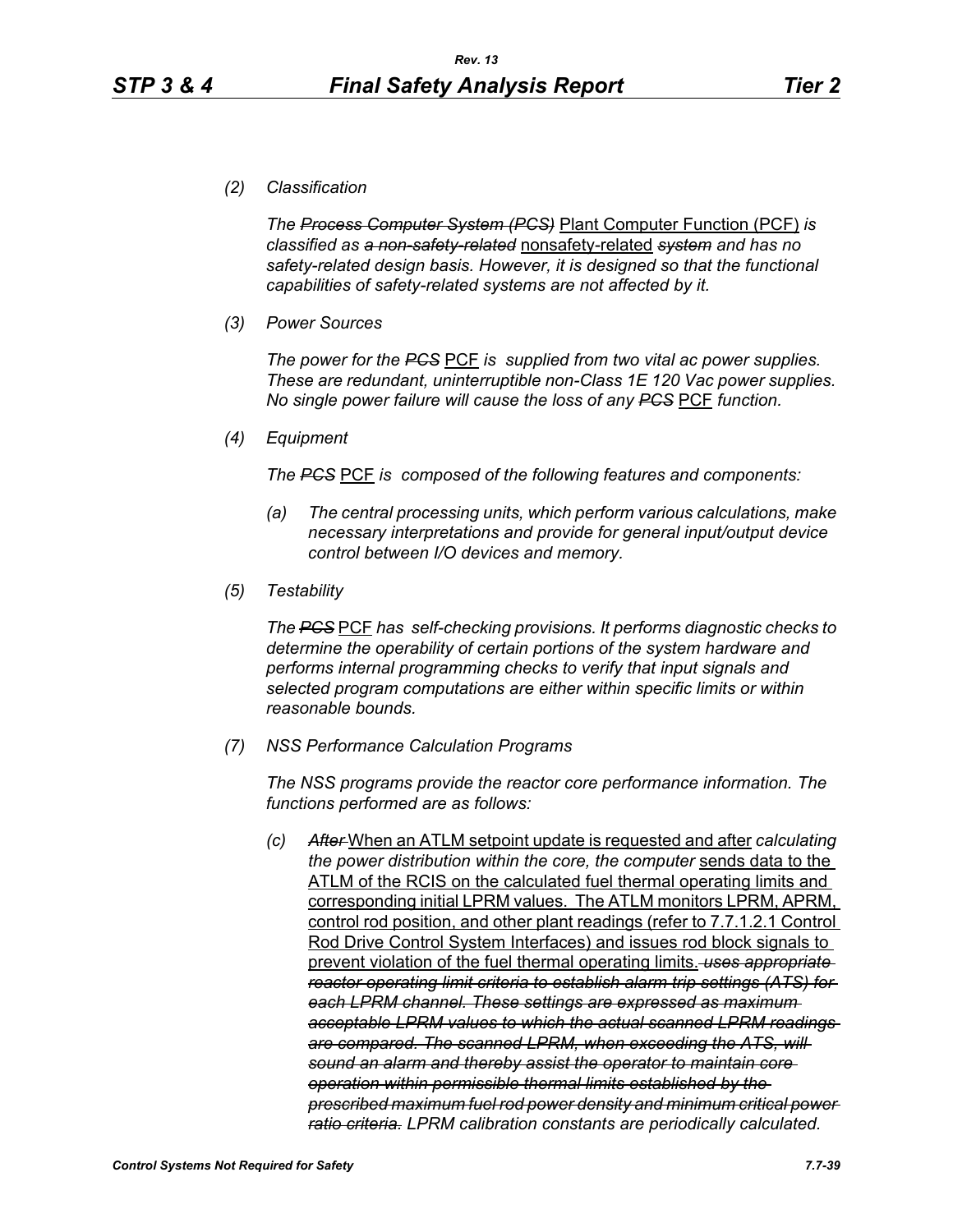*(2) Classification*

*The ~~Process Computer System (PCS)~~* Plant Computer Function (PCF) *is classified as ~~a non-safety-related~~* nonsafety-related *~~system~~ and has no safety-related design basis. However, it is designed so that the functional capabilities of safety-related systems are not affected by it.*

*(3) Power Sources*

*The power for the ~~PCS~~* PCF *is supplied from two vital ac power supplies. These are redundant, uninterruptible non-Class 1E 120 Vac power supplies. No single power failure will cause the loss of any ~~PCS~~* PCF *function.*

*(4) Equipment*

*The ~~PCS~~* PCF *is composed of the following features and components:*

*(a) The central processing units, which perform various calculations, make necessary interpretations and provide for general input/output device control between I/O devices and memory.*

*(5) Testability*

*The ~~PCS~~* PCF *has self-checking provisions. It performs diagnostic checks to determine the operability of certain portions of the system hardware and performs internal programming checks to verify that input signals and selected program computations are either within specific limits or within reasonable bounds.*

*(7) NSS Performance Calculation Programs*

*The NSS programs provide the reactor core performance information. The functions performed are as follows:*

*(c) ~~After~~* When an ATLM setpoint update is requested and after *calculating the power distribution within the core, the computer* sends data to the ATLM of the RCIS on the calculated fuel thermal operating limits and corresponding initial LPRM values. The ATLM monitors LPRM, APRM, control rod position, and other plant readings (refer to 7.7.1.2.1 Control Rod Drive Control System Interfaces) and issues rod block signals to prevent violation of the fuel thermal operating limits. *~~uses appropriate reactor operating limit criteria to establish alarm trip settings (ATS) for each LPRM channel. These settings are expressed as maximum acceptable LPRM values to which the actual scanned LPRM readings are compared. The scanned LPRM, when exceeding the ATS, will sound an alarm and thereby assist the operator to maintain core operation within permissible thermal limits established by the prescribed maximum fuel rod power density and minimum critical power ratio criteria.~~ LPRM calibration constants are periodically calculated.*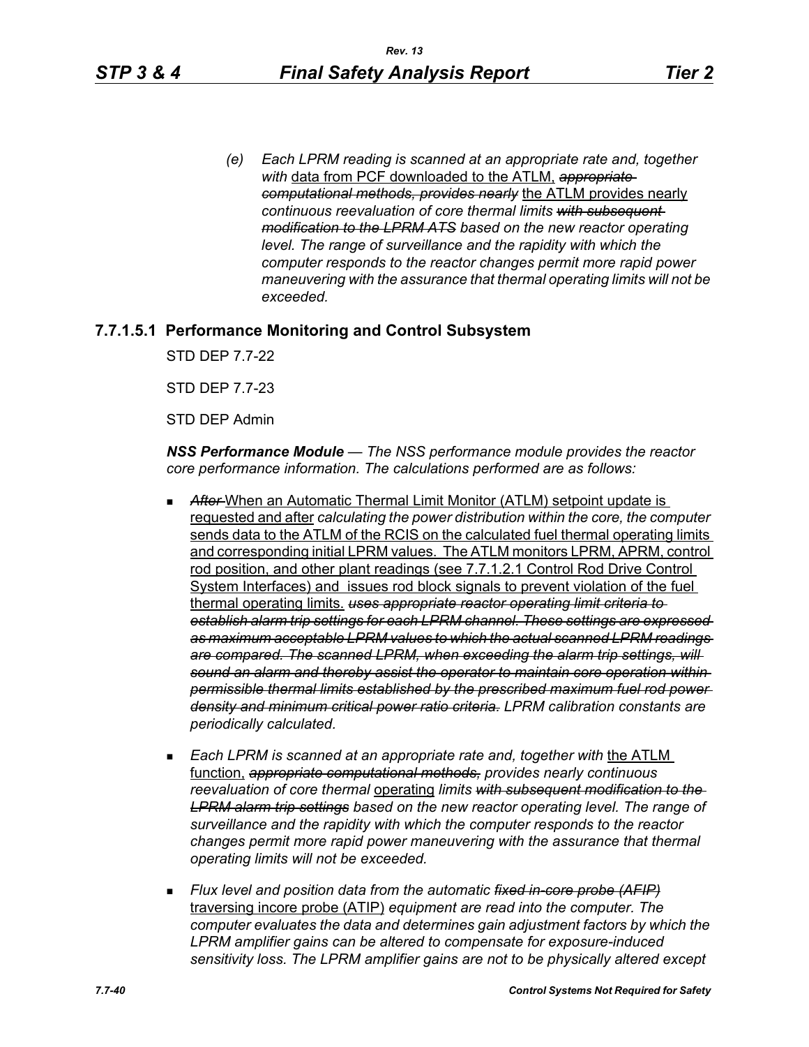(e) *Each LPRM reading is scanned at an appropriate rate and, together with* data from PCF downloaded to the ATLM, ~~*appropriate computational methods, provides nearly*~~ the ATLM provides nearly *continuous reevaluation of core thermal limits* ~~*with subsequent modification to the LPRM ATS*~~ *based on the new reactor operating level. The range of surveillance and the rapidity with which the computer responds to the reactor changes permit more rapid power maneuvering with the assurance that thermal operating limits will not be exceeded.*

### 7.7.1.5.1 Performance Monitoring and Control Subsystem

STD DEP 7.7-22

STD DEP 7.7-23

STD DEP Admin

***NSS Performance Module*** *— The NSS performance module provides the reactor core performance information. The calculations performed are as follows:*

- ~~*After*~~ When an Automatic Thermal Limit Monitor (ATLM) setpoint update is requested and after *calculating the power distribution within the core, the computer* sends data to the ATLM of the RCIS on the calculated fuel thermal operating limits and corresponding initial LPRM values. The ATLM monitors LPRM, APRM, control rod position, and other plant readings (see 7.7.1.2.1 Control Rod Drive Control System Interfaces) and issues rod block signals to prevent violation of the fuel thermal operating limits. ~~*uses appropriate reactor operating limit criteria to establish alarm trip settings for each LPRM channel. These settings are expressed as maximum acceptable LPRM values to which the actual scanned LPRM readings are compared. The scanned LPRM, when exceeding the alarm trip settings, will sound an alarm and thereby assist the operator to maintain core operation within permissible thermal limits established by the prescribed maximum fuel rod power density and minimum critical power ratio criteria.*~~ *LPRM calibration constants are periodically calculated.*

- *Each LPRM is scanned at an appropriate rate and, together with* the ATLM function, ~~*appropriate computational methods,*~~ *provides nearly continuous reevaluation of core thermal* operating *limits* ~~*with subsequent modification to the LPRM alarm trip settings*~~ *based on the new reactor operating level. The range of surveillance and the rapidity with which the computer responds to the reactor changes permit more rapid power maneuvering with the assurance that thermal operating limits will not be exceeded.*

- *Flux level and position data from the automatic* ~~*fixed in-core probe (AFIP)*~~ traversing incore probe (ATIP) *equipment are read into the computer. The computer evaluates the data and determines gain adjustment factors by which the LPRM amplifier gains can be altered to compensate for exposure-induced sensitivity loss. The LPRM amplifier gains are not to be physically altered except*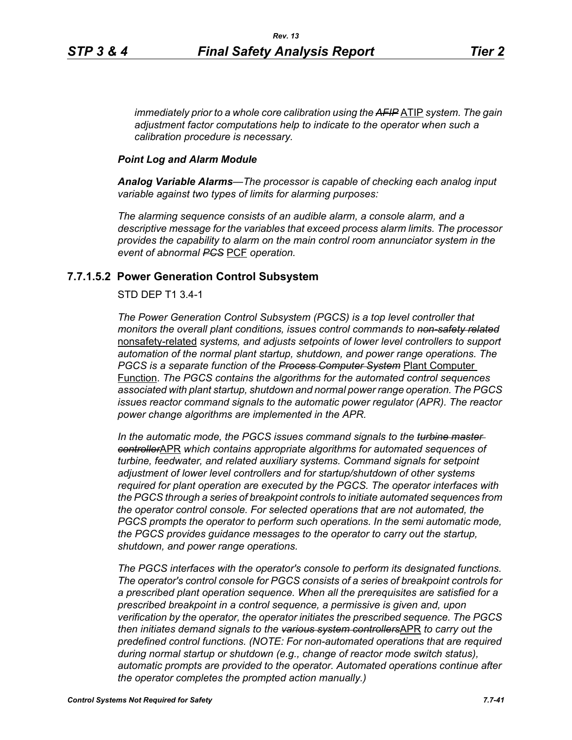*immediately prior to a whole core calibration using the ~~AFIP~~ ATIP system. The gain adjustment factor computations help to indicate to the operator when such a calibration procedure is necessary.*

***Point Log and Alarm Module***

***Analog Variable Alarms****—The processor is capable of checking each analog input variable against two types of limits for alarming purposes:*

*The alarming sequence consists of an audible alarm, a console alarm, and a descriptive message for the variables that exceed process alarm limits. The processor provides the capability to alarm on the main control room annunciator system in the event of abnormal ~~PCS~~ PCF operation.*

## 7.7.1.5.2 Power Generation Control Subsystem

STD DEP T1 3.4-1

*The Power Generation Control Subsystem (PGCS) is a top level controller that monitors the overall plant conditions, issues control commands to ~~non-safety related~~ nonsafety-related systems, and adjusts setpoints of lower level controllers to support automation of the normal plant startup, shutdown, and power range operations. The PGCS is a separate function of the ~~Process Computer System~~ Plant Computer Function. The PGCS contains the algorithms for the automated control sequences associated with plant startup, shutdown and normal power range operation. The PGCS issues reactor command signals to the automatic power regulator (APR). The reactor power change algorithms are implemented in the APR.*

*In the automatic mode, the PGCS issues command signals to the ~~turbine master controller~~APR which contains appropriate algorithms for automated sequences of turbine, feedwater, and related auxiliary systems. Command signals for setpoint adjustment of lower level controllers and for startup/shutdown of other systems required for plant operation are executed by the PGCS. The operator interfaces with the PGCS through a series of breakpoint controls to initiate automated sequences from the operator control console. For selected operations that are not automated, the PGCS prompts the operator to perform such operations. In the semi automatic mode, the PGCS provides guidance messages to the operator to carry out the startup, shutdown, and power range operations.*

*The PGCS interfaces with the operator's console to perform its designated functions. The operator's control console for PGCS consists of a series of breakpoint controls for a prescribed plant operation sequence. When all the prerequisites are satisfied for a prescribed breakpoint in a control sequence, a permissive is given and, upon verification by the operator, the operator initiates the prescribed sequence. The PGCS then initiates demand signals to the ~~various system controllers~~APR to carry out the predefined control functions. (NOTE: For non-automated operations that are required during normal startup or shutdown (e.g., change of reactor mode switch status), automatic prompts are provided to the operator. Automated operations continue after the operator completes the prompted action manually.)*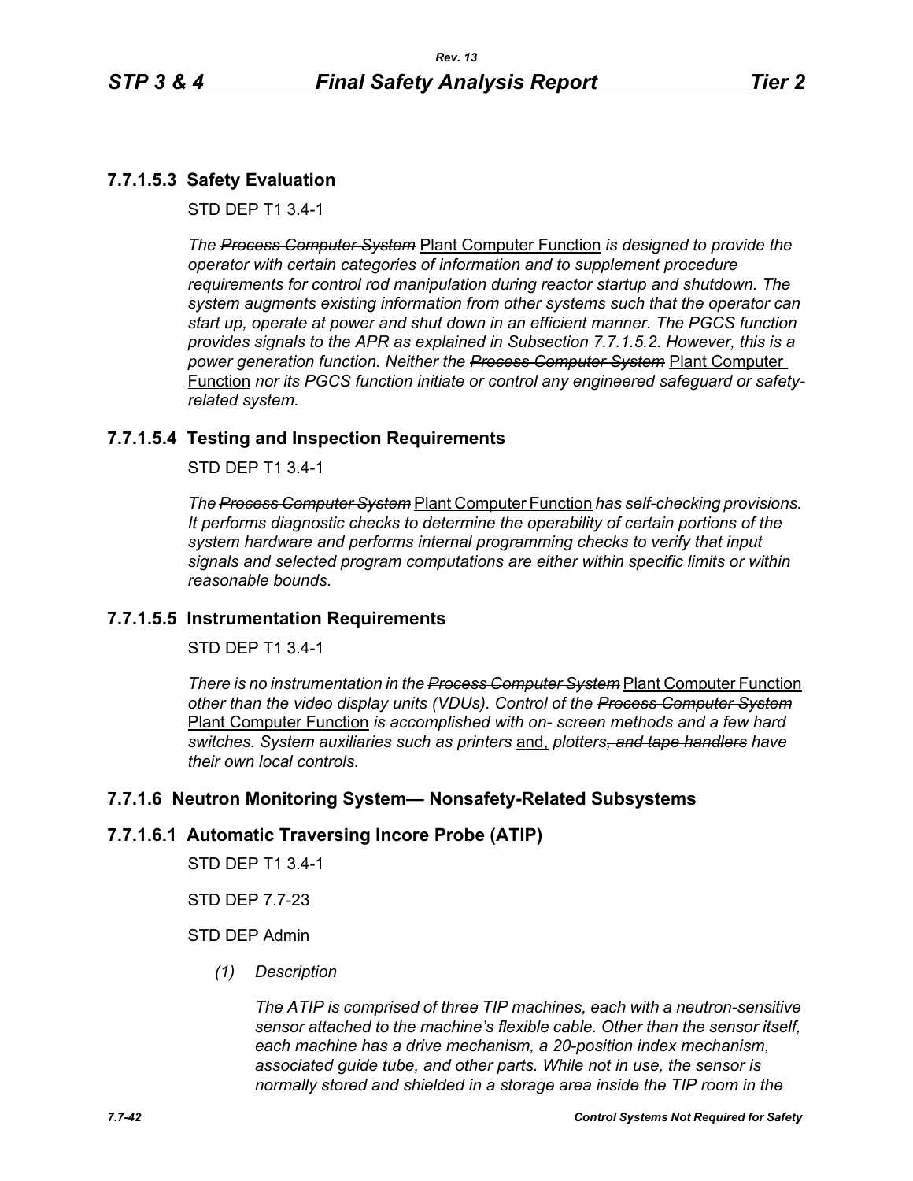## 7.7.1.5.3 Safety Evaluation

STD DEP T1 3.4-1

*The ~~Process Computer System~~* Plant Computer Function *is designed to provide the operator with certain categories of information and to supplement procedure requirements for control rod manipulation during reactor startup and shutdown. The system augments existing information from other systems such that the operator can start up, operate at power and shut down in an efficient manner. The PGCS function provides signals to the APR as explained in Subsection 7.7.1.5.2. However, this is a power generation function. Neither the ~~Process Computer System~~* Plant Computer Function *nor its PGCS function initiate or control any engineered safeguard or safety-related system.*

## 7.7.1.5.4 Testing and Inspection Requirements

STD DEP T1 3.4-1

*The ~~Process Computer System~~* Plant Computer Function *has self-checking provisions. It performs diagnostic checks to determine the operability of certain portions of the system hardware and performs internal programming checks to verify that input signals and selected program computations are either within specific limits or within reasonable bounds.*

## 7.7.1.5.5 Instrumentation Requirements

STD DEP T1 3.4-1

*There is no instrumentation in the ~~Process Computer System~~* Plant Computer Function *other than the video display units (VDUs). Control of the ~~Process Computer System~~* Plant Computer Function *is accomplished with on- screen methods and a few hard switches. System auxiliaries such as printers* and, *plotters~~, and tape handlers~~ have their own local controls.*

## 7.7.1.6 Neutron Monitoring System— Nonsafety-Related Subsystems

## 7.7.1.6.1 Automatic Traversing Incore Probe (ATIP)

STD DEP T1 3.4-1

STD DEP 7.7-23

STD DEP Admin

*(1) Description*

*The ATIP is comprised of three TIP machines, each with a neutron-sensitive sensor attached to the machine's flexible cable. Other than the sensor itself, each machine has a drive mechanism, a 20-position index mechanism, associated guide tube, and other parts. While not in use, the sensor is normally stored and shielded in a storage area inside the TIP room in the*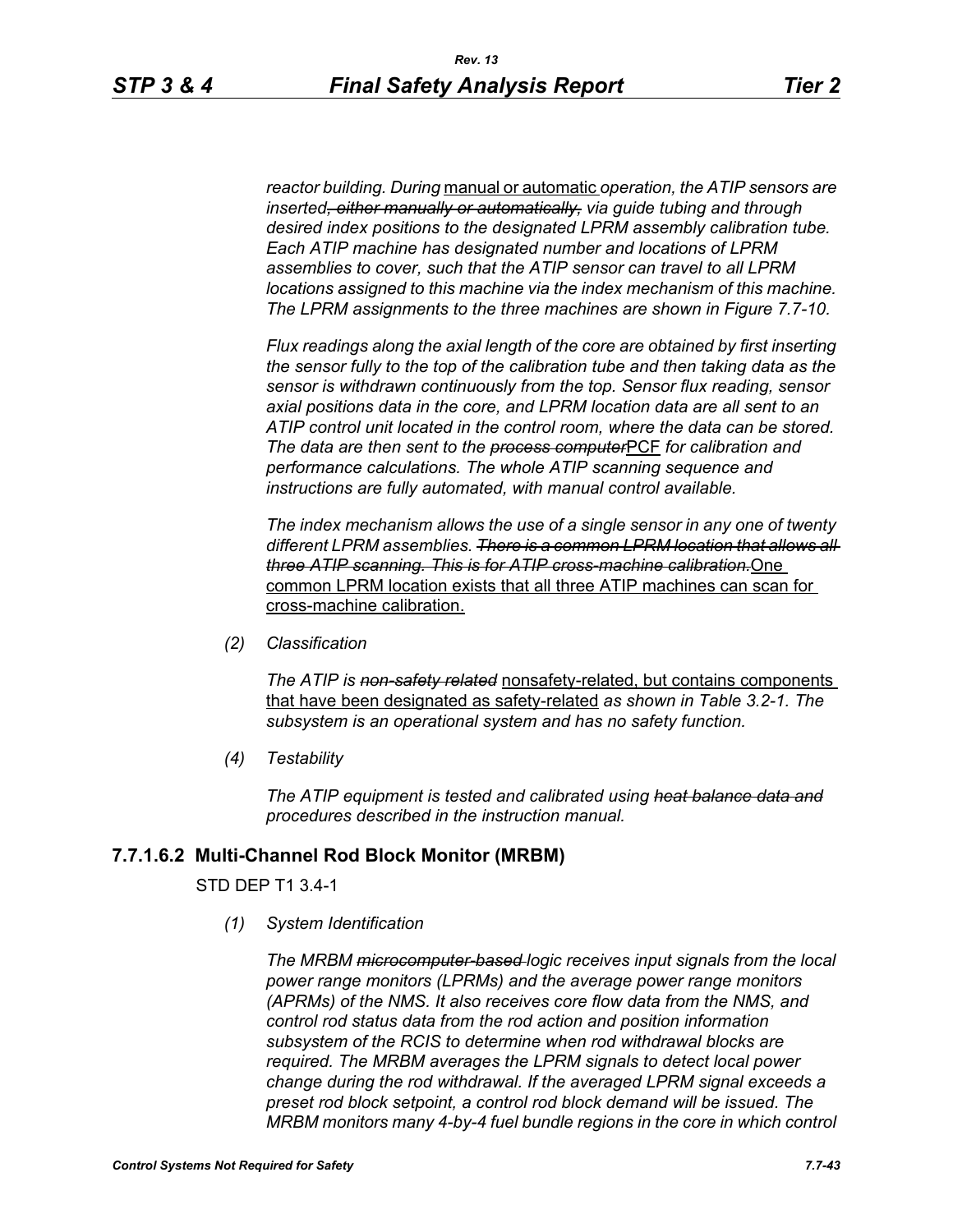*reactor building. During* manual or automatic *operation, the ATIP sensors are inserted~~, either manually or automatically,~~ via guide tubing and through desired index positions to the designated LPRM assembly calibration tube. Each ATIP machine has designated number and locations of LPRM assemblies to cover, such that the ATIP sensor can travel to all LPRM locations assigned to this machine via the index mechanism of this machine. The LPRM assignments to the three machines are shown in Figure 7.7-10.*

*Flux readings along the axial length of the core are obtained by first inserting the sensor fully to the top of the calibration tube and then taking data as the sensor is withdrawn continuously from the top. Sensor flux reading, sensor axial positions data in the core, and LPRM location data are all sent to an ATIP control unit located in the control room, where the data can be stored. The data are then sent to the ~~process computer~~*PCF *for calibration and performance calculations. The whole ATIP scanning sequence and instructions are fully automated, with manual control available.*

*The index mechanism allows the use of a single sensor in any one of twenty different LPRM assemblies. ~~There is a common LPRM location that allows all three ATIP scanning. This is for ATIP cross-machine calibration.~~*One common LPRM location exists that all three ATIP machines can scan for cross-machine calibration.

*(2) Classification*

*The ATIP is ~~non-safety related~~* nonsafety-related, but contains components that have been designated as safety-related *as shown in Table 3.2-1. The subsystem is an operational system and has no safety function.*

*(4) Testability*

*The ATIP equipment is tested and calibrated using ~~heat balance data and~~ procedures described in the instruction manual.*

### 7.7.1.6.2 Multi-Channel Rod Block Monitor (MRBM)

STD DEP T1 3.4-1

*(1) System Identification*

*The MRBM ~~microcomputer-based~~ logic receives input signals from the local power range monitors (LPRMs) and the average power range monitors (APRMs) of the NMS. It also receives core flow data from the NMS, and control rod status data from the rod action and position information subsystem of the RCIS to determine when rod withdrawal blocks are required. The MRBM averages the LPRM signals to detect local power change during the rod withdrawal. If the averaged LPRM signal exceeds a preset rod block setpoint, a control rod block demand will be issued. The MRBM monitors many 4-by-4 fuel bundle regions in the core in which control*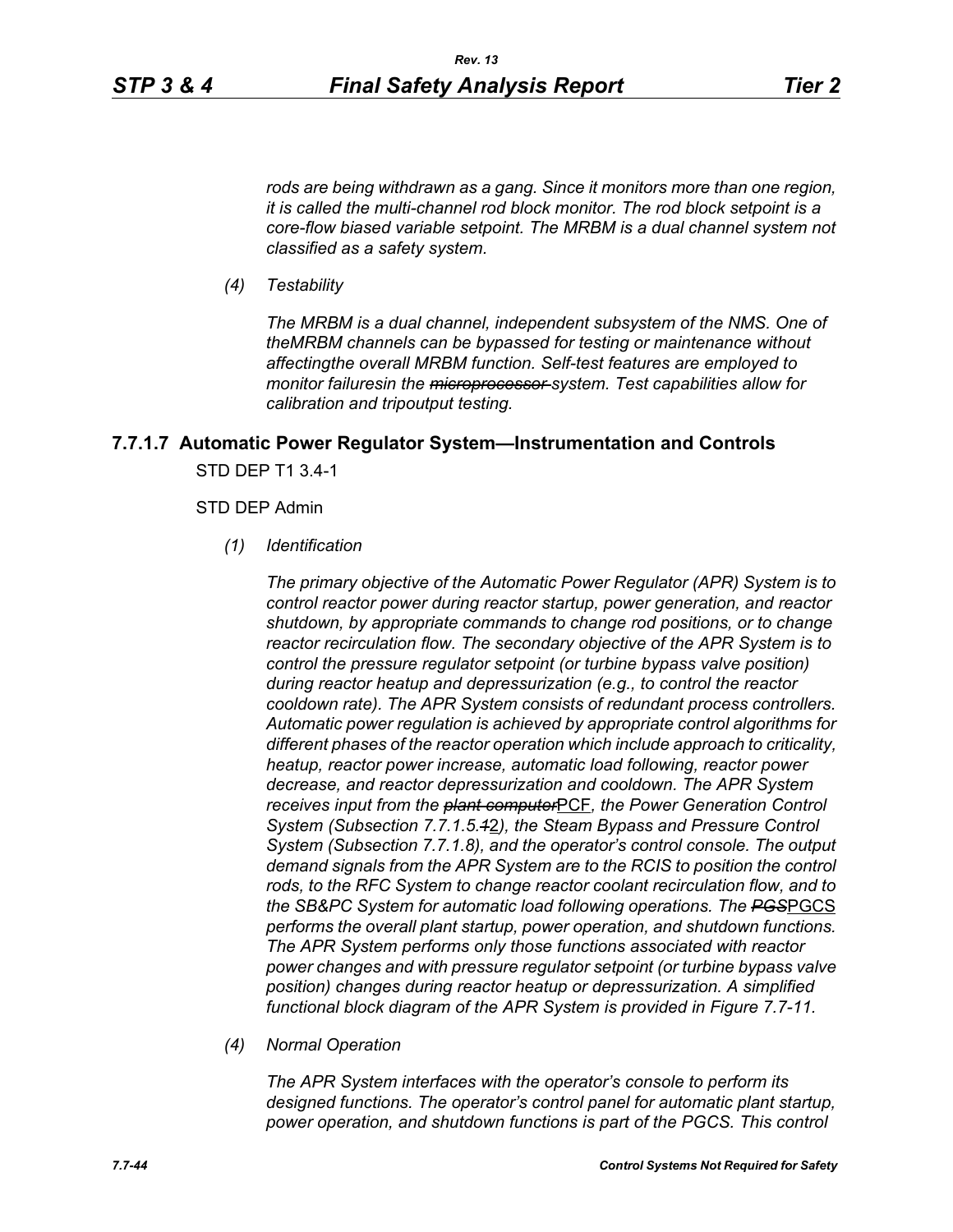*rods are being withdrawn as a gang. Since it monitors more than one region, it is called the multi-channel rod block monitor. The rod block setpoint is a core-flow biased variable setpoint. The MRBM is a dual channel system not classified as a safety system.*

*(4) Testability*

*The MRBM is a dual channel, independent subsystem of the NMS. One of theMRBM channels can be bypassed for testing or maintenance without affectingthe overall MRBM function. Self-test features are employed to monitor failuresin the ~~microprocessor~~ system. Test capabilities allow for calibration and tripoutput testing.*

### 7.7.1.7 Automatic Power Regulator System—Instrumentation and Controls

STD DEP T1 3.4-1

STD DEP Admin

*(1) Identification*

*The primary objective of the Automatic Power Regulator (APR) System is to control reactor power during reactor startup, power generation, and reactor shutdown, by appropriate commands to change rod positions, or to change reactor recirculation flow. The secondary objective of the APR System is to control the pressure regulator setpoint (or turbine bypass valve position) during reactor heatup and depressurization (e.g., to control the reactor cooldown rate). The APR System consists of redundant process controllers. Automatic power regulation is achieved by appropriate control algorithms for different phases of the reactor operation which include approach to criticality, heatup, reactor power increase, automatic load following, reactor power decrease, and reactor depressurization and cooldown. The APR System receives input from the ~~plant computer~~*PCF*, the Power Generation Control System (Subsection 7.7.1.5.~~1~~2), the Steam Bypass and Pressure Control System (Subsection 7.7.1.8), and the operator's control console. The output demand signals from the APR System are to the RCIS to position the control rods, to the RFC System to change reactor coolant recirculation flow, and to the SB&PC System for automatic load following operations. The ~~PGS~~*PGCS *performs the overall plant startup, power operation, and shutdown functions. The APR System performs only those functions associated with reactor power changes and with pressure regulator setpoint (or turbine bypass valve position) changes during reactor heatup or depressurization. A simplified functional block diagram of the APR System is provided in Figure 7.7-11.*

*(4) Normal Operation*

*The APR System interfaces with the operator's console to perform its designed functions. The operator's control panel for automatic plant startup, power operation, and shutdown functions is part of the PGCS. This control*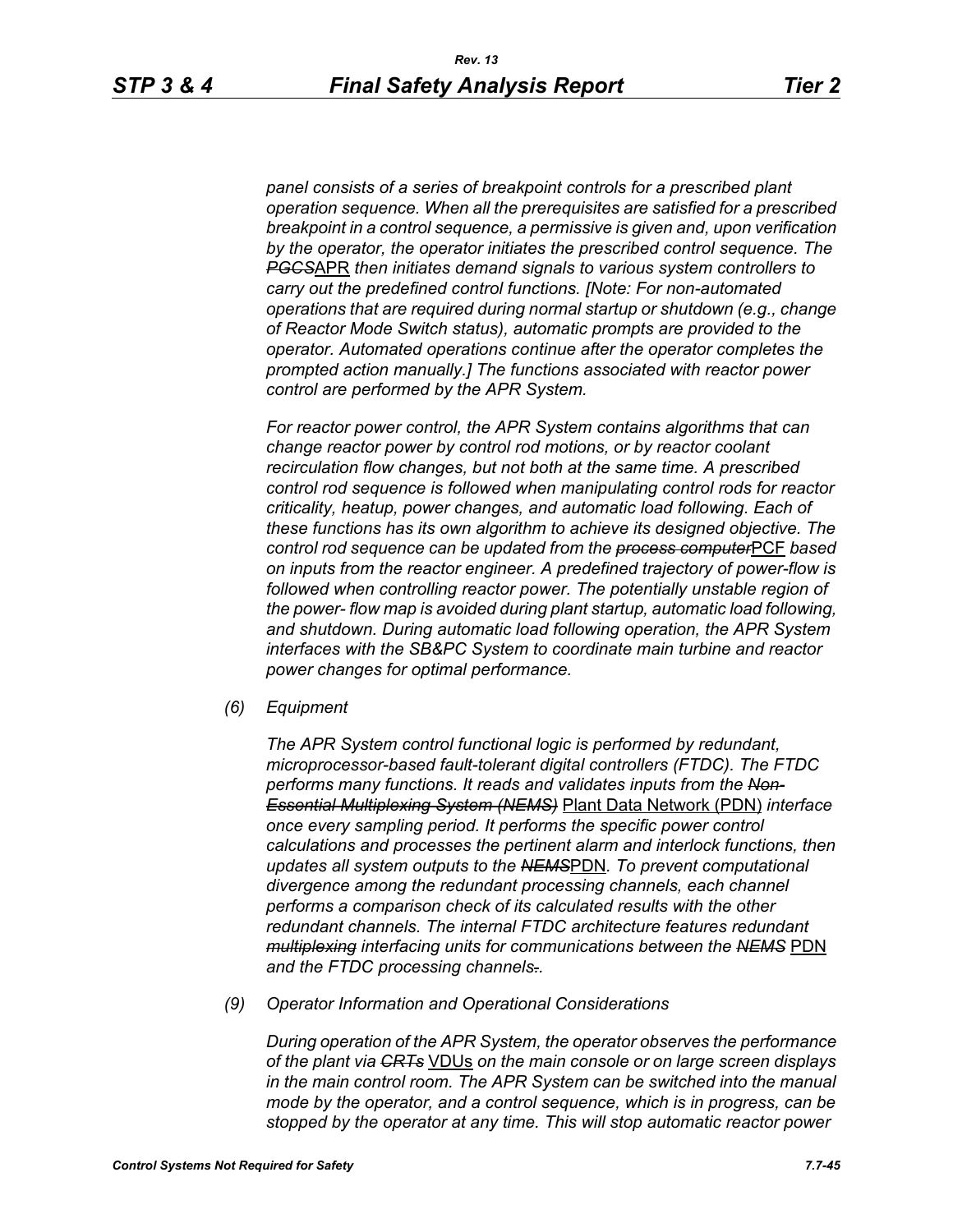*panel consists of a series of breakpoint controls for a prescribed plant operation sequence. When all the prerequisites are satisfied for a prescribed breakpoint in a control sequence, a permissive is given and, upon verification by the operator, the operator initiates the prescribed control sequence. The ~~PGCS~~*APR *then initiates demand signals to various system controllers to carry out the predefined control functions. [Note: For non-automated operations that are required during normal startup or shutdown (e.g., change of Reactor Mode Switch status), automatic prompts are provided to the operator. Automated operations continue after the operator completes the prompted action manually.] The functions associated with reactor power control are performed by the APR System.*

*For reactor power control, the APR System contains algorithms that can change reactor power by control rod motions, or by reactor coolant recirculation flow changes, but not both at the same time. A prescribed control rod sequence is followed when manipulating control rods for reactor criticality, heatup, power changes, and automatic load following. Each of these functions has its own algorithm to achieve its designed objective. The control rod sequence can be updated from the ~~process computer~~*PCF *based on inputs from the reactor engineer. A predefined trajectory of power-flow is followed when controlling reactor power. The potentially unstable region of the power- flow map is avoided during plant startup, automatic load following, and shutdown. During automatic load following operation, the APR System interfaces with the SB&PC System to coordinate main turbine and reactor power changes for optimal performance.*

*(6) Equipment*

*The APR System control functional logic is performed by redundant, microprocessor-based fault-tolerant digital controllers (FTDC). The FTDC performs many functions. It reads and validates inputs from the ~~Non-Essential Multiplexing System (NEMS)~~* Plant Data Network (PDN) *interface once every sampling period. It performs the specific power control calculations and processes the pertinent alarm and interlock functions, then updates all system outputs to the ~~NEMS~~*PDN*. To prevent computational divergence among the redundant processing channels, each channel performs a comparison check of its calculated results with the other redundant channels. The internal FTDC architecture features redundant ~~multiplexing~~ interfacing units for communications between the ~~NEMS~~* PDN *and the FTDC processing channels~~.~~.*

*(9) Operator Information and Operational Considerations*

*During operation of the APR System, the operator observes the performance of the plant via ~~CRTs~~* VDUs *on the main console or on large screen displays in the main control room. The APR System can be switched into the manual mode by the operator, and a control sequence, which is in progress, can be stopped by the operator at any time. This will stop automatic reactor power*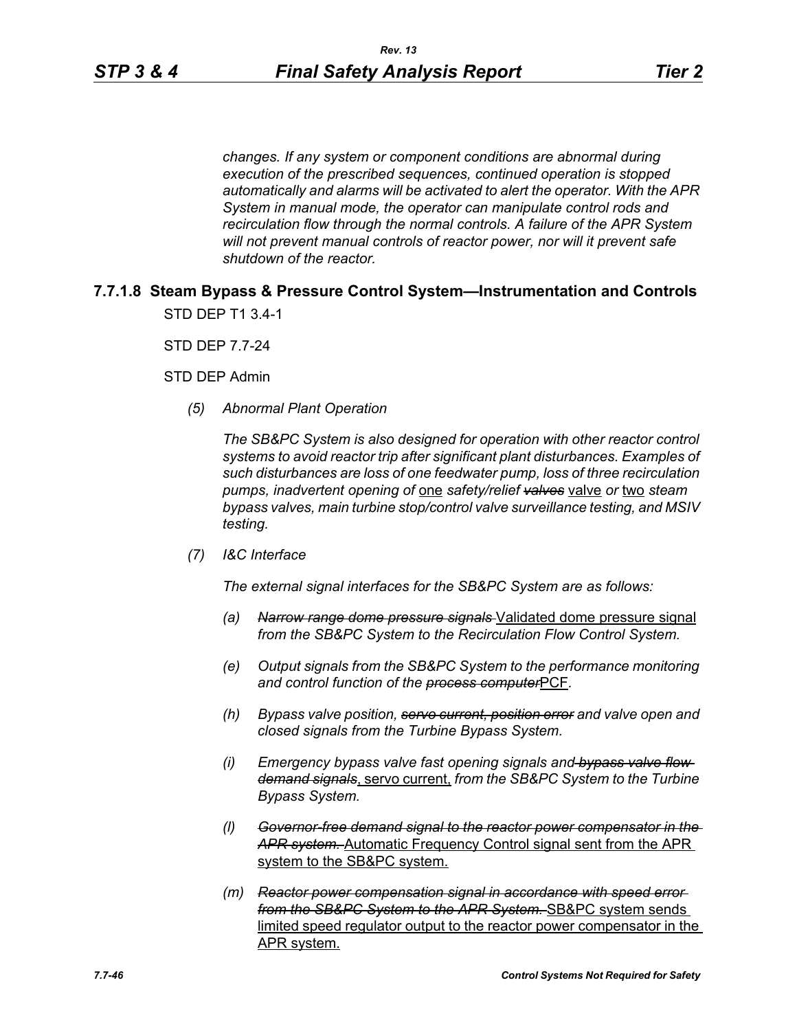*changes. If any system or component conditions are abnormal during execution of the prescribed sequences, continued operation is stopped automatically and alarms will be activated to alert the operator. With the APR System in manual mode, the operator can manipulate control rods and recirculation flow through the normal controls. A failure of the APR System will not prevent manual controls of reactor power, nor will it prevent safe shutdown of the reactor.*

### 7.7.1.8 Steam Bypass & Pressure Control System—Instrumentation and Controls

STD DEP T1 3.4-1

STD DEP 7.7-24

STD DEP Admin

*(5) Abnormal Plant Operation*

*The SB&PC System is also designed for operation with other reactor control systems to avoid reactor trip after significant plant disturbances. Examples of such disturbances are loss of one feedwater pump, loss of three recirculation pumps, inadvertent opening of* <u>one</u> *safety/relief ~~valves~~* <u>valve</u> *or* <u>two</u> *steam bypass valves, main turbine stop/control valve surveillance testing, and MSIV testing.*

*(7) I&C Interface*

*The external signal interfaces for the SB&PC System are as follows:*

*(a) ~~Narrow range dome pressure signals~~* <u>Validated dome pressure signal</u> *from the SB&PC System to the Recirculation Flow Control System.*

*(e) Output signals from the SB&PC System to the performance monitoring and control function of the ~~process computer~~*<u>PCF</u>.

*(h) Bypass valve position, ~~servo current, position error~~ and valve open and closed signals from the Turbine Bypass System.*

*(i) Emergency bypass valve fast opening signals and ~~bypass valve flow demand signals~~*<u>, servo current,</u> *from the SB&PC System to the Turbine Bypass System.*

*(l) ~~Governor-free demand signal to the reactor power compensator in the APR system.~~* <u>Automatic Frequency Control signal sent from the APR system to the SB&PC system.</u>

*(m) ~~Reactor power compensation signal in accordance with speed error from the SB&PC System to the APR System.~~* <u>SB&PC system sends limited speed regulator output to the reactor power compensator in the APR system.</u>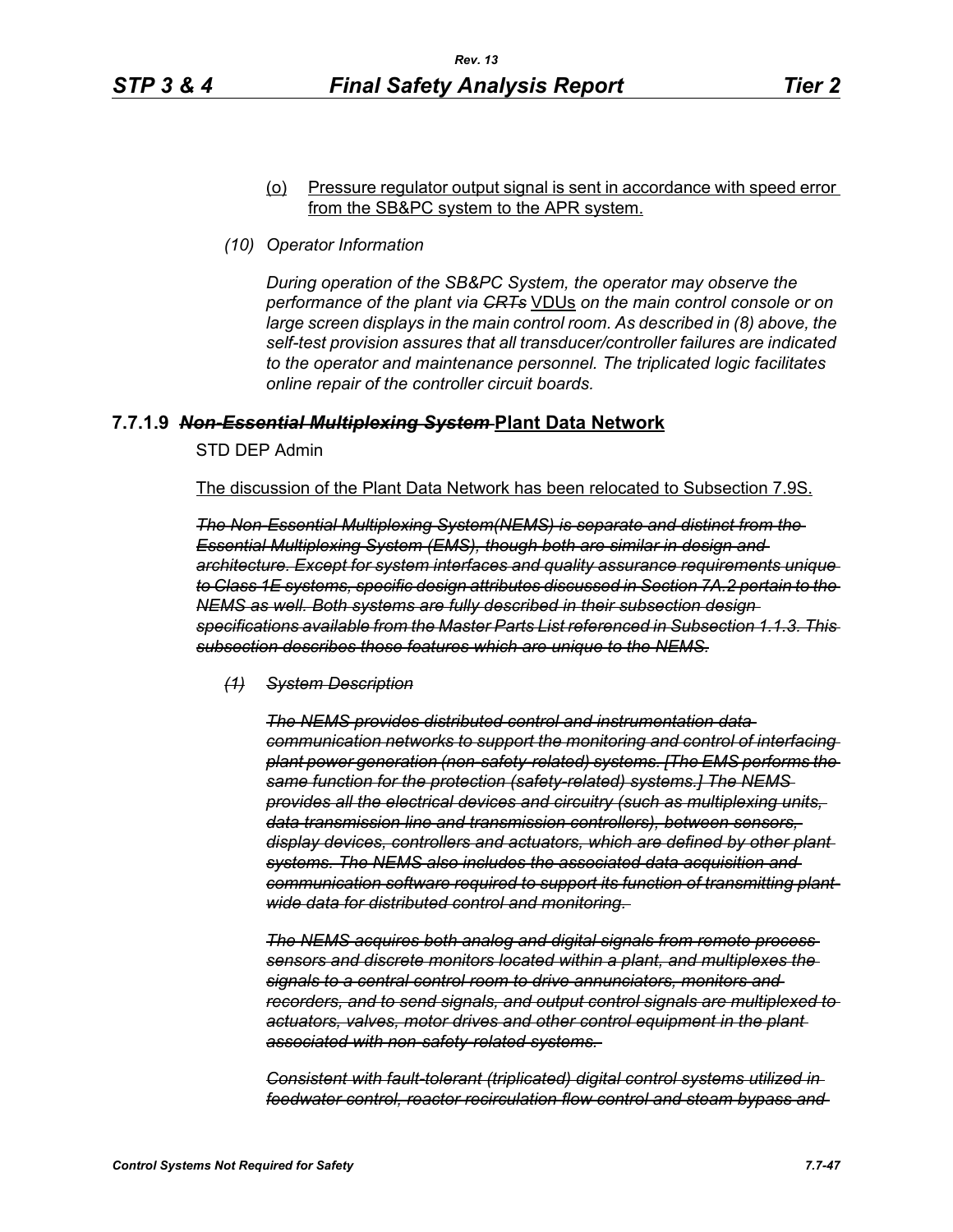(o) Pressure regulator output signal is sent in accordance with speed error from the SB&PC system to the APR system.

*(10) Operator Information*

*During operation of the SB&PC System, the operator may observe the performance of the plant via ~~CRTs~~* VDUs *on the main control console or on large screen displays in the main control room. As described in (8) above, the self-test provision assures that all transducer/controller failures are indicated to the operator and maintenance personnel. The triplicated logic facilitates online repair of the controller circuit boards.*

### 7.7.1.9 ~~*Non-Essential Multiplexing System*~~ Plant Data Network

STD DEP Admin

The discussion of the Plant Data Network has been relocated to Subsection 7.9S.

~~*The Non-Essential Multiplexing System(NEMS) is separate and distinct from the Essential Multiplexing System (EMS), though both are similar in design and architecture. Except for system interfaces and quality assurance requirements unique to Class 1E systems, specific design attributes discussed in Section 7A.2 pertain to the NEMS as well. Both systems are fully described in their subsection design specifications available from the Master Parts List referenced in Subsection 1.1.3. This subsection describes those features which are unique to the NEMS.*~~

~~*(1) System Description*~~

~~*The NEMS provides distributed control and instrumentation data communication networks to support the monitoring and control of interfacing plant power generation (non-safety-related) systems. [The EMS performs the same function for the protection (safety-related) systems.] The NEMS provides all the electrical devices and circuitry (such as multiplexing units, data transmission line and transmission controllers), between sensors, display devices, controllers and actuators, which are defined by other plant systems. The NEMS also includes the associated data acquisition and communication software required to support its function of transmitting plant wide data for distributed control and monitoring.*~~

~~*The NEMS acquires both analog and digital signals from remote process sensors and discrete monitors located within a plant, and multiplexes the signals to a central control room to drive annunciators, monitors and recorders, and to send signals, and output control signals are multiplexed to actuators, valves, motor drives and other control equipment in the plant associated with non-safety-related systems.*~~

~~*Consistent with fault-tolerant (triplicated) digital control systems utilized in feedwater control, reactor recirculation flow control and steam bypass and*~~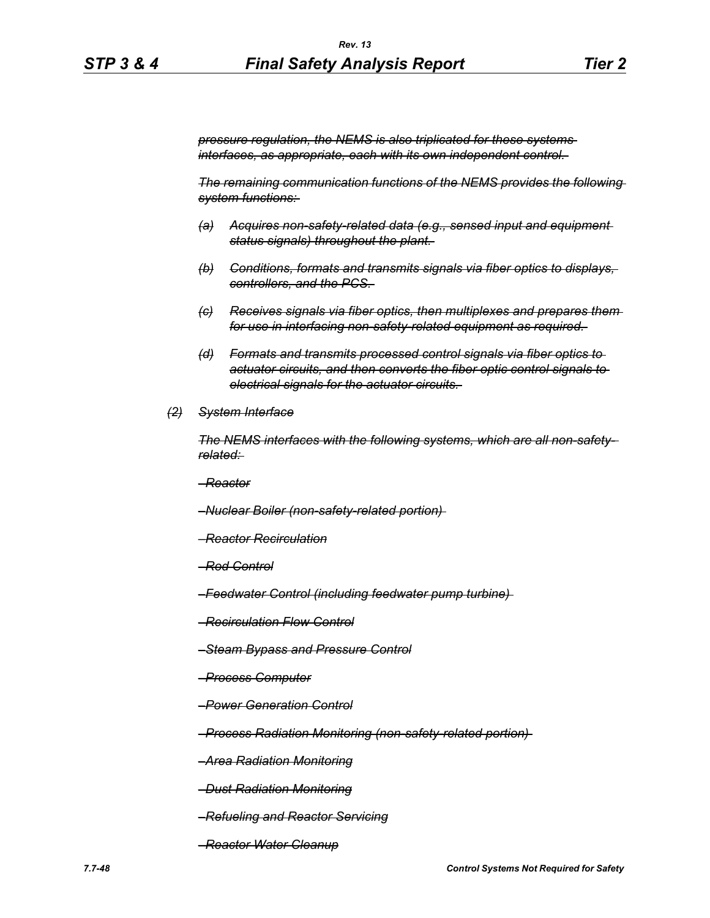*~~pressure regulation, the NEMS is also triplicated for these systems interfaces, as appropriate, each with its own independent control.~~*

*~~The remaining communication functions of the NEMS provides the following system functions:~~*

- *~~(a) Acquires non-safety-related data (e.g., sensed input and equipment status signals) throughout the plant.~~*
- *~~(b) Conditions, formats and transmits signals via fiber optics to displays, controllers, and the PCS.~~*
- *~~(c) Receives signals via fiber optics, then multiplexes and prepares them for use in interfacing non-safety-related equipment as required.~~*
- *~~(d) Formats and transmits processed control signals via fiber optics to actuator circuits, and then converts the fiber optic control signals to electrical signals for the actuator circuits.~~*

*~~(2) System Interface~~*

*~~The NEMS interfaces with the following systems, which are all non-safety-related:~~*

*~~–Reactor~~*

*~~–Nuclear Boiler (non-safety-related portion)~~*

*~~–Reactor Recirculation~~*

*~~–Rod Control~~*

*~~–Feedwater Control (including feedwater pump turbine)~~*

*~~–Recirculation Flow Control~~*

*~~–Steam Bypass and Pressure Control~~*

*~~–Process Computer~~*

*~~–Power Generation Control~~*

*~~–Process Radiation Monitoring (non-safety-related portion)~~*

*~~–Area Radiation Monitoring~~*

*~~–Dust Radiation Monitoring~~*

*~~–Refueling and Reactor Servicing~~*

*~~–Reactor Water Cleanup~~*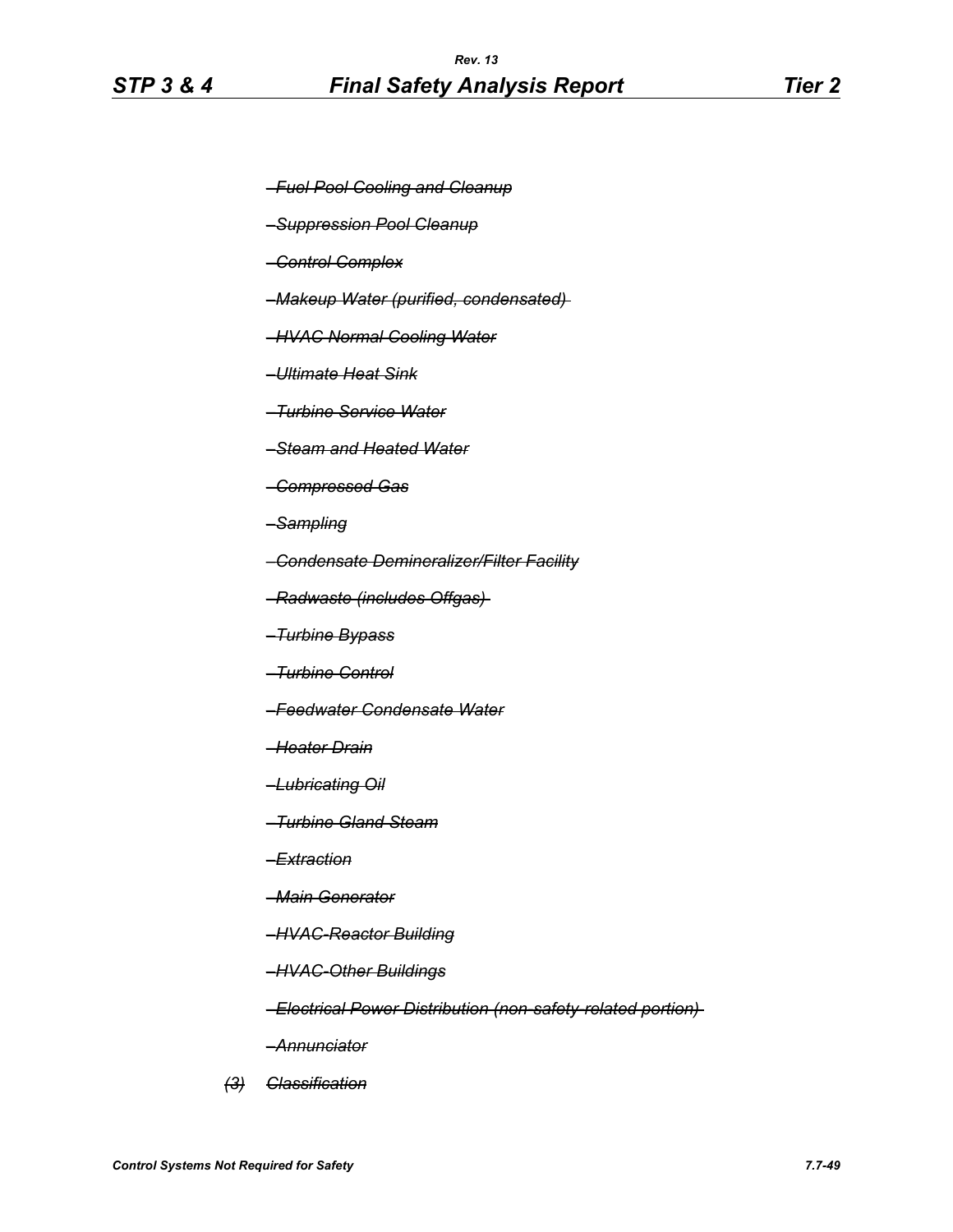~~–Fuel Pool Cooling and Cleanup~~

~~–Suppression Pool Cleanup~~

~~–Control Complex~~

~~–Makeup Water (purified, condensated)~~

~~–HVAC Normal Cooling Water~~

~~–Ultimate Heat Sink~~

~~–Turbine Service Water~~

~~–Steam and Heated Water~~

~~–Compressed Gas~~

~~–Sampling~~

~~–Condensate Demineralizer/Filter Facility~~

~~–Radwaste (includes Offgas)~~

~~–Turbine Bypass~~

~~–Turbine Control~~

~~–Feedwater Condensate Water~~

~~–Heater Drain~~

~~–Lubricating Oil~~

~~–Turbine Gland Steam~~

~~–Extraction~~

~~–Main Generator~~

~~–HVAC-Reactor Building~~

~~–HVAC-Other Buildings~~

~~–Electrical Power Distribution (non-safety-related portion)~~

~~–Annunciator~~

~~(3) Classification~~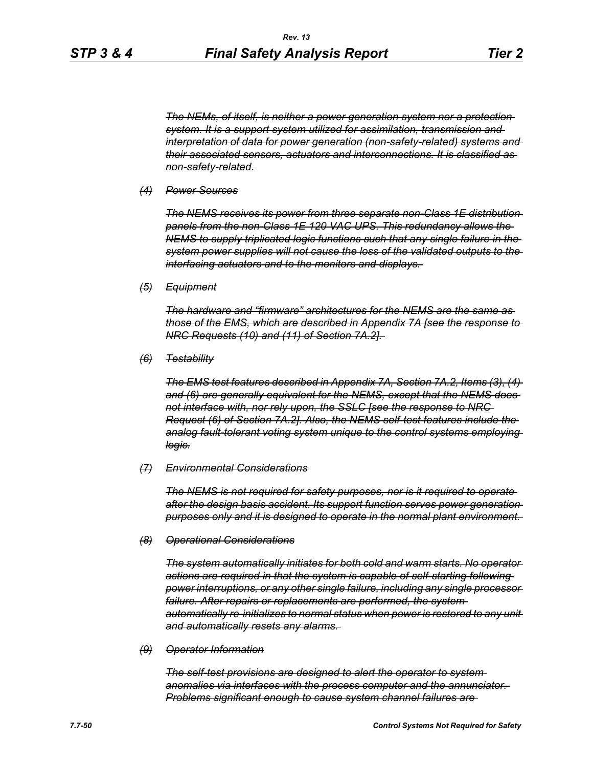*~~The NEMs, of itself, is neither a power generation system nor a protection system. It is a support system utilized for assimilation, transmission and interpretation of data for power generation (non-safety-related) systems and their associated sensors, actuators and interconnections. It is classified as non-safety-related.~~*

*~~(4) Power Sources~~*

*~~The NEMS receives its power from three separate non-Class 1E distribution panels from the non-Class 1E 120 VAC UPS. This redundancy allows the NEMS to supply triplicated logic functions such that any single failure in the system power supplies will not cause the loss of the validated outputs to the interfacing actuators and to the monitors and displays.~~*

*~~(5) Equipment~~*

*~~The hardware and "firmware" architectures for the NEMS are the same as those of the EMS, which are described in Appendix 7A [see the response to NRC Requests (10) and (11) of Section 7A.2].~~*

*~~(6) Testability~~*

*~~The EMS test features described in Appendix 7A, Section 7A.2, Items (3), (4) and (6) are generally equivalent for the NEMS, except that the NEMS does not interface with, nor rely upon, the SSLC [see the response to NRC Request (6) of Section 7A.2]. Also, the NEMS self-test features include the analog fault-tolerant voting system unique to the control systems employing logic.~~*

*~~(7) Environmental Considerations~~*

*~~The NEMS is not required for safety purposes, nor is it required to operate after the design basis accident. Its support function serves power generation purposes only and it is designed to operate in the normal plant environment.~~*

*~~(8) Operational Considerations~~*

*~~The system automatically initiates for both cold and warm starts. No operator actions are required in that the system is capable of self-starting following power interruptions, or any other single failure, including any single processor failure. After repairs or replacements are performed, the system automatically re-initializes to normal status when power is restored to any unit and automatically resets any alarms.~~*

*~~(9) Operator Information~~*

*~~The self-test provisions are designed to alert the operator to system anomalies via interfaces with the process computer and the annunciator. Problems significant enough to cause system channel failures are~~*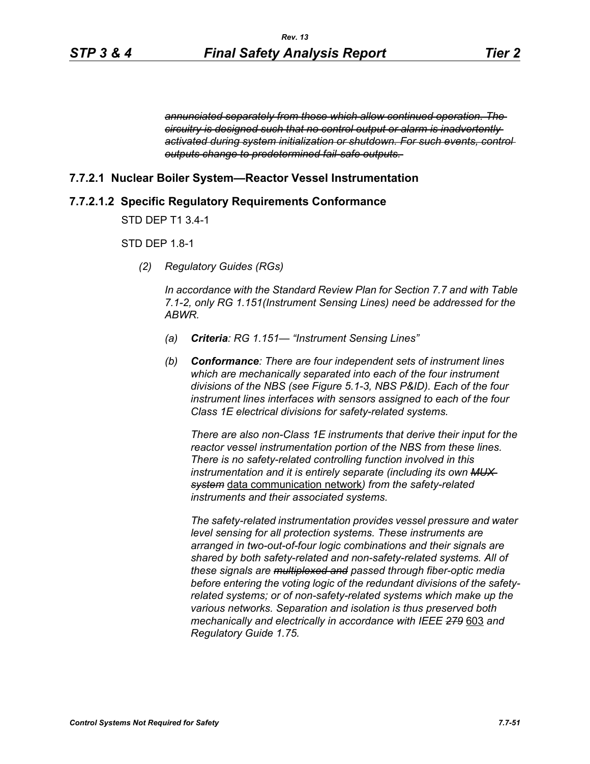~~*annunciated separately from those which allow continued operation. The circuitry is designed such that no control output or alarm is inadvertently activated during system initialization or shutdown. For such events, control outputs change to predetermined fail-safe outputs.*~~

### 7.7.2.1 Nuclear Boiler System—Reactor Vessel Instrumentation

### 7.7.2.1.2 Specific Regulatory Requirements Conformance

STD DEP T1 3.4-1

STD DEP 1.8-1

*(2) Regulatory Guides (RGs)*

*In accordance with the Standard Review Plan for Section 7.7 and with Table 7.1-2, only RG 1.151(Instrument Sensing Lines) need be addressed for the ABWR.*

*(a)* ***Criteria****: RG 1.151— "Instrument Sensing Lines"*

*(b)* ***Conformance****: There are four independent sets of instrument lines which are mechanically separated into each of the four instrument divisions of the NBS (see Figure 5.1-3, NBS P&ID). Each of the four instrument lines interfaces with sensors assigned to each of the four Class 1E electrical divisions for safety-related systems.*

*There are also non-Class 1E instruments that derive their input for the reactor vessel instrumentation portion of the NBS from these lines. There is no safety-related controlling function involved in this instrumentation and it is entirely separate (including its own* ~~*MUX system*~~ <u>data communication network</u>*) from the safety-related instruments and their associated systems.*

*The safety-related instrumentation provides vessel pressure and water level sensing for all protection systems. These instruments are arranged in two-out-of-four logic combinations and their signals are shared by both safety-related and non-safety-related systems. All of these signals are* ~~*multiplexed and*~~ *passed through fiber-optic media before entering the voting logic of the redundant divisions of the safety-related systems; or of non-safety-related systems which make up the various networks. Separation and isolation is thus preserved both mechanically and electrically in accordance with IEEE* ~~*279*~~ <u>603</u> *and Regulatory Guide 1.75.*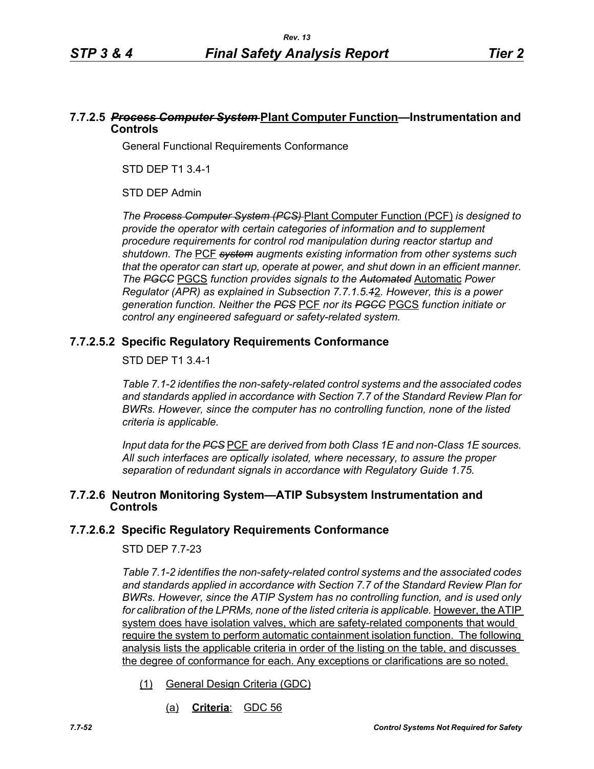### 7.7.2.5 ~~*Process Computer System*~~ <u>Plant Computer Function</u>—Instrumentation and Controls

General Functional Requirements Conformance

STD DEP T1 3.4-1

STD DEP Admin

*The ~~Process Computer System (PCS)~~* <u>Plant Computer Function (PCF)</u> *is designed to provide the operator with certain categories of information and to supplement procedure requirements for control rod manipulation during reactor startup and shutdown. The* <u>PCF</u> *~~system~~ augments existing information from other systems such that the operator can start up, operate at power, and shut down in an efficient manner. The ~~PGCC~~* <u>PGCS</u> *function provides signals to the ~~Automated~~* <u>Automatic</u> *Power Regulator (APR) as explained in Subsection 7.7.1.5.~~1~~*<u>2</u>*. However, this is a power generation function. Neither the ~~PCS~~* <u>PCF</u> *nor its ~~PGCC~~* <u>PGCS</u> *function initiate or control any engineered safeguard or safety-related system.*

### 7.7.2.5.2 Specific Regulatory Requirements Conformance

STD DEP T1 3.4-1

*Table 7.1-2 identifies the non-safety-related control systems and the associated codes and standards applied in accordance with Section 7.7 of the Standard Review Plan for BWRs. However, since the computer has no controlling function, none of the listed criteria is applicable.*

*Input data for the ~~PCS~~* <u>PCF</u> *are derived from both Class 1E and non-Class 1E sources. All such interfaces are optically isolated, where necessary, to assure the proper separation of redundant signals in accordance with Regulatory Guide 1.75.*

### 7.7.2.6 Neutron Monitoring System—ATIP Subsystem Instrumentation and Controls

### 7.7.2.6.2 Specific Regulatory Requirements Conformance

STD DEP 7.7-23

*Table 7.1-2 identifies the non-safety-related control systems and the associated codes and standards applied in accordance with Section 7.7 of the Standard Review Plan for BWRs. However, since the ATIP System has no controlling function, and is used only for calibration of the LPRMs, none of the listed criteria is applicable.* <u>However, the ATIP system does have isolation valves, which are safety-related components that would require the system to perform automatic containment isolation function. The following analysis lists the applicable criteria in order of the listing on the table, and discusses the degree of conformance for each. Any exceptions or clarifications are so noted.</u>

<u>(1)</u> <u>General Design Criteria (GDC)</u>

<u>(a)</u> **<u>Criteria</u>**: <u>GDC 56</u>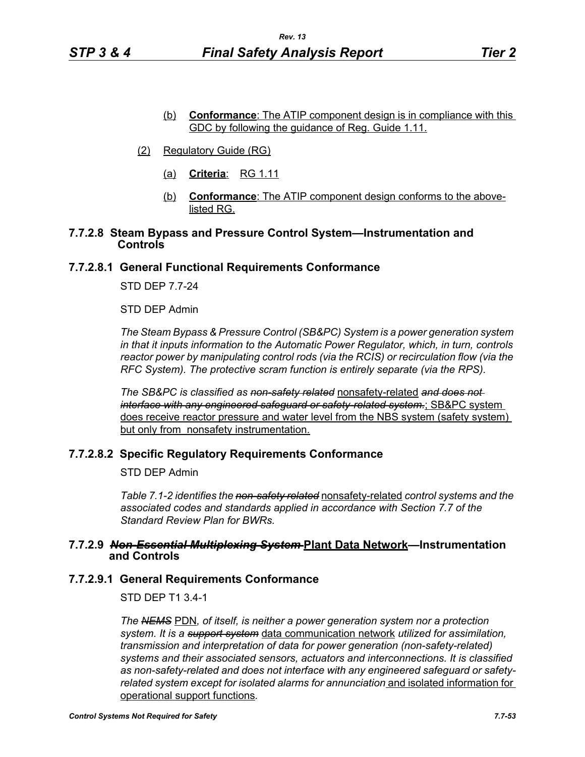(b) **Conformance**: The ATIP component design is in compliance with this GDC by following the guidance of Reg. Guide 1.11.

(2) Regulatory Guide (RG)

(a) **Criteria**: RG 1.11

(b) **Conformance**: The ATIP component design conforms to the above-listed RG.

### 7.7.2.8 Steam Bypass and Pressure Control System—Instrumentation and Controls

### 7.7.2.8.1 General Functional Requirements Conformance

STD DEP 7.7-24

STD DEP Admin

*The Steam Bypass & Pressure Control (SB&PC) System is a power generation system in that it inputs information to the Automatic Power Regulator, which, in turn, controls reactor power by manipulating control rods (via the RCIS) or recirculation flow (via the RFC System). The protective scram function is entirely separate (via the RPS).*

*The SB&PC is classified as* ~~*non-safety related*~~ nonsafety-related ~~*and does not interface with any engineered safeguard or safety-related system.*~~; SB&PC system does receive reactor pressure and water level from the NBS system (safety system) but only from nonsafety instrumentation.

### 7.7.2.8.2 Specific Regulatory Requirements Conformance

STD DEP Admin

*Table 7.1-2 identifies the* ~~*non-safety related*~~ nonsafety-related *control systems and the associated codes and standards applied in accordance with Section 7.7 of the Standard Review Plan for BWRs.*

### 7.7.2.9 ~~*Non-Essential Multiplexing System*~~ Plant Data Network—Instrumentation and Controls

### 7.7.2.9.1 General Requirements Conformance

STD DEP T1 3.4-1

*The* ~~*NEMS*~~ PDN*, of itself, is neither a power generation system nor a protection system. It is a* ~~*support system*~~ data communication network *utilized for assimilation, transmission and interpretation of data for power generation (non-safety-related) systems and their associated sensors, actuators and interconnections. It is classified as non-safety-related and does not interface with any engineered safeguard or safety-related system except for isolated alarms for annunciation* and isolated information for operational support functions*.*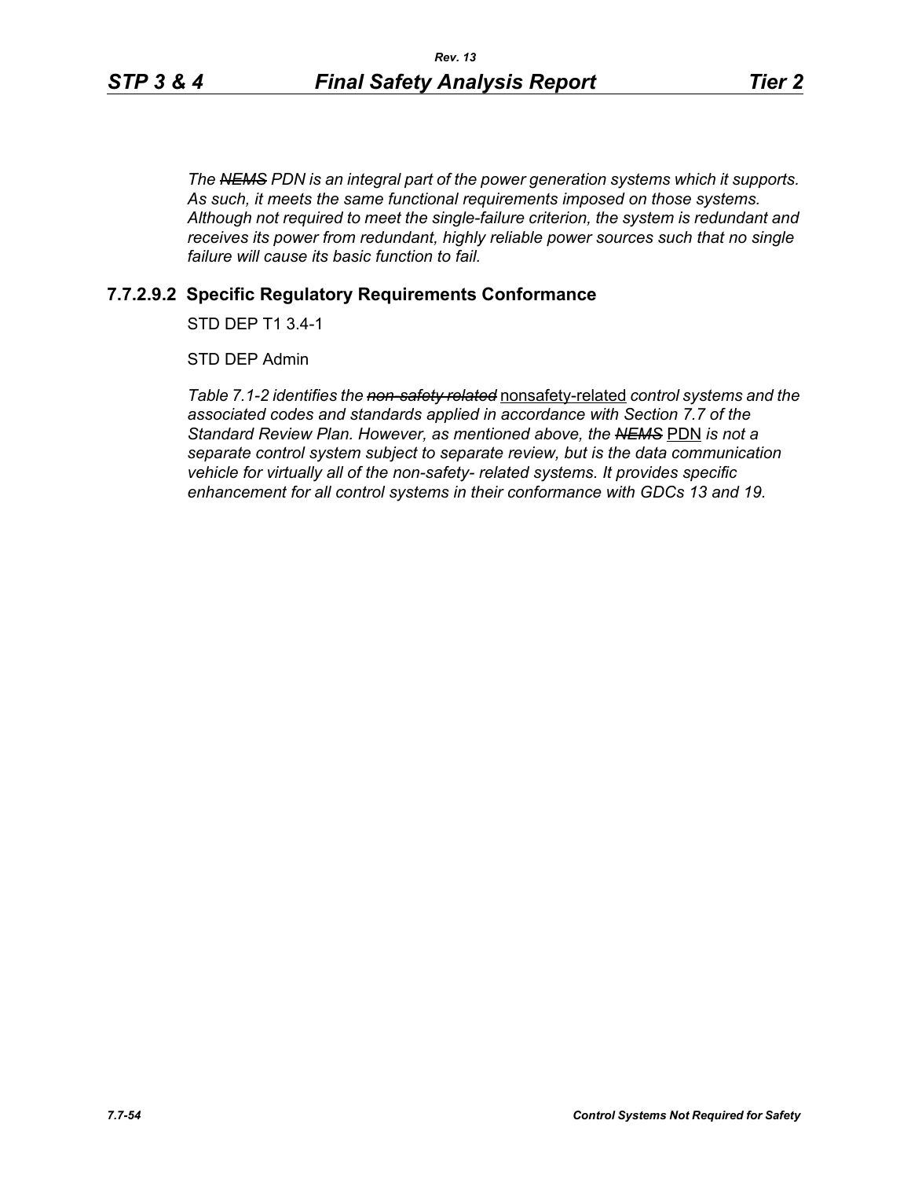*The ~~NEMS~~ PDN is an integral part of the power generation systems which it supports. As such, it meets the same functional requirements imposed on those systems. Although not required to meet the single-failure criterion, the system is redundant and receives its power from redundant, highly reliable power sources such that no single failure will cause its basic function to fail.*

### 7.7.2.9.2 Specific Regulatory Requirements Conformance

STD DEP T1 3.4-1

STD DEP Admin

*Table 7.1-2 identifies the ~~non-safety related~~* <u>nonsafety-related</u> *control systems and the associated codes and standards applied in accordance with Section 7.7 of the Standard Review Plan. However, as mentioned above, the ~~NEMS~~* <u>PDN</u> *is not a separate control system subject to separate review, but is the data communication vehicle for virtually all of the non-safety- related systems. It provides specific enhancement for all control systems in their conformance with GDCs 13 and 19.*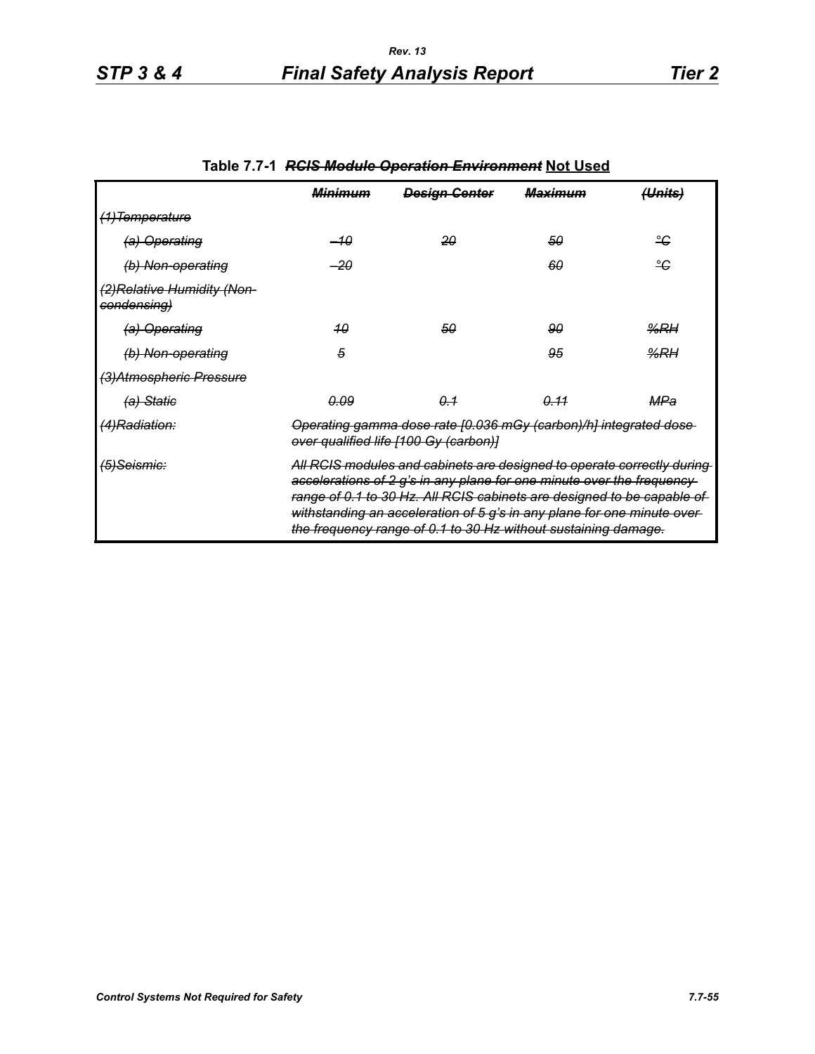Table 7.7-1 ~~*RCIS Module Operation Environment*~~ **Not Used**

| | ~~***Minimum***~~ | ~~***Design Center***~~ | ~~***Maximum***~~ | ~~***(Units)***~~ |
|---|---|---|---|---|
| ~~*(1)Temperature*~~ | | | | |
| ~~*(a) Operating*~~ | ~~*–10*~~ | ~~*20*~~ | ~~*50*~~ | ~~*°C*~~ |
| ~~*(b) Non-operating*~~ | ~~*–20*~~ | | ~~*60*~~ | ~~*°C*~~ |
| ~~*(2)Relative Humidity (Non-condensing)*~~ | | | | |
| ~~*(a) Operating*~~ | ~~*10*~~ | ~~*50*~~ | ~~*90*~~ | ~~*%RH*~~ |
| ~~*(b) Non-operating*~~ | ~~*5*~~ | | ~~*95*~~ | ~~*%RH*~~ |
| ~~*(3)Atmospheric Pressure*~~ | | | | |
| ~~*(a) Static*~~ | ~~*0.09*~~ | ~~*0.1*~~ | ~~*0.11*~~ | ~~*MPa*~~ |
| ~~*(4)Radiation:*~~ | ~~*Operating gamma dose rate [0.036 mGy (carbon)/h] integrated dose over qualified life [100 Gy (carbon)]*~~ | | | |
| ~~*(5)Seismic:*~~ | ~~*All RCIS modules and cabinets are designed to operate correctly during accelerations of 2 g's in any plane for one minute over the frequency range of 0.1 to 30 Hz. All RCIS cabinets are designed to be capable of withstanding an acceleration of 5 g's in any plane for one minute over the frequency range of 0.1 to 30 Hz without sustaining damage.*~~ | | | |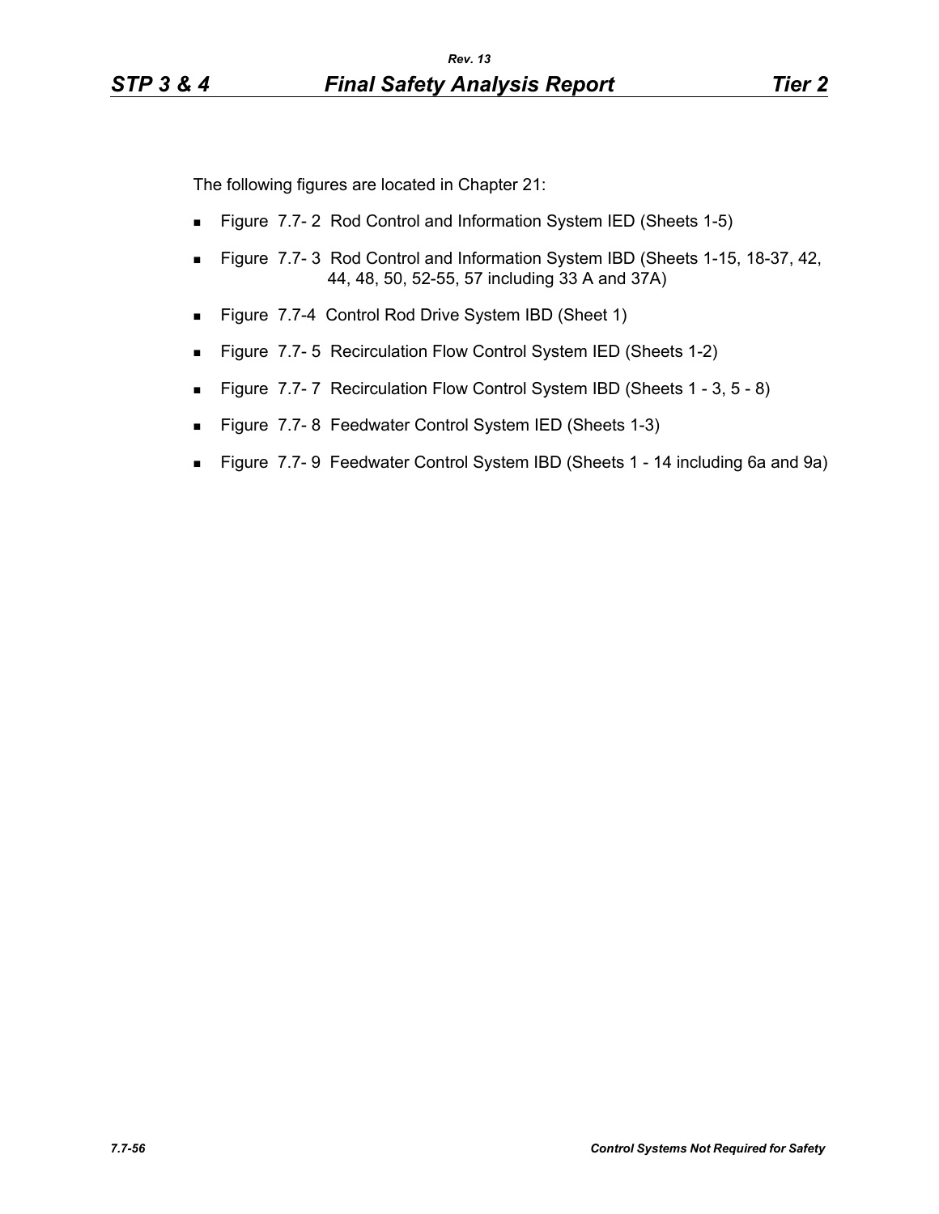The following figures are located in Chapter 21:

- Figure 7.7- 2 Rod Control and Information System IED (Sheets 1-5)
- Figure 7.7- 3 Rod Control and Information System IBD (Sheets 1-15, 18-37, 42, 44, 48, 50, 52-55, 57 including 33 A and 37A)
- Figure 7.7-4 Control Rod Drive System IBD (Sheet 1)
- Figure 7.7- 5 Recirculation Flow Control System IED (Sheets 1-2)
- Figure 7.7- 7 Recirculation Flow Control System IBD (Sheets 1 - 3, 5 - 8)
- Figure 7.7- 8 Feedwater Control System IED (Sheets 1-3)
- Figure 7.7- 9 Feedwater Control System IBD (Sheets 1 - 14 including 6a and 9a)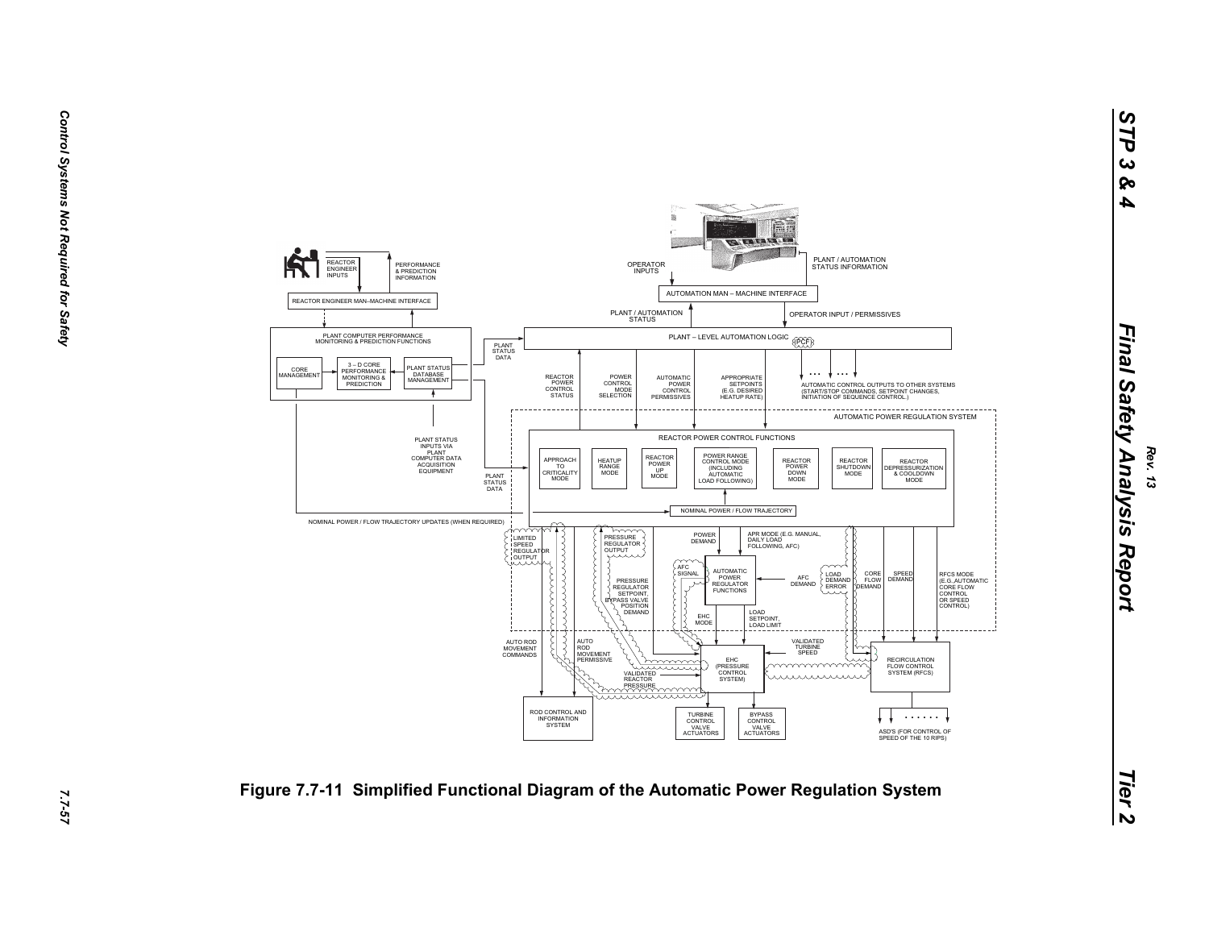Figure 7.7-11 Simplified Functional Diagram of the Automatic Power Regulation System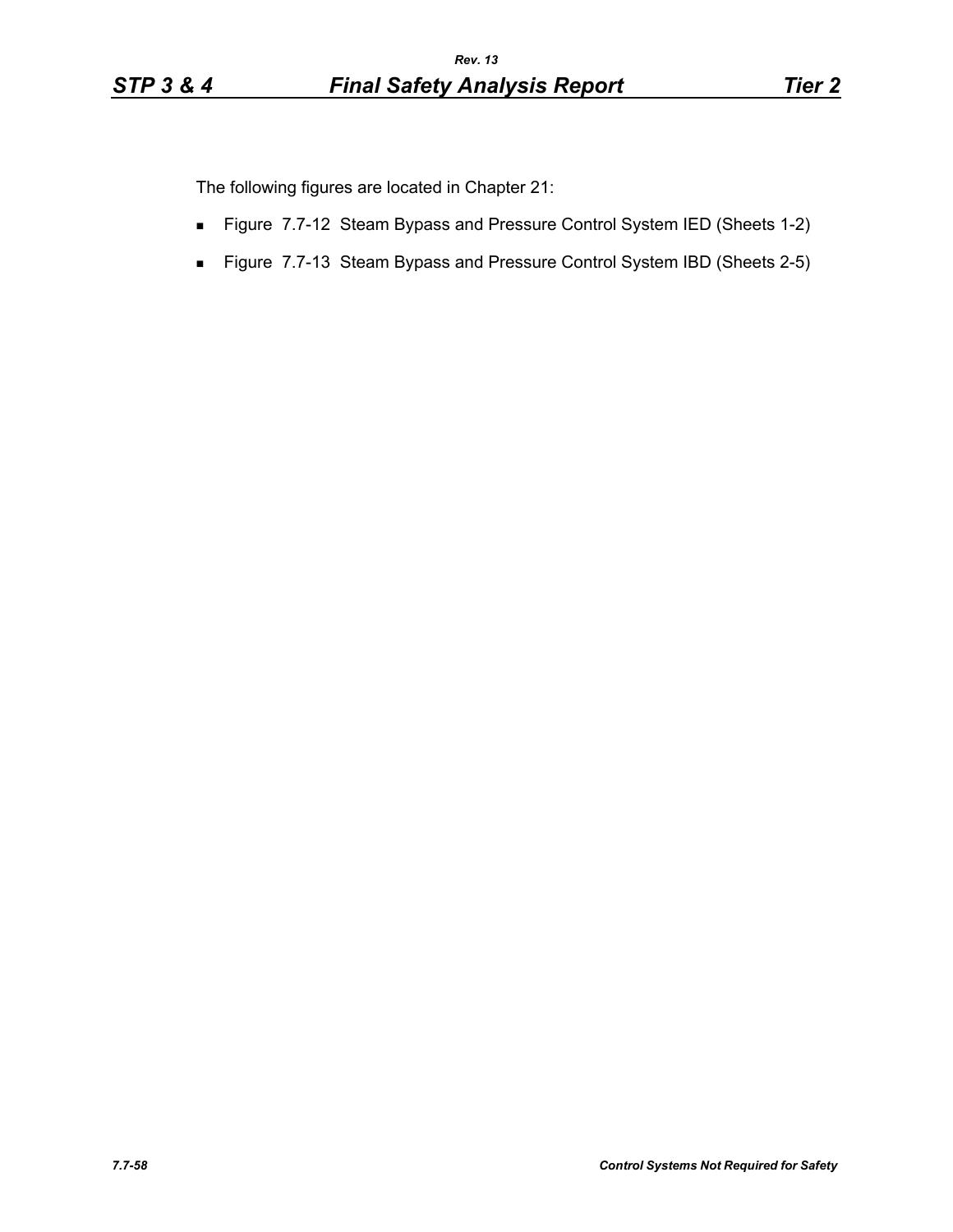The following figures are located in Chapter 21:

- Figure 7.7-12 Steam Bypass and Pressure Control System IED (Sheets 1-2)
- Figure 7.7-13 Steam Bypass and Pressure Control System IBD (Sheets 2-5)